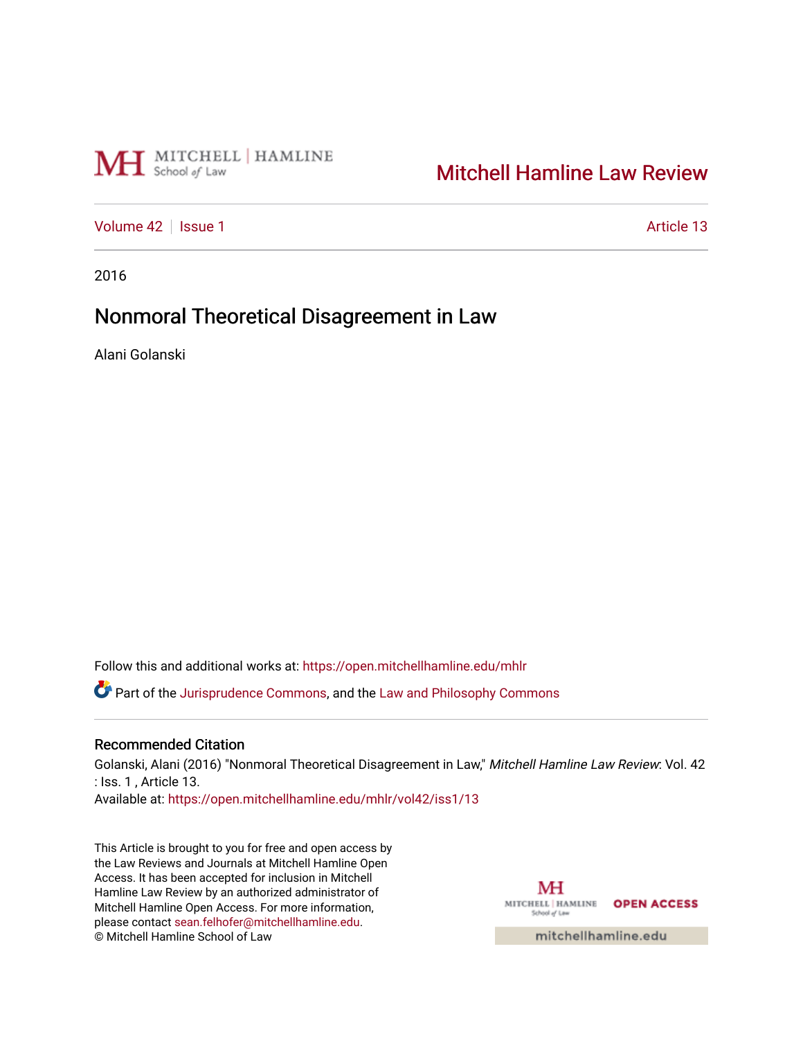Mitchell Hamline Law Review

Volume 42 | Issue 1 | Article 13

2016

# Nonmoral Theoretical Disagreement in Law

Alani Golanski

Follow this and additional works at: https://open.mitchellhamline.edu/mhlr

Part of the Jurisprudence Commons, and the Law and Philosophy Commons

## Recommended Citation

Golanski, Alani (2016) "Nonmoral Theoretical Disagreement in Law," *Mitchell Hamline Law Review*: Vol. 42 : Iss. 1 , Article 13.
Available at: https://open.mitchellhamline.edu/mhlr/vol42/iss1/13

This Article is brought to you for free and open access by the Law Reviews and Journals at Mitchell Hamline Open Access. It has been accepted for inclusion in Mitchell Hamline Law Review by an authorized administrator of Mitchell Hamline Open Access. For more information, please contact sean.felhofer@mitchellhamline.edu.
© Mitchell Hamline School of Law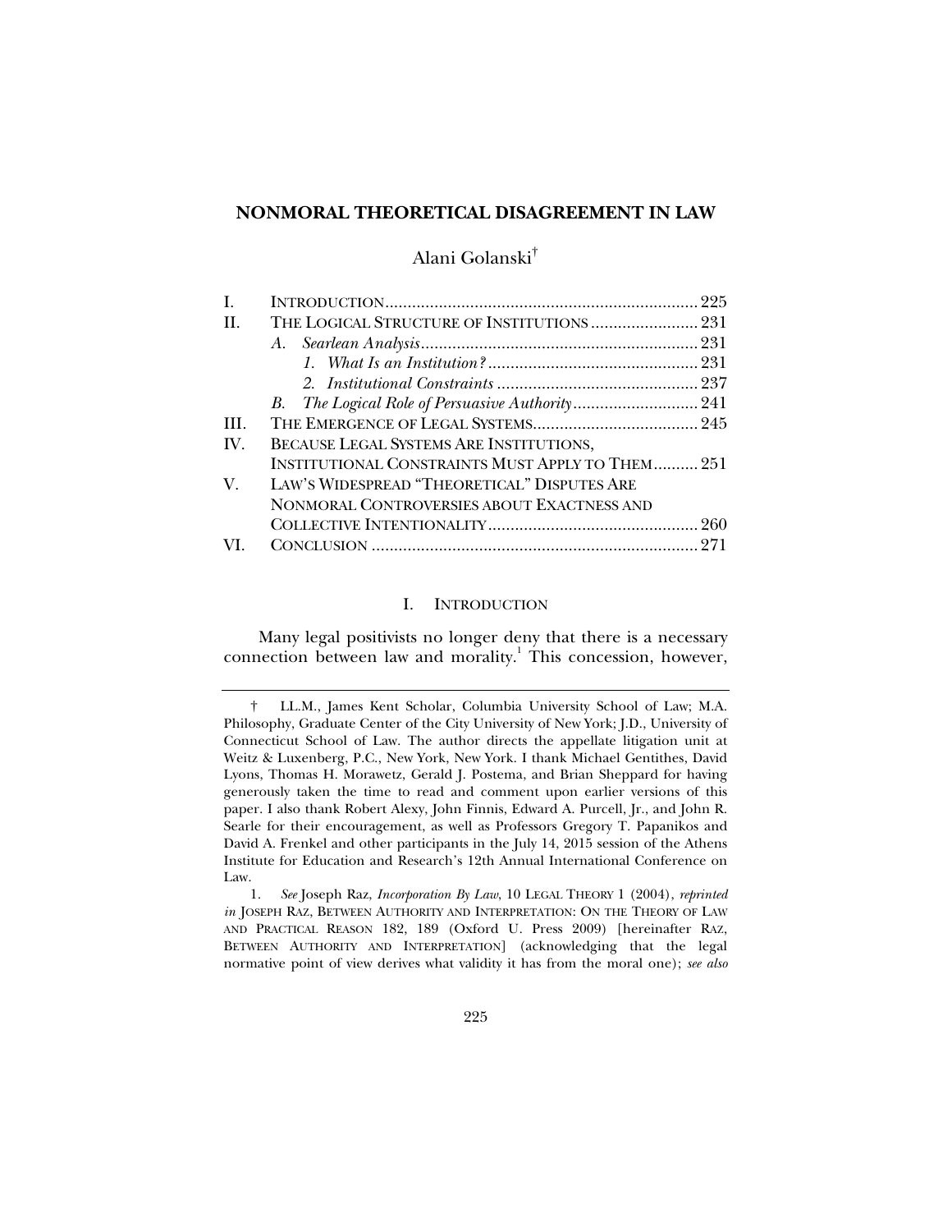# NONMORAL THEORETICAL DISAGREEMENT IN LAW

Alani Golanski[†]

| | | |
|---|---|---|
| I. | INTRODUCTION | 225 |
| II. | THE LOGICAL STRUCTURE OF INSTITUTIONS | 231 |
| | A. *Searlean Analysis* | 231 |
| | 1. *What Is an Institution?* | 231 |
| | 2. *Institutional Constraints* | 237 |
| | B. *The Logical Role of Persuasive Authority* | 241 |
| III. | THE EMERGENCE OF LEGAL SYSTEMS | 245 |
| IV. | BECAUSE LEGAL SYSTEMS ARE INSTITUTIONS, INSTITUTIONAL CONSTRAINTS MUST APPLY TO THEM | 251 |
| V. | LAW'S WIDESPREAD "THEORETICAL" DISPUTES ARE NONMORAL CONTROVERSIES ABOUT EXACTNESS AND COLLECTIVE INTENTIONALITY | 260 |
| VI. | CONCLUSION | 271 |

## I. INTRODUCTION

Many legal positivists no longer deny that there is a necessary connection between law and morality.[1] This concession, however,

---

† LL.M., James Kent Scholar, Columbia University School of Law; M.A. Philosophy, Graduate Center of the City University of New York; J.D., University of Connecticut School of Law. The author directs the appellate litigation unit at Weitz & Luxenberg, P.C., New York, New York. I thank Michael Gentithes, David Lyons, Thomas H. Morawetz, Gerald J. Postema, and Brian Sheppard for having generously taken the time to read and comment upon earlier versions of this paper. I also thank Robert Alexy, John Finnis, Edward A. Purcell, Jr., and John R. Searle for their encouragement, as well as Professors Gregory T. Papanikos and David A. Frenkel and other participants in the July 14, 2015 session of the Athens Institute for Education and Research's 12th Annual International Conference on Law.

1. *See* Joseph Raz, *Incorporation By Law*, 10 LEGAL THEORY 1 (2004), *reprinted in* JOSEPH RAZ, BETWEEN AUTHORITY AND INTERPRETATION: ON THE THEORY OF LAW AND PRACTICAL REASON 182, 189 (Oxford U. Press 2009) [hereinafter RAZ, BETWEEN AUTHORITY AND INTERPRETATION] (acknowledging that the legal normative point of view derives what validity it has from the moral one); *see also*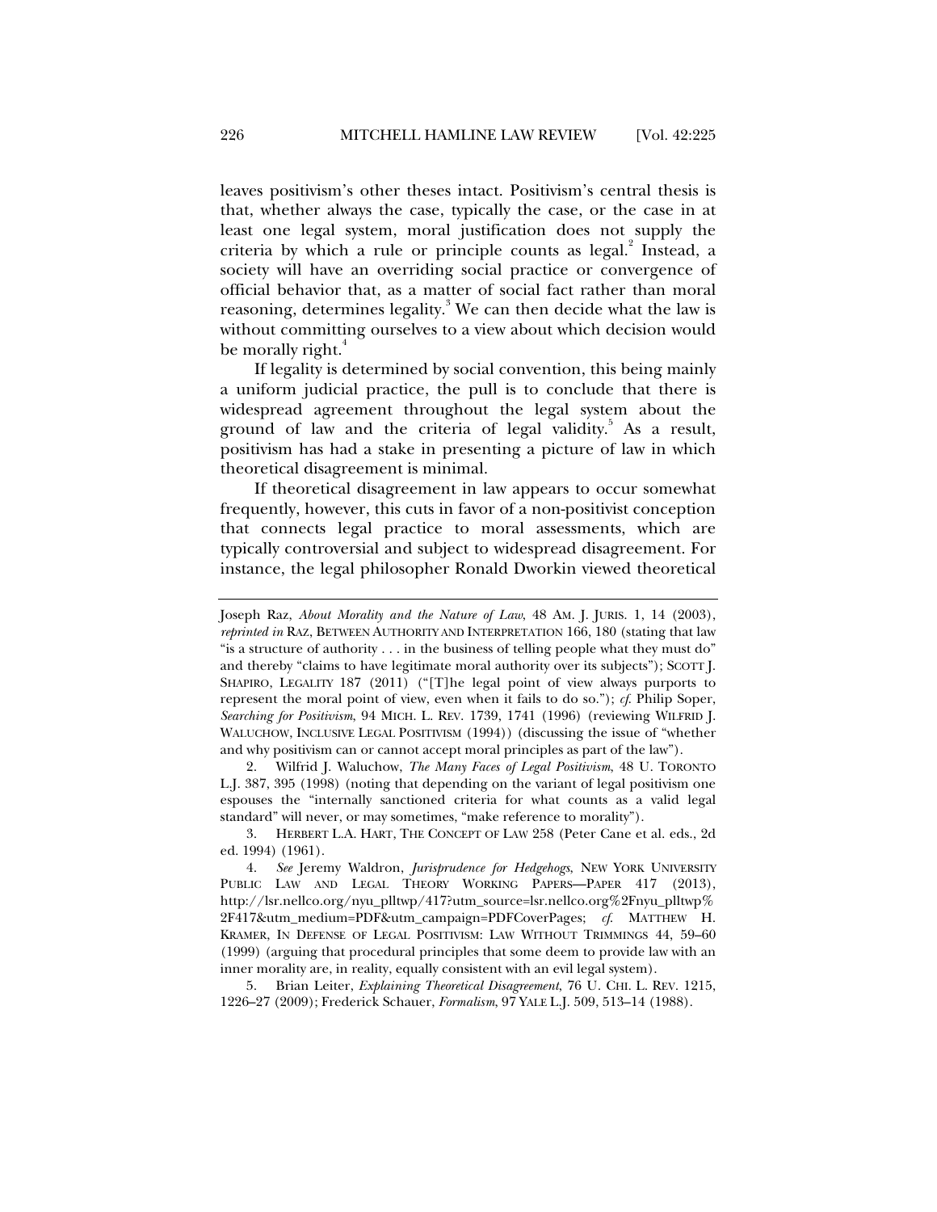leaves positivism's other theses intact. Positivism's central thesis is that, whether always the case, typically the case, or the case in at least one legal system, moral justification does not supply the criteria by which a rule or principle counts as legal.[2] Instead, a society will have an overriding social practice or convergence of official behavior that, as a matter of social fact rather than moral reasoning, determines legality.[3] We can then decide what the law is without committing ourselves to a view about which decision would be morally right.[4]

If legality is determined by social convention, this being mainly a uniform judicial practice, the pull is to conclude that there is widespread agreement throughout the legal system about the ground of law and the criteria of legal validity.[5] As a result, positivism has had a stake in presenting a picture of law in which theoretical disagreement is minimal.

If theoretical disagreement in law appears to occur somewhat frequently, however, this cuts in favor of a non-positivist conception that connects legal practice to moral assessments, which are typically controversial and subject to widespread disagreement. For instance, the legal philosopher Ronald Dworkin viewed theoretical

---

Joseph Raz, *About Morality and the Nature of Law*, 48 AM. J. JURIS. 1, 14 (2003), *reprinted in* RAZ, BETWEEN AUTHORITY AND INTERPRETATION 166, 180 (stating that law "is a structure of authority . . . in the business of telling people what they must do" and thereby "claims to have legitimate moral authority over its subjects"); SCOTT J. SHAPIRO, LEGALITY 187 (2011) ("[T]he legal point of view always purports to represent the moral point of view, even when it fails to do so."); *cf.* Philip Soper, *Searching for Positivism*, 94 MICH. L. REV. 1739, 1741 (1996) (reviewing WILFRID J. WALUCHOW, INCLUSIVE LEGAL POSITIVISM (1994)) (discussing the issue of "whether and why positivism can or cannot accept moral principles as part of the law").

2. Wilfrid J. Waluchow, *The Many Faces of Legal Positivism*, 48 U. TORONTO L.J. 387, 395 (1998) (noting that depending on the variant of legal positivism one espouses the "internally sanctioned criteria for what counts as a valid legal standard" will never, or may sometimes, "make reference to morality").

3. HERBERT L.A. HART, THE CONCEPT OF LAW 258 (Peter Cane et al. eds., 2d ed. 1994) (1961).

4. *See* Jeremy Waldron, *Jurisprudence for Hedgehogs*, NEW YORK UNIVERSITY PUBLIC LAW AND LEGAL THEORY WORKING PAPERS—PAPER 417 (2013), http://lsr.nellco.org/nyu_plltwp/417?utm_source=lsr.nellco.org%2Fnyu_plltwp%2F417&utm_medium=PDF&utm_campaign=PDFCoverPages; *cf.* MATTHEW H. KRAMER, IN DEFENSE OF LEGAL POSITIVISM: LAW WITHOUT TRIMMINGS 44, 59–60 (1999) (arguing that procedural principles that some deem to provide law with an inner morality are, in reality, equally consistent with an evil legal system).

5. Brian Leiter, *Explaining Theoretical Disagreement*, 76 U. CHI. L. REV. 1215, 1226–27 (2009); Frederick Schauer, *Formalism*, 97 YALE L.J. 509, 513–14 (1988).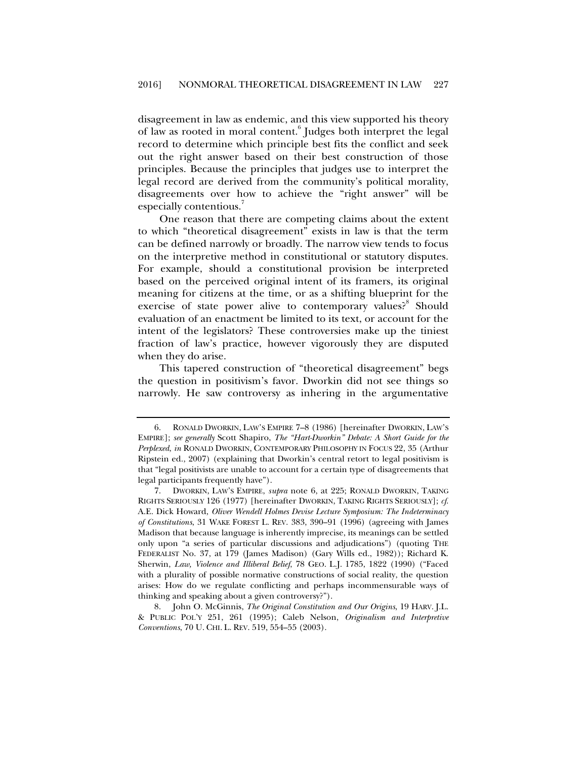disagreement in law as endemic, and this view supported his theory of law as rooted in moral content.[6] Judges both interpret the legal record to determine which principle best fits the conflict and seek out the right answer based on their best construction of those principles. Because the principles that judges use to interpret the legal record are derived from the community's political morality, disagreements over how to achieve the "right answer" will be especially contentious.[7]

One reason that there are competing claims about the extent to which "theoretical disagreement" exists in law is that the term can be defined narrowly or broadly. The narrow view tends to focus on the interpretive method in constitutional or statutory disputes. For example, should a constitutional provision be interpreted based on the perceived original intent of its framers, its original meaning for citizens at the time, or as a shifting blueprint for the exercise of state power alive to contemporary values?[8] Should evaluation of an enactment be limited to its text, or account for the intent of the legislators? These controversies make up the tiniest fraction of law's practice, however vigorously they are disputed when they do arise.

This tapered construction of "theoretical disagreement" begs the question in positivism's favor. Dworkin did not see things so narrowly. He saw controversy as inhering in the argumentative

---

6. RONALD DWORKIN, LAW'S EMPIRE 7–8 (1986) [hereinafter DWORKIN, LAW'S EMPIRE]; *see generally* Scott Shapiro, *The "Hart-Dworkin" Debate: A Short Guide for the Perplexed, in* RONALD DWORKIN, CONTEMPORARY PHILOSOPHY IN FOCUS 22, 35 (Arthur Ripstein ed., 2007) (explaining that Dworkin's central retort to legal positivism is that "legal positivists are unable to account for a certain type of disagreements that legal participants frequently have").

7. DWORKIN, LAW'S EMPIRE, *supra* note 6, at 225; RONALD DWORKIN, TAKING RIGHTS SERIOUSLY 126 (1977) [hereinafter DWORKIN, TAKING RIGHTS SERIOUSLY]; *cf.* A.E. Dick Howard, *Oliver Wendell Holmes Devise Lecture Symposium: The Indeterminacy of Constitutions*, 31 WAKE FOREST L. REV. 383, 390–91 (1996) (agreeing with James Madison that because language is inherently imprecise, its meanings can be settled only upon "a series of particular discussions and adjudications") (quoting THE FEDERALIST No. 37, at 179 (James Madison) (Gary Wills ed., 1982)); Richard K. Sherwin, *Law, Violence and Illiberal Belief*, 78 GEO. L.J. 1785, 1822 (1990) ("Faced with a plurality of possible normative constructions of social reality, the question arises: How do we regulate conflicting and perhaps incommensurable ways of thinking and speaking about a given controversy?").

8. John O. McGinnis, *The Original Constitution and Our Origins*, 19 HARV. J.L. & PUBLIC POL'Y 251, 261 (1995); Caleb Nelson, *Originalism and Interpretive Conventions*, 70 U. CHI. L. REV. 519, 554–55 (2003).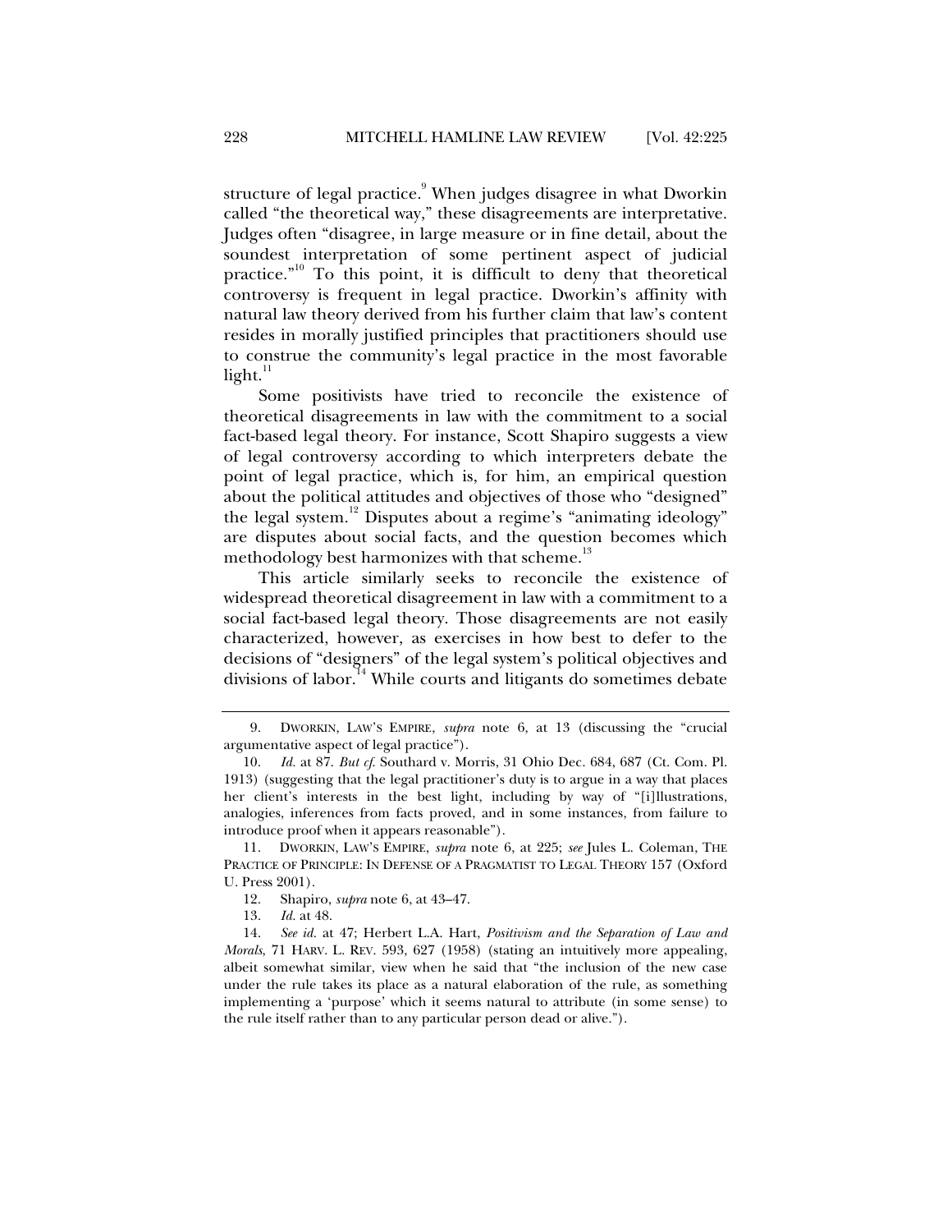structure of legal practice.[9] When judges disagree in what Dworkin called "the theoretical way," these disagreements are interpretative. Judges often "disagree, in large measure or in fine detail, about the soundest interpretation of some pertinent aspect of judicial practice."[10] To this point, it is difficult to deny that theoretical controversy is frequent in legal practice. Dworkin's affinity with natural law theory derived from his further claim that law's content resides in morally justified principles that practitioners should use to construe the community's legal practice in the most favorable light.[11]

Some positivists have tried to reconcile the existence of theoretical disagreements in law with the commitment to a social fact-based legal theory. For instance, Scott Shapiro suggests a view of legal controversy according to which interpreters debate the point of legal practice, which is, for him, an empirical question about the political attitudes and objectives of those who "designed" the legal system.[12] Disputes about a regime's "animating ideology" are disputes about social facts, and the question becomes which methodology best harmonizes with that scheme.[13]

This article similarly seeks to reconcile the existence of widespread theoretical disagreement in law with a commitment to a social fact-based legal theory. Those disagreements are not easily characterized, however, as exercises in how best to defer to the decisions of "designers" of the legal system's political objectives and divisions of labor.[14] While courts and litigants do sometimes debate

---

9. DWORKIN, LAW'S EMPIRE, *supra* note 6, at 13 (discussing the "crucial argumentative aspect of legal practice").

10. *Id.* at 87. *But cf.* Southard v. Morris, 31 Ohio Dec. 684, 687 (Ct. Com. Pl. 1913) (suggesting that the legal practitioner's duty is to argue in a way that places her client's interests in the best light, including by way of "[i]llustrations, analogies, inferences from facts proved, and in some instances, from failure to introduce proof when it appears reasonable").

11. DWORKIN, LAW'S EMPIRE, *supra* note 6, at 225; *see* Jules L. Coleman, THE PRACTICE OF PRINCIPLE: IN DEFENSE OF A PRAGMATIST TO LEGAL THEORY 157 (Oxford U. Press 2001).

12. Shapiro, *supra* note 6, at 43–47.

13. *Id.* at 48.

14. *See id.* at 47; Herbert L.A. Hart, *Positivism and the Separation of Law and Morals*, 71 HARV. L. REV. 593, 627 (1958) (stating an intuitively more appealing, albeit somewhat similar, view when he said that "the inclusion of the new case under the rule takes its place as a natural elaboration of the rule, as something implementing a 'purpose' which it seems natural to attribute (in some sense) to the rule itself rather than to any particular person dead or alive.").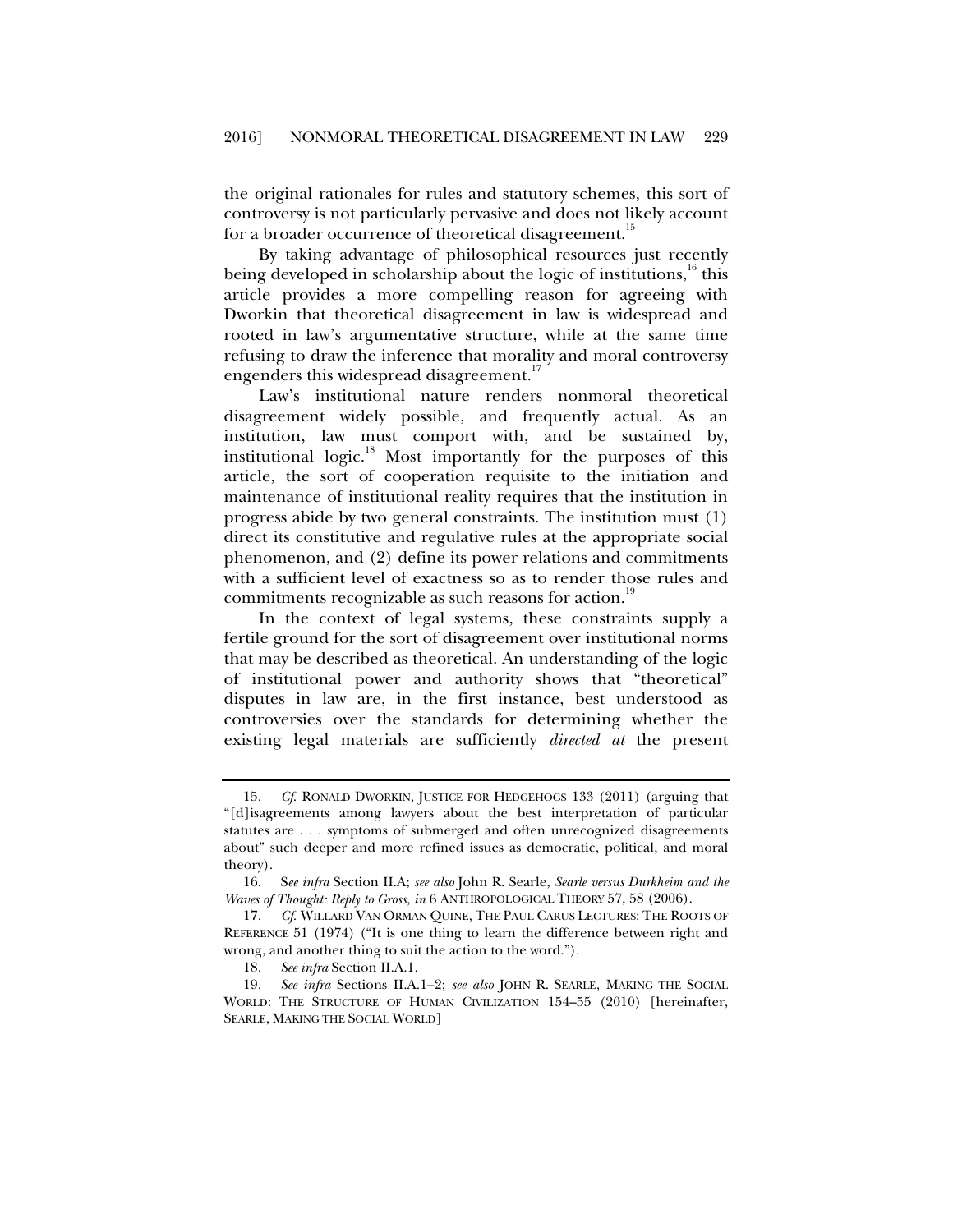the original rationales for rules and statutory schemes, this sort of controversy is not particularly pervasive and does not likely account for a broader occurrence of theoretical disagreement.[15]

By taking advantage of philosophical resources just recently being developed in scholarship about the logic of institutions,[16] this article provides a more compelling reason for agreeing with Dworkin that theoretical disagreement in law is widespread and rooted in law's argumentative structure, while at the same time refusing to draw the inference that morality and moral controversy engenders this widespread disagreement.[17]

Law's institutional nature renders nonmoral theoretical disagreement widely possible, and frequently actual. As an institution, law must comport with, and be sustained by, institutional logic.[18] Most importantly for the purposes of this article, the sort of cooperation requisite to the initiation and maintenance of institutional reality requires that the institution in progress abide by two general constraints. The institution must (1) direct its constitutive and regulative rules at the appropriate social phenomenon, and (2) define its power relations and commitments with a sufficient level of exactness so as to render those rules and commitments recognizable as such reasons for action.[19]

In the context of legal systems, these constraints supply a fertile ground for the sort of disagreement over institutional norms that may be described as theoretical. An understanding of the logic of institutional power and authority shows that "theoretical" disputes in law are, in the first instance, best understood as controversies over the standards for determining whether the existing legal materials are sufficiently *directed at* the present

---

15. *Cf.* RONALD DWORKIN, JUSTICE FOR HEDGEHOGS 133 (2011) (arguing that "[d]isagreements among lawyers about the best interpretation of particular statutes are . . . symptoms of submerged and often unrecognized disagreements about" such deeper and more refined issues as democratic, political, and moral theory).

16. S*ee infra* Section II.A; *see also* John R. Searle, *Searle versus Durkheim and the Waves of Thought: Reply to Gross*, *in* 6 ANTHROPOLOGICAL THEORY 57, 58 (2006).

17. *Cf.* WILLARD VAN ORMAN QUINE, THE PAUL CARUS LECTURES: THE ROOTS OF REFERENCE 51 (1974) ("It is one thing to learn the difference between right and wrong, and another thing to suit the action to the word.").

18. *See infra* Section II.A.1.

19. *See infra* Sections II.A.1–2; *see also* JOHN R. SEARLE, MAKING THE SOCIAL WORLD: THE STRUCTURE OF HUMAN CIVILIZATION 154–55 (2010) [hereinafter, SEARLE, MAKING THE SOCIAL WORLD]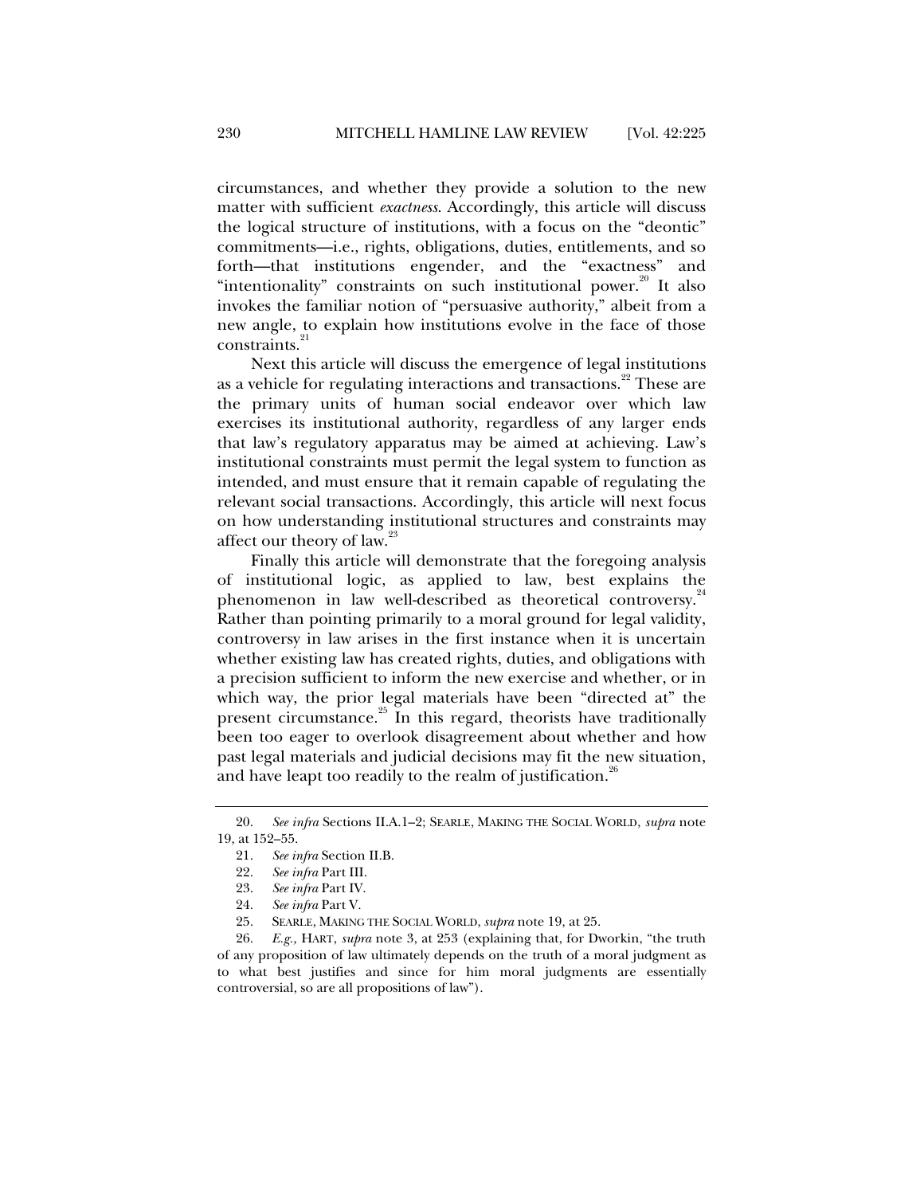circumstances, and whether they provide a solution to the new matter with sufficient *exactness*. Accordingly, this article will discuss the logical structure of institutions, with a focus on the "deontic" commitments—i.e., rights, obligations, duties, entitlements, and so forth—that institutions engender, and the "exactness" and "intentionality" constraints on such institutional power.[20] It also invokes the familiar notion of "persuasive authority," albeit from a new angle, to explain how institutions evolve in the face of those constraints.[21]

Next this article will discuss the emergence of legal institutions as a vehicle for regulating interactions and transactions.[22] These are the primary units of human social endeavor over which law exercises its institutional authority, regardless of any larger ends that law's regulatory apparatus may be aimed at achieving. Law's institutional constraints must permit the legal system to function as intended, and must ensure that it remain capable of regulating the relevant social transactions. Accordingly, this article will next focus on how understanding institutional structures and constraints may affect our theory of law.[23]

Finally this article will demonstrate that the foregoing analysis of institutional logic, as applied to law, best explains the phenomenon in law well-described as theoretical controversy.[24] Rather than pointing primarily to a moral ground for legal validity, controversy in law arises in the first instance when it is uncertain whether existing law has created rights, duties, and obligations with a precision sufficient to inform the new exercise and whether, or in which way, the prior legal materials have been "directed at" the present circumstance.[25] In this regard, theorists have traditionally been too eager to overlook disagreement about whether and how past legal materials and judicial decisions may fit the new situation, and have leapt too readily to the realm of justification.[26]

---

20. *See infra* Sections II.A.1–2; SEARLE, MAKING THE SOCIAL WORLD, *supra* note 19, at 152–55.

21. *See infra* Section II.B.

22. *See infra* Part III.

23. *See infra* Part IV.

24. *See infra* Part V.

25. SEARLE, MAKING THE SOCIAL WORLD, *supra* note 19, at 25.

26. *E.g.,* HART, *supra* note 3, at 253 (explaining that, for Dworkin, "the truth of any proposition of law ultimately depends on the truth of a moral judgment as to what best justifies and since for him moral judgments are essentially controversial, so are all propositions of law").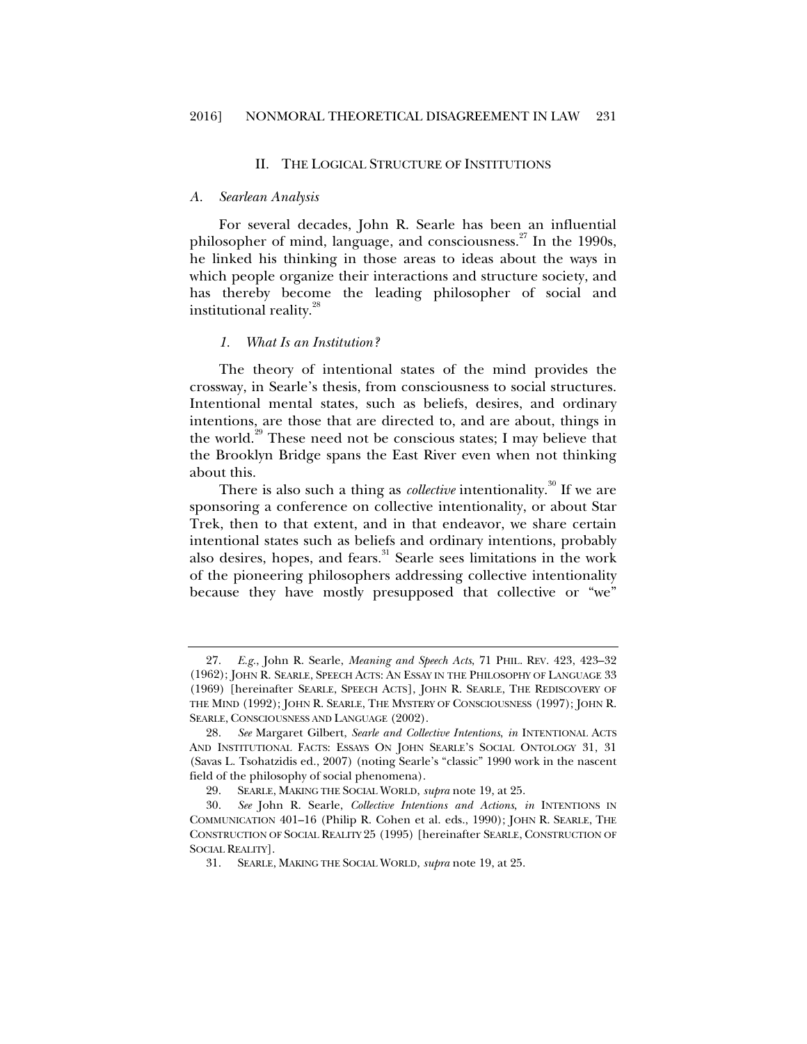## II. THE LOGICAL STRUCTURE OF INSTITUTIONS

### *A. Searlean Analysis*

For several decades, John R. Searle has been an influential philosopher of mind, language, and consciousness.[27] In the 1990s, he linked his thinking in those areas to ideas about the ways in which people organize their interactions and structure society, and has thereby become the leading philosopher of social and institutional reality.[28]

#### *1. What Is an Institution?*

The theory of intentional states of the mind provides the crossway, in Searle's thesis, from consciousness to social structures. Intentional mental states, such as beliefs, desires, and ordinary intentions, are those that are directed to, and are about, things in the world.[29] These need not be conscious states; I may believe that the Brooklyn Bridge spans the East River even when not thinking about this.

There is also such a thing as *collective* intentionality.[30] If we are sponsoring a conference on collective intentionality, or about Star Trek, then to that extent, and in that endeavor, we share certain intentional states such as beliefs and ordinary intentions, probably also desires, hopes, and fears.[31] Searle sees limitations in the work of the pioneering philosophers addressing collective intentionality because they have mostly presupposed that collective or "we"

---

27. *E.g.*, John R. Searle, *Meaning and Speech Acts*, 71 PHIL. REV. 423, 423–32 (1962); JOHN R. SEARLE, SPEECH ACTS: AN ESSAY IN THE PHILOSOPHY OF LANGUAGE 33 (1969) [hereinafter SEARLE, SPEECH ACTS], JOHN R. SEARLE, THE REDISCOVERY OF THE MIND (1992); JOHN R. SEARLE, THE MYSTERY OF CONSCIOUSNESS (1997); JOHN R. SEARLE, CONSCIOUSNESS AND LANGUAGE (2002).

28. *See* Margaret Gilbert, *Searle and Collective Intentions*, *in* INTENTIONAL ACTS AND INSTITUTIONAL FACTS: ESSAYS ON JOHN SEARLE'S SOCIAL ONTOLOGY 31, 31 (Savas L. Tsohatzidis ed., 2007) (noting Searle's "classic" 1990 work in the nascent field of the philosophy of social phenomena).

29. SEARLE, MAKING THE SOCIAL WORLD, *supra* note 19, at 25.

30. *See* John R. Searle, *Collective Intentions and Actions*, *in* INTENTIONS IN COMMUNICATION 401–16 (Philip R. Cohen et al. eds., 1990); JOHN R. SEARLE, THE CONSTRUCTION OF SOCIAL REALITY 25 (1995) [hereinafter SEARLE, CONSTRUCTION OF SOCIAL REALITY].

31. SEARLE, MAKING THE SOCIAL WORLD, *supra* note 19, at 25.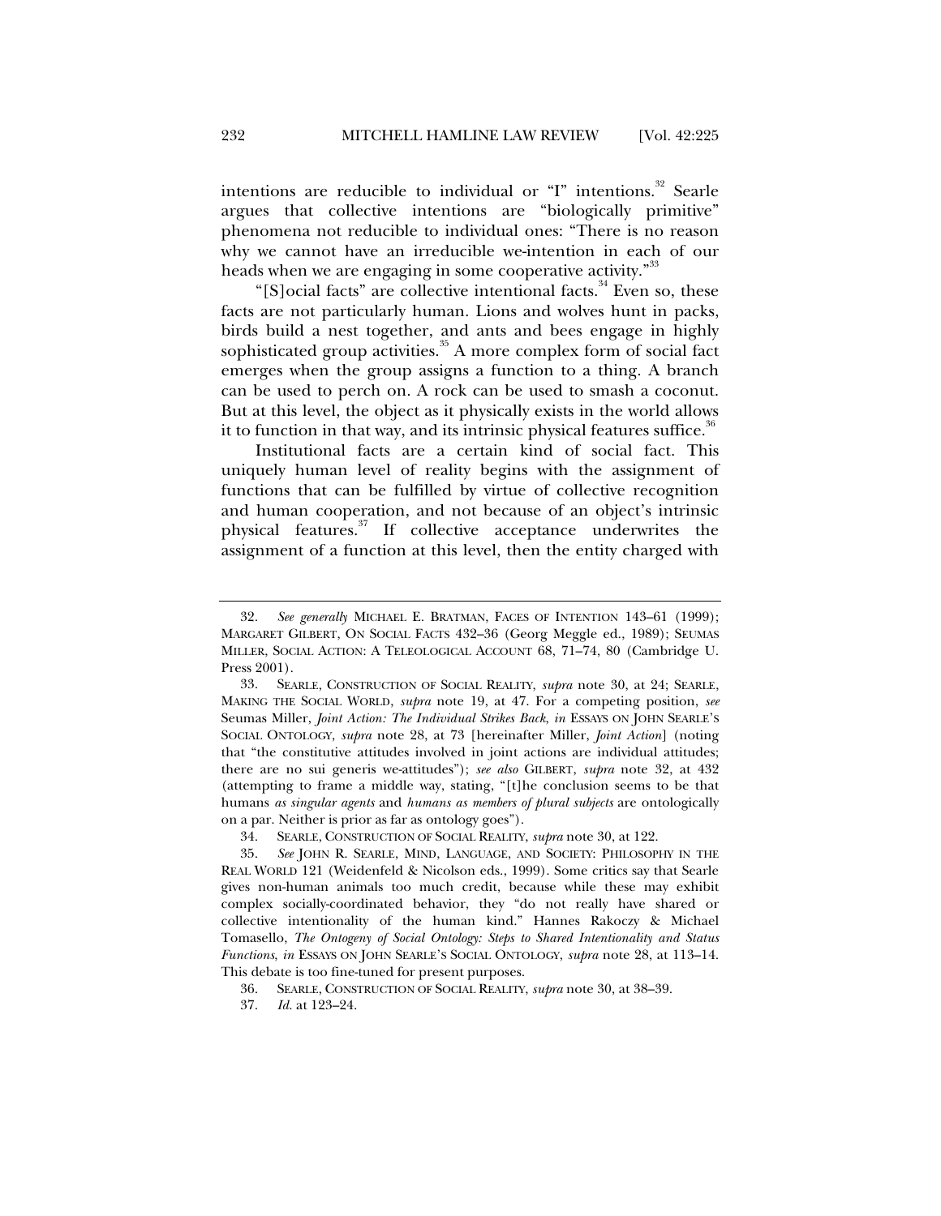intentions are reducible to individual or "I" intentions.[32] Searle argues that collective intentions are "biologically primitive" phenomena not reducible to individual ones: "There is no reason why we cannot have an irreducible we-intention in each of our heads when we are engaging in some cooperative activity."[33]

"[S]ocial facts" are collective intentional facts.[34] Even so, these facts are not particularly human. Lions and wolves hunt in packs, birds build a nest together, and ants and bees engage in highly sophisticated group activities.[35] A more complex form of social fact emerges when the group assigns a function to a thing. A branch can be used to perch on. A rock can be used to smash a coconut. But at this level, the object as it physically exists in the world allows it to function in that way, and its intrinsic physical features suffice.[36]

Institutional facts are a certain kind of social fact. This uniquely human level of reality begins with the assignment of functions that can be fulfilled by virtue of collective recognition and human cooperation, and not because of an object's intrinsic physical features.[37] If collective acceptance underwrites the assignment of a function at this level, then the entity charged with

---

32. *See generally* MICHAEL E. BRATMAN, FACES OF INTENTION 143–61 (1999); MARGARET GILBERT, ON SOCIAL FACTS 432–36 (Georg Meggle ed., 1989); SEUMAS MILLER, SOCIAL ACTION: A TELEOLOGICAL ACCOUNT 68, 71–74, 80 (Cambridge U. Press 2001).

33. SEARLE, CONSTRUCTION OF SOCIAL REALITY, *supra* note 30, at 24; SEARLE, MAKING THE SOCIAL WORLD, *supra* note 19, at 47. For a competing position, *see* Seumas Miller, *Joint Action: The Individual Strikes Back*, *in* ESSAYS ON JOHN SEARLE'S SOCIAL ONTOLOGY, *supra* note 28, at 73 [hereinafter Miller, *Joint Action*] (noting that "the constitutive attitudes involved in joint actions are individual attitudes; there are no sui generis we-attitudes"); *see also* GILBERT, *supra* note 32, at 432 (attempting to frame a middle way, stating, "[t]he conclusion seems to be that humans *as singular agents* and *humans as members of plural subjects* are ontologically on a par. Neither is prior as far as ontology goes").

34. SEARLE, CONSTRUCTION OF SOCIAL REALITY, *supra* note 30, at 122.

35. *See* JOHN R. SEARLE, MIND, LANGUAGE, AND SOCIETY: PHILOSOPHY IN THE REAL WORLD 121 (Weidenfeld & Nicolson eds., 1999). Some critics say that Searle gives non-human animals too much credit, because while these may exhibit complex socially-coordinated behavior, they "do not really have shared or collective intentionality of the human kind." Hannes Rakoczy & Michael Tomasello, *The Ontogeny of Social Ontology: Steps to Shared Intentionality and Status Functions*, *in* ESSAYS ON JOHN SEARLE'S SOCIAL ONTOLOGY, *supra* note 28, at 113–14. This debate is too fine-tuned for present purposes.

36. SEARLE, CONSTRUCTION OF SOCIAL REALITY, *supra* note 30, at 38–39.

37. *Id.* at 123–24.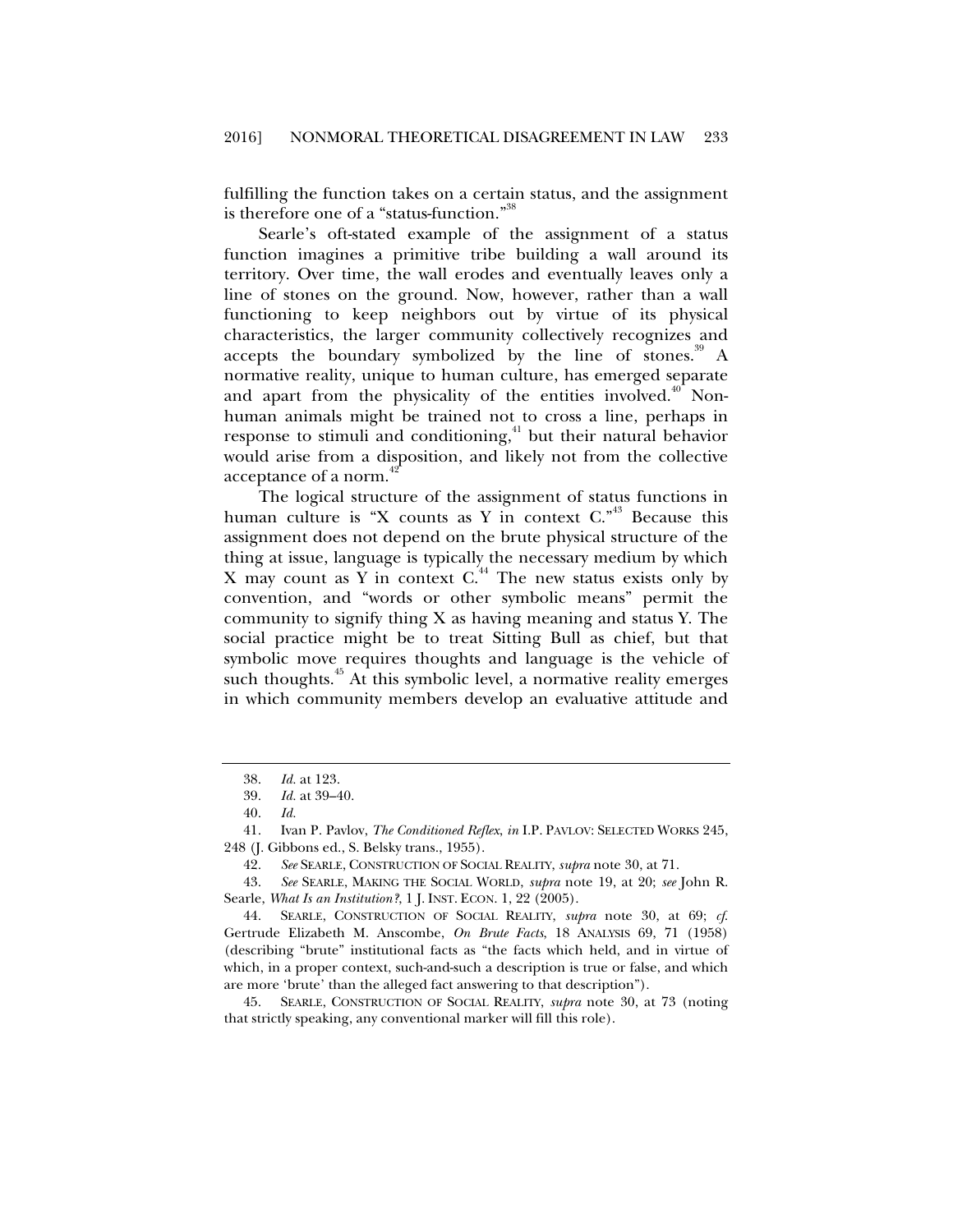fulfilling the function takes on a certain status, and the assignment is therefore one of a "status-function."[38]

Searle's oft-stated example of the assignment of a status function imagines a primitive tribe building a wall around its territory. Over time, the wall erodes and eventually leaves only a line of stones on the ground. Now, however, rather than a wall functioning to keep neighbors out by virtue of its physical characteristics, the larger community collectively recognizes and accepts the boundary symbolized by the line of stones.[39] A normative reality, unique to human culture, has emerged separate and apart from the physicality of the entities involved.[40] Non-human animals might be trained not to cross a line, perhaps in response to stimuli and conditioning,[41] but their natural behavior would arise from a disposition, and likely not from the collective acceptance of a norm.[42]

The logical structure of the assignment of status functions in human culture is "X counts as Y in context C."[43] Because this assignment does not depend on the brute physical structure of the thing at issue, language is typically the necessary medium by which X may count as Y in context C.[44] The new status exists only by convention, and "words or other symbolic means" permit the community to signify thing X as having meaning and status Y. The social practice might be to treat Sitting Bull as chief, but that symbolic move requires thoughts and language is the vehicle of such thoughts.[45] At this symbolic level, a normative reality emerges in which community members develop an evaluative attitude and

---

38. *Id.* at 123.

39. *Id.* at 39–40.

40. *Id.*

41. Ivan P. Pavlov, *The Conditioned Reflex*, *in* I.P. PAVLOV: SELECTED WORKS 245, 248 (J. Gibbons ed., S. Belsky trans., 1955).

42. *See* SEARLE, CONSTRUCTION OF SOCIAL REALITY, *supra* note 30, at 71.

43. *See* SEARLE, MAKING THE SOCIAL WORLD, *supra* note 19, at 20; *see* John R. Searle, *What Is an Institution?*, 1 J. INST. ECON. 1, 22 (2005).

44. SEARLE, CONSTRUCTION OF SOCIAL REALITY, *supra* note 30, at 69; *cf.* Gertrude Elizabeth M. Anscombe, *On Brute Facts*, 18 ANALYSIS 69, 71 (1958) (describing "brute" institutional facts as "the facts which held, and in virtue of which, in a proper context, such-and-such a description is true or false, and which are more 'brute' than the alleged fact answering to that description").

45. SEARLE, CONSTRUCTION OF SOCIAL REALITY, *supra* note 30, at 73 (noting that strictly speaking, any conventional marker will fill this role).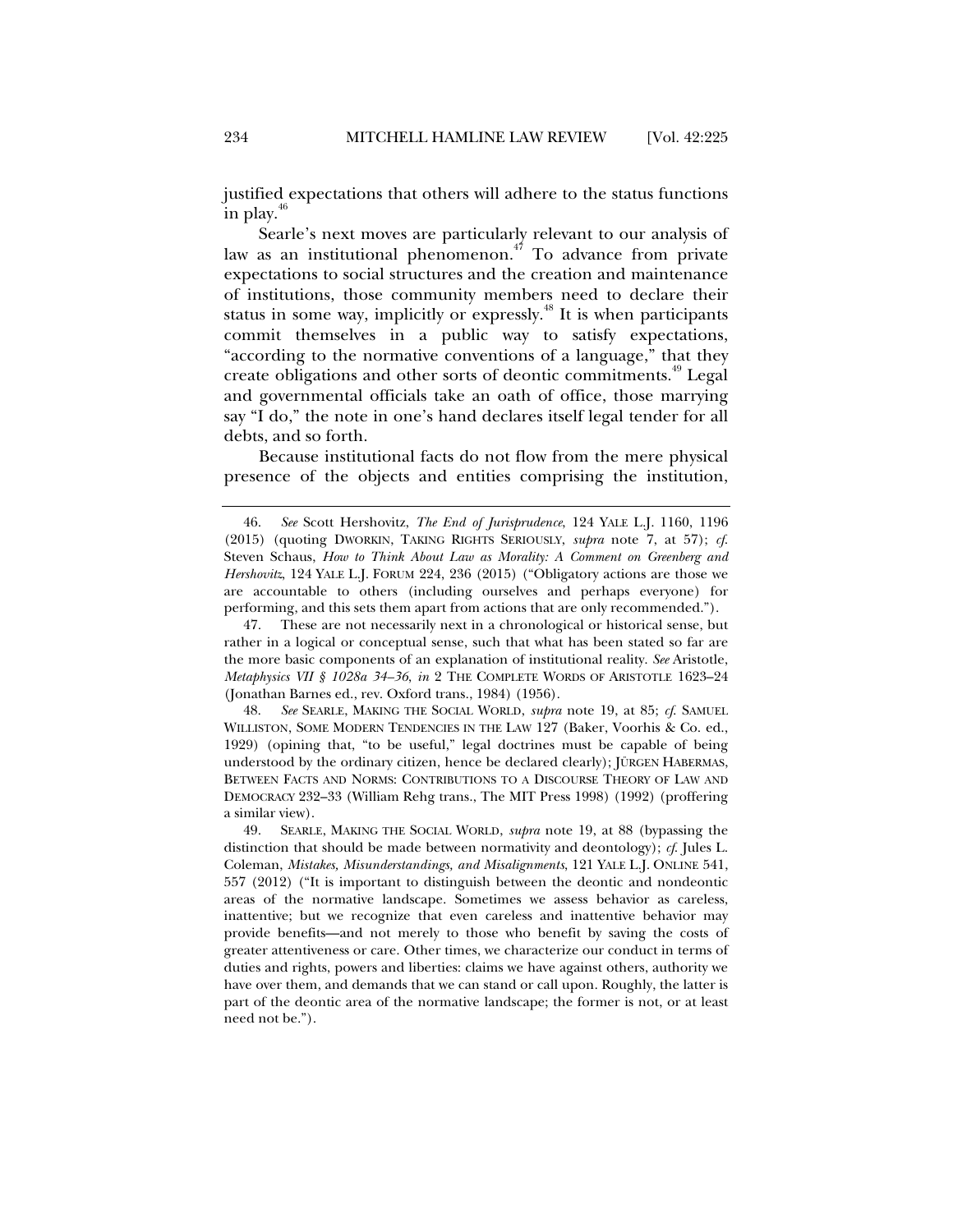justified expectations that others will adhere to the status functions in play.[46]

Searle's next moves are particularly relevant to our analysis of law as an institutional phenomenon.[47] To advance from private expectations to social structures and the creation and maintenance of institutions, those community members need to declare their status in some way, implicitly or expressly.[48] It is when participants commit themselves in a public way to satisfy expectations, "according to the normative conventions of a language," that they create obligations and other sorts of deontic commitments.[49] Legal and governmental officials take an oath of office, those marrying say "I do," the note in one's hand declares itself legal tender for all debts, and so forth.

Because institutional facts do not flow from the mere physical presence of the objects and entities comprising the institution,

---

46. *See* Scott Hershovitz, *The End of Jurisprudence*, 124 YALE L.J. 1160, 1196 (2015) (quoting DWORKIN, TAKING RIGHTS SERIOUSLY, *supra* note 7, at 57); *cf.* Steven Schaus, *How to Think About Law as Morality: A Comment on Greenberg and Hershovitz*, 124 YALE L.J. FORUM 224, 236 (2015) ("Obligatory actions are those we are accountable to others (including ourselves and perhaps everyone) for performing, and this sets them apart from actions that are only recommended.").

47. These are not necessarily next in a chronological or historical sense, but rather in a logical or conceptual sense, such that what has been stated so far are the more basic components of an explanation of institutional reality. *See* Aristotle, *Metaphysics VII § 1028a 34–36*, *in* 2 THE COMPLETE WORDS OF ARISTOTLE 1623–24 (Jonathan Barnes ed., rev. Oxford trans., 1984) (1956).

48. *See* SEARLE, MAKING THE SOCIAL WORLD, *supra* note 19, at 85; *cf.* SAMUEL WILLISTON, SOME MODERN TENDENCIES IN THE LAW 127 (Baker, Voorhis & Co. ed., 1929) (opining that, "to be useful," legal doctrines must be capable of being understood by the ordinary citizen, hence be declared clearly); JÜRGEN HABERMAS, BETWEEN FACTS AND NORMS: CONTRIBUTIONS TO A DISCOURSE THEORY OF LAW AND DEMOCRACY 232–33 (William Rehg trans., The MIT Press 1998) (1992) (proffering a similar view).

49. SEARLE, MAKING THE SOCIAL WORLD, *supra* note 19, at 88 (bypassing the distinction that should be made between normativity and deontology); *cf.* Jules L. Coleman, *Mistakes, Misunderstandings, and Misalignments*, 121 YALE L.J. ONLINE 541, 557 (2012) ("It is important to distinguish between the deontic and nondeontic areas of the normative landscape. Sometimes we assess behavior as careless, inattentive; but we recognize that even careless and inattentive behavior may provide benefits—and not merely to those who benefit by saving the costs of greater attentiveness or care. Other times, we characterize our conduct in terms of duties and rights, powers and liberties: claims we have against others, authority we have over them, and demands that we can stand or call upon. Roughly, the latter is part of the deontic area of the normative landscape; the former is not, or at least need not be.").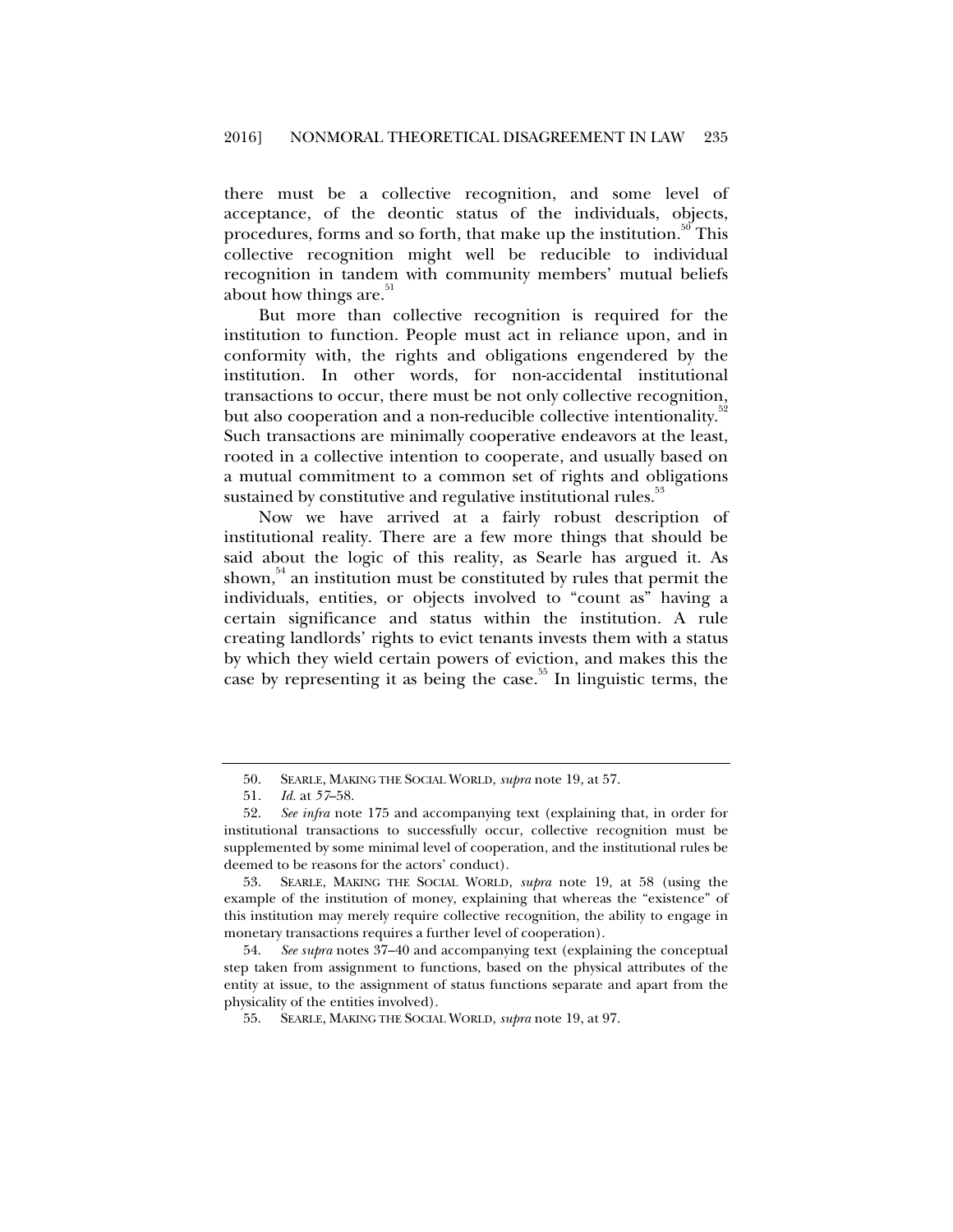there must be a collective recognition, and some level of acceptance, of the deontic status of the individuals, objects, procedures, forms and so forth, that make up the institution.[50] This collective recognition might well be reducible to individual recognition in tandem with community members' mutual beliefs about how things are.[51]

But more than collective recognition is required for the institution to function. People must act in reliance upon, and in conformity with, the rights and obligations engendered by the institution. In other words, for non-accidental institutional transactions to occur, there must be not only collective recognition, but also cooperation and a non-reducible collective intentionality.[52] Such transactions are minimally cooperative endeavors at the least, rooted in a collective intention to cooperate, and usually based on a mutual commitment to a common set of rights and obligations sustained by constitutive and regulative institutional rules.[53]

Now we have arrived at a fairly robust description of institutional reality. There are a few more things that should be said about the logic of this reality, as Searle has argued it. As shown,[54] an institution must be constituted by rules that permit the individuals, entities, or objects involved to "count as" having a certain significance and status within the institution. A rule creating landlords' rights to evict tenants invests them with a status by which they wield certain powers of eviction, and makes this the case by representing it as being the case.[55] In linguistic terms, the

---

50. SEARLE, MAKING THE SOCIAL WORLD, *supra* note 19, at 57.

51. *Id.* at 57–58.

52. *See infra* note 175 and accompanying text (explaining that, in order for institutional transactions to successfully occur, collective recognition must be supplemented by some minimal level of cooperation, and the institutional rules be deemed to be reasons for the actors' conduct).

53. SEARLE, MAKING THE SOCIAL WORLD, *supra* note 19, at 58 (using the example of the institution of money, explaining that whereas the "existence" of this institution may merely require collective recognition, the ability to engage in monetary transactions requires a further level of cooperation).

54. *See supra* notes 37–40 and accompanying text (explaining the conceptual step taken from assignment to functions, based on the physical attributes of the entity at issue, to the assignment of status functions separate and apart from the physicality of the entities involved).

55. SEARLE, MAKING THE SOCIAL WORLD, *supra* note 19, at 97.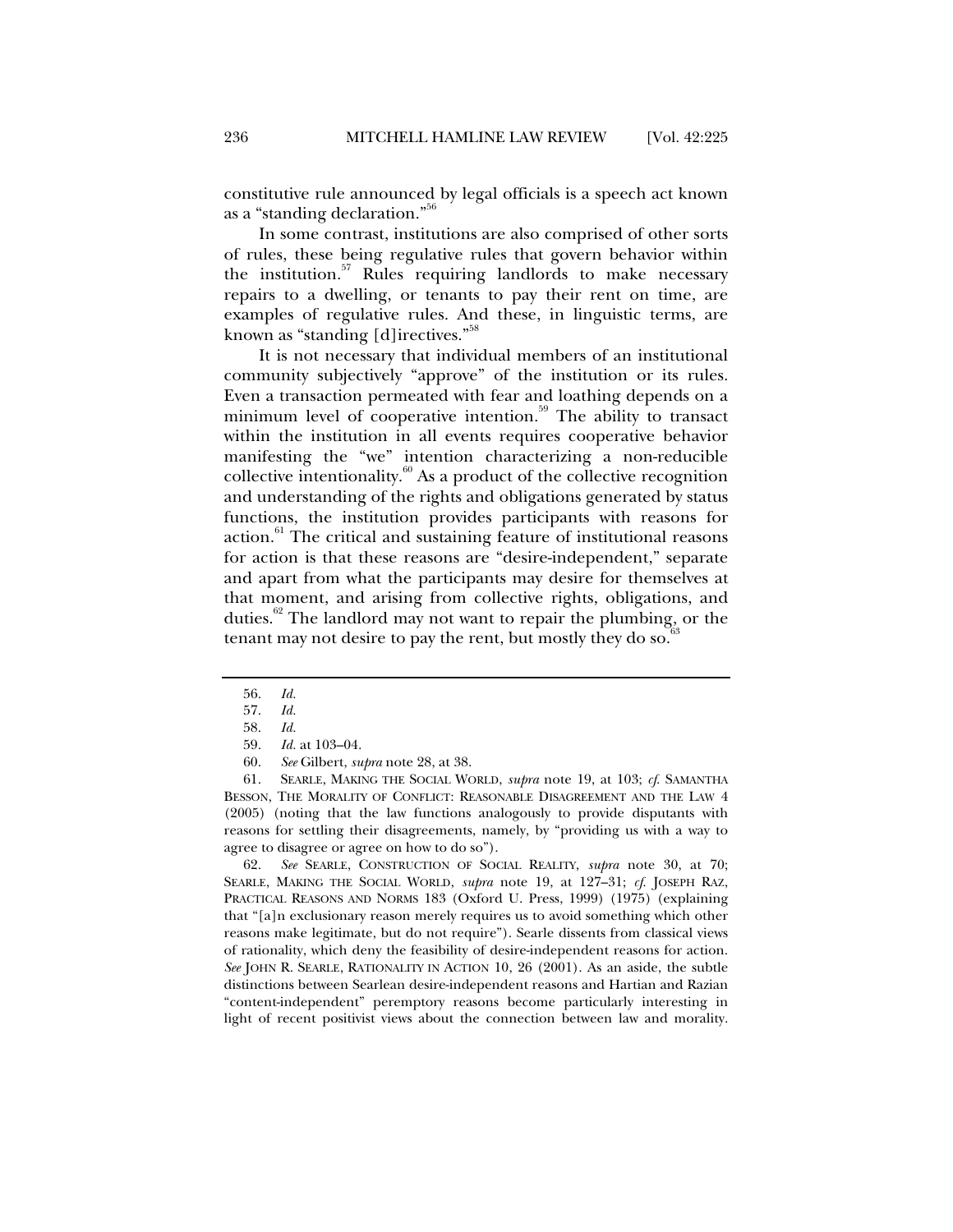constitutive rule announced by legal officials is a speech act known as a "standing declaration."[56]

In some contrast, institutions are also comprised of other sorts of rules, these being regulative rules that govern behavior within the institution.[57] Rules requiring landlords to make necessary repairs to a dwelling, or tenants to pay their rent on time, are examples of regulative rules. And these, in linguistic terms, are known as "standing [d]irectives."[58]

It is not necessary that individual members of an institutional community subjectively "approve" of the institution or its rules. Even a transaction permeated with fear and loathing depends on a minimum level of cooperative intention.[59] The ability to transact within the institution in all events requires cooperative behavior manifesting the "we" intention characterizing a non-reducible collective intentionality.[60] As a product of the collective recognition and understanding of the rights and obligations generated by status functions, the institution provides participants with reasons for action.[61] The critical and sustaining feature of institutional reasons for action is that these reasons are "desire-independent," separate and apart from what the participants may desire for themselves at that moment, and arising from collective rights, obligations, and duties.[62] The landlord may not want to repair the plumbing, or the tenant may not desire to pay the rent, but mostly they do so.[63]

---

56. *Id.*

57. *Id.*

58. *Id.*

59. *Id.* at 103–04.

60. *See* Gilbert, *supra* note 28, at 38.

61. SEARLE, MAKING THE SOCIAL WORLD, *supra* note 19, at 103; *cf.* SAMANTHA BESSON, THE MORALITY OF CONFLICT: REASONABLE DISAGREEMENT AND THE LAW 4 (2005) (noting that the law functions analogously to provide disputants with reasons for settling their disagreements, namely, by "providing us with a way to agree to disagree or agree on how to do so").

62. *See* SEARLE, CONSTRUCTION OF SOCIAL REALITY, *supra* note 30, at 70; SEARLE, MAKING THE SOCIAL WORLD, *supra* note 19, at 127–31; *cf.* JOSEPH RAZ, PRACTICAL REASONS AND NORMS 183 (Oxford U. Press, 1999) (1975) (explaining that "[a]n exclusionary reason merely requires us to avoid something which other reasons make legitimate, but do not require"). Searle dissents from classical views of rationality, which deny the feasibility of desire-independent reasons for action. *See* JOHN R. SEARLE, RATIONALITY IN ACTION 10, 26 (2001). As an aside, the subtle distinctions between Searlean desire-independent reasons and Hartian and Razian "content-independent" peremptory reasons become particularly interesting in light of recent positivist views about the connection between law and morality.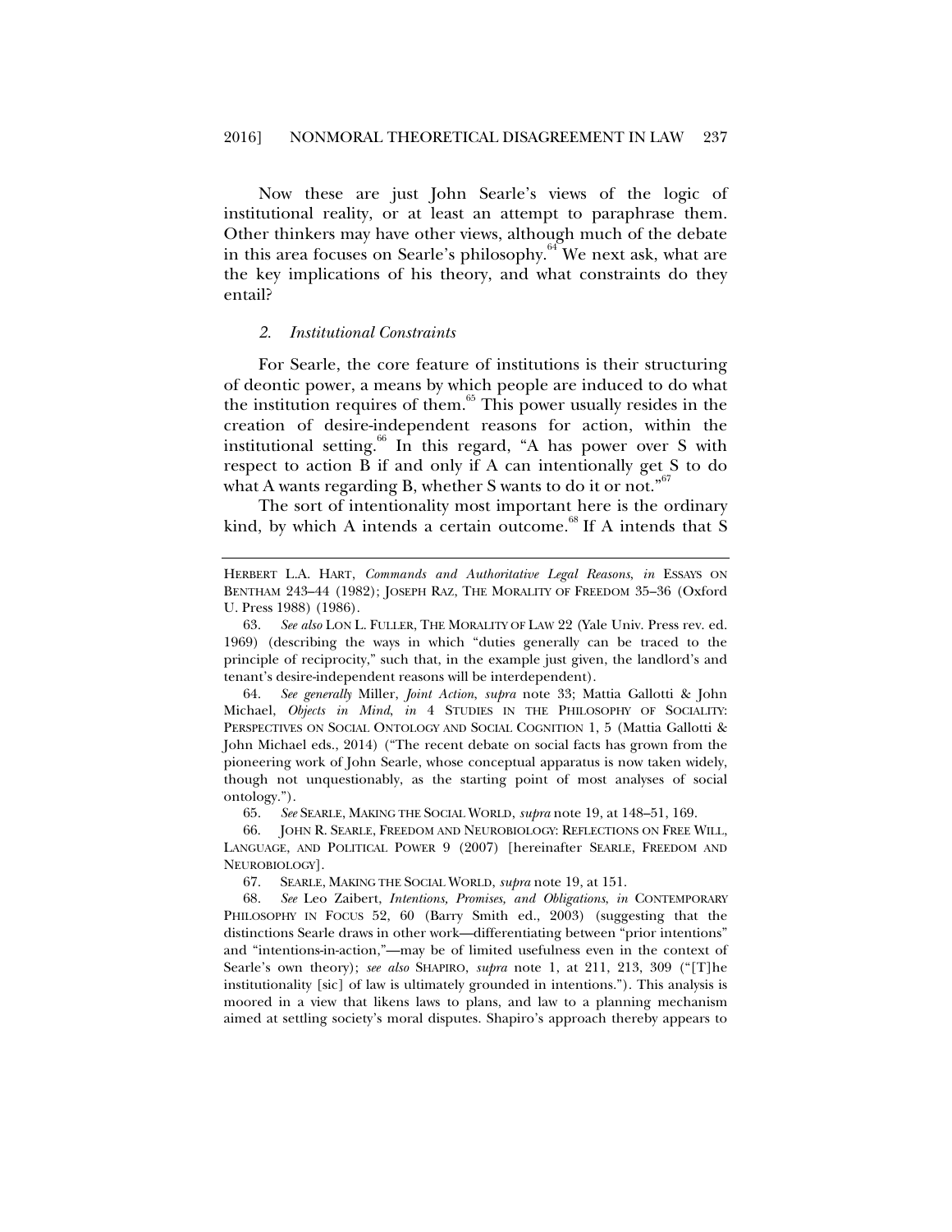Now these are just John Searle's views of the logic of institutional reality, or at least an attempt to paraphrase them. Other thinkers may have other views, although much of the debate in this area focuses on Searle's philosophy.[64] We next ask, what are the key implications of his theory, and what constraints do they entail?

### *2. Institutional Constraints*

For Searle, the core feature of institutions is their structuring of deontic power, a means by which people are induced to do what the institution requires of them.[65] This power usually resides in the creation of desire-independent reasons for action, within the institutional setting.[66] In this regard, "A has power over S with respect to action B if and only if A can intentionally get S to do what A wants regarding B, whether S wants to do it or not."[67]

The sort of intentionality most important here is the ordinary kind, by which A intends a certain outcome.[68] If A intends that S

---

HERBERT L.A. HART, *Commands and Authoritative Legal Reasons*, *in* ESSAYS ON BENTHAM 243–44 (1982); JOSEPH RAZ, THE MORALITY OF FREEDOM 35–36 (Oxford U. Press 1988) (1986).

63. *See also* LON L. FULLER, THE MORALITY OF LAW 22 (Yale Univ. Press rev. ed. 1969) (describing the ways in which "duties generally can be traced to the principle of reciprocity," such that, in the example just given, the landlord's and tenant's desire-independent reasons will be interdependent).

64. *See generally* Miller, *Joint Action*, *supra* note 33; Mattia Gallotti & John Michael, *Objects in Mind*, *in* 4 STUDIES IN THE PHILOSOPHY OF SOCIALITY: PERSPECTIVES ON SOCIAL ONTOLOGY AND SOCIAL COGNITION 1, 5 (Mattia Gallotti & John Michael eds., 2014) ("The recent debate on social facts has grown from the pioneering work of John Searle, whose conceptual apparatus is now taken widely, though not unquestionably, as the starting point of most analyses of social ontology.").

65. *See* SEARLE, MAKING THE SOCIAL WORLD, *supra* note 19, at 148–51, 169.

66. JOHN R. SEARLE, FREEDOM AND NEUROBIOLOGY: REFLECTIONS ON FREE WILL, LANGUAGE, AND POLITICAL POWER 9 (2007) [hereinafter SEARLE, FREEDOM AND NEUROBIOLOGY].

67. SEARLE, MAKING THE SOCIAL WORLD, *supra* note 19, at 151.

68. *See* Leo Zaibert, *Intentions, Promises, and Obligations*, *in* CONTEMPORARY PHILOSOPHY IN FOCUS 52, 60 (Barry Smith ed., 2003) (suggesting that the distinctions Searle draws in other work—differentiating between "prior intentions" and "intentions-in-action,"—may be of limited usefulness even in the context of Searle's own theory); *see also* SHAPIRO, *supra* note 1, at 211, 213, 309 ("[T]he institutionality [sic] of law is ultimately grounded in intentions."). This analysis is moored in a view that likens laws to plans, and law to a planning mechanism aimed at settling society's moral disputes. Shapiro's approach thereby appears to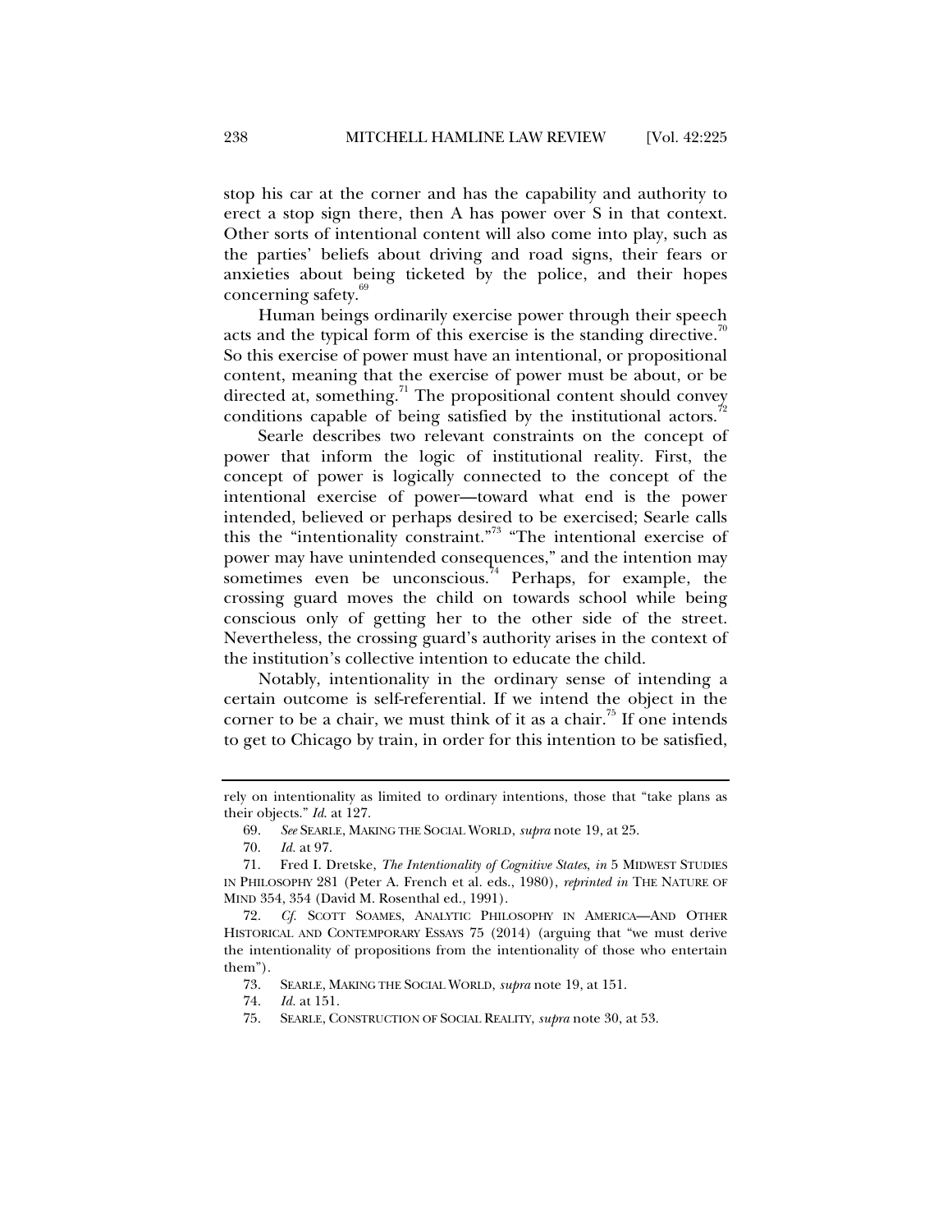stop his car at the corner and has the capability and authority to erect a stop sign there, then A has power over S in that context. Other sorts of intentional content will also come into play, such as the parties' beliefs about driving and road signs, their fears or anxieties about being ticketed by the police, and their hopes concerning safety.[69]

Human beings ordinarily exercise power through their speech acts and the typical form of this exercise is the standing directive.[70] So this exercise of power must have an intentional, or propositional content, meaning that the exercise of power must be about, or be directed at, something.[71] The propositional content should convey conditions capable of being satisfied by the institutional actors.[72]

Searle describes two relevant constraints on the concept of power that inform the logic of institutional reality. First, the concept of power is logically connected to the concept of the intentional exercise of power—toward what end is the power intended, believed or perhaps desired to be exercised; Searle calls this the "intentionality constraint."[73] "The intentional exercise of power may have unintended consequences," and the intention may sometimes even be unconscious.[74] Perhaps, for example, the crossing guard moves the child on towards school while being conscious only of getting her to the other side of the street. Nevertheless, the crossing guard's authority arises in the context of the institution's collective intention to educate the child.

Notably, intentionality in the ordinary sense of intending a certain outcome is self-referential. If we intend the object in the corner to be a chair, we must think of it as a chair.[75] If one intends to get to Chicago by train, in order for this intention to be satisfied,

---

rely on intentionality as limited to ordinary intentions, those that "take plans as their objects." *Id.* at 127.

69. *See* SEARLE, MAKING THE SOCIAL WORLD, *supra* note 19, at 25.

70. *Id.* at 97.

71. Fred I. Dretske, *The Intentionality of Cognitive States*, *in* 5 MIDWEST STUDIES IN PHILOSOPHY 281 (Peter A. French et al. eds., 1980), *reprinted in* THE NATURE OF MIND 354, 354 (David M. Rosenthal ed., 1991).

72. *Cf.* SCOTT SOAMES, ANALYTIC PHILOSOPHY IN AMERICA—AND OTHER HISTORICAL AND CONTEMPORARY ESSAYS 75 (2014) (arguing that "we must derive the intentionality of propositions from the intentionality of those who entertain them").

73. SEARLE, MAKING THE SOCIAL WORLD, *supra* note 19, at 151.

74. *Id.* at 151.

75. SEARLE, CONSTRUCTION OF SOCIAL REALITY, *supra* note 30, at 53.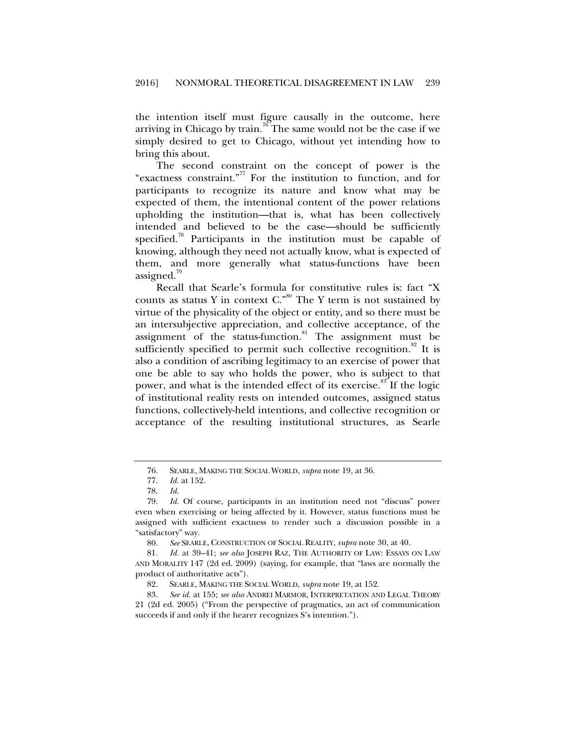the intention itself must figure causally in the outcome, here arriving in Chicago by train.[76] The same would not be the case if we simply desired to get to Chicago, without yet intending how to bring this about.

The second constraint on the concept of power is the "exactness constraint."[77] For the institution to function, and for participants to recognize its nature and know what may be expected of them, the intentional content of the power relations upholding the institution—that is, what has been collectively intended and believed to be the case—should be sufficiently specified.[78] Participants in the institution must be capable of knowing, although they need not actually know, what is expected of them, and more generally what status-functions have been assigned.[79]

Recall that Searle's formula for constitutive rules is: fact "X counts as status Y in context C."[80] The Y term is not sustained by virtue of the physicality of the object or entity, and so there must be an intersubjective appreciation, and collective acceptance, of the assignment of the status-function.[81] The assignment must be sufficiently specified to permit such collective recognition.[82] It is also a condition of ascribing legitimacy to an exercise of power that one be able to say who holds the power, who is subject to that power, and what is the intended effect of its exercise.[83] If the logic of institutional reality rests on intended outcomes, assigned status functions, collectively-held intentions, and collective recognition or acceptance of the resulting institutional structures, as Searle

---

76. SEARLE, MAKING THE SOCIAL WORLD, *supra* note 19, at 36.

77. *Id.* at 152.

78. *Id.*

79. *Id.* Of course, participants in an institution need not "discuss" power even when exercising or being affected by it. However, status functions must be assigned with sufficient exactness to render such a discussion possible in a "satisfactory" way.

80. *See* SEARLE, CONSTRUCTION OF SOCIAL REALITY, *supra* note 30, at 40.

81. *Id.* at 39–41; *see also* JOSEPH RAZ, THE AUTHORITY OF LAW: ESSAYS ON LAW AND MORALITY 147 (2d ed. 2009) (saying, for example, that "laws are normally the product of authoritative acts").

82. SEARLE, MAKING THE SOCIAL WORLD, *supra* note 19, at 152.

83. *See id.* at 155; *see also* ANDREI MARMOR, INTERPRETATION AND LEGAL THEORY 21 (2d ed. 2005) ("From the perspective of pragmatics, an act of communication succeeds if and only if the hearer recognizes S's intention.").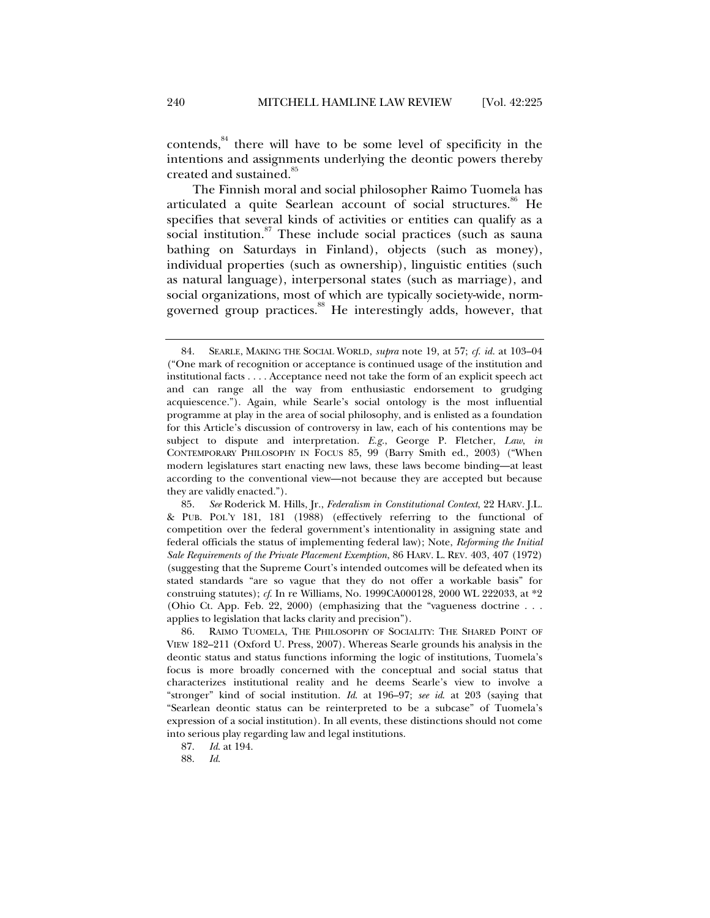contends,[84] there will have to be some level of specificity in the intentions and assignments underlying the deontic powers thereby created and sustained.[85]

The Finnish moral and social philosopher Raimo Tuomela has articulated a quite Searlean account of social structures.[86] He specifies that several kinds of activities or entities can qualify as a social institution.[87] These include social practices (such as sauna bathing on Saturdays in Finland), objects (such as money), individual properties (such as ownership), linguistic entities (such as natural language), interpersonal states (such as marriage), and social organizations, most of which are typically society-wide, norm-governed group practices.[88] He interestingly adds, however, that

---

84. SEARLE, MAKING THE SOCIAL WORLD, *supra* note 19, at 57; *cf. id.* at 103–04 ("One mark of recognition or acceptance is continued usage of the institution and institutional facts . . . . Acceptance need not take the form of an explicit speech act and can range all the way from enthusiastic endorsement to grudging acquiescence."). Again, while Searle's social ontology is the most influential programme at play in the area of social philosophy, and is enlisted as a foundation for this Article's discussion of controversy in law, each of his contentions may be subject to dispute and interpretation. *E.g.*, George P. Fletcher, *Law*, *in* CONTEMPORARY PHILOSOPHY IN FOCUS 85, 99 (Barry Smith ed., 2003) ("When modern legislatures start enacting new laws, these laws become binding—at least according to the conventional view—not because they are accepted but because they are validly enacted.").

85. *See* Roderick M. Hills, Jr., *Federalism in Constitutional Context*, 22 HARV. J.L. & PUB. POL'Y 181, 181 (1988) (effectively referring to the functional of competition over the federal government's intentionality in assigning state and federal officials the status of implementing federal law); Note, *Reforming the Initial Sale Requirements of the Private Placement Exemption*, 86 HARV. L. REV. 403, 407 (1972) (suggesting that the Supreme Court's intended outcomes will be defeated when its stated standards "are so vague that they do not offer a workable basis" for construing statutes); *cf.* In re Williams, No. 1999CA000128, 2000 WL 222033, at *2 (Ohio Ct. App. Feb. 22, 2000) (emphasizing that the "vagueness doctrine . . . applies to legislation that lacks clarity and precision").

86. RAIMO TUOMELA, THE PHILOSOPHY OF SOCIALITY: THE SHARED POINT OF VIEW 182–211 (Oxford U. Press, 2007). Whereas Searle grounds his analysis in the deontic status and status functions informing the logic of institutions, Tuomela's focus is more broadly concerned with the conceptual and social status that characterizes institutional reality and he deems Searle's view to involve a "stronger" kind of social institution. *Id.* at 196–97; *see id.* at 203 (saying that "Searlean deontic status can be reinterpreted to be a subcase" of Tuomela's expression of a social institution). In all events, these distinctions should not come into serious play regarding law and legal institutions.

87. *Id.* at 194.

88. *Id.*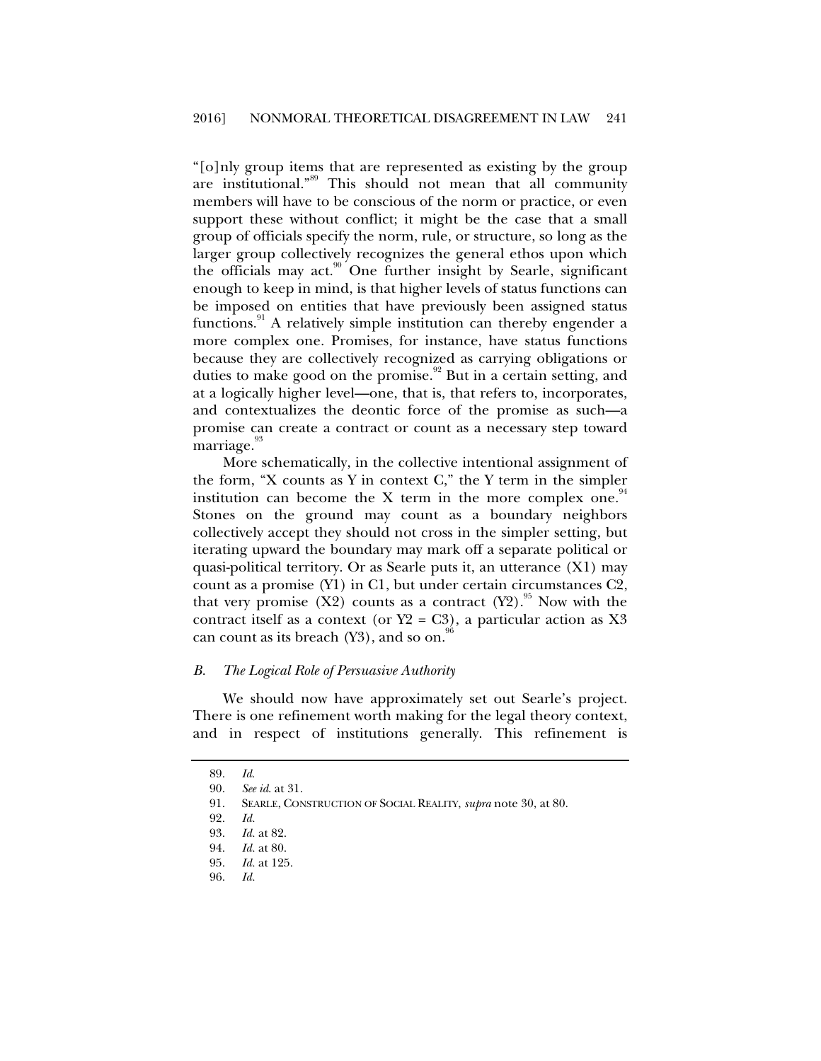"[o]nly group items that are represented as existing by the group are institutional."[89] This should not mean that all community members will have to be conscious of the norm or practice, or even support these without conflict; it might be the case that a small group of officials specify the norm, rule, or structure, so long as the larger group collectively recognizes the general ethos upon which the officials may act.[90] One further insight by Searle, significant enough to keep in mind, is that higher levels of status functions can be imposed on entities that have previously been assigned status functions.[91] A relatively simple institution can thereby engender a more complex one. Promises, for instance, have status functions because they are collectively recognized as carrying obligations or duties to make good on the promise.[92] But in a certain setting, and at a logically higher level—one, that is, that refers to, incorporates, and contextualizes the deontic force of the promise as such—a promise can create a contract or count as a necessary step toward marriage.[93]

More schematically, in the collective intentional assignment of the form, "X counts as Y in context C," the Y term in the simpler institution can become the X term in the more complex one.[94] Stones on the ground may count as a boundary neighbors collectively accept they should not cross in the simpler setting, but iterating upward the boundary may mark off a separate political or quasi-political territory. Or as Searle puts it, an utterance (X1) may count as a promise (Y1) in C1, but under certain circumstances C2, that very promise (X2) counts as a contract (Y2).[95] Now with the contract itself as a context (or Y2 = C3), a particular action as X3 can count as its breach (Y3), and so on.[96]

### *B. The Logical Role of Persuasive Authority*

We should now have approximately set out Searle's project. There is one refinement worth making for the legal theory context, and in respect of institutions generally. This refinement is

---

89. *Id.*

90. *See id.* at 31.

91. SEARLE, CONSTRUCTION OF SOCIAL REALITY, *supra* note 30, at 80.

92. *Id.*

93. *Id.* at 82.

94. *Id.* at 80.

95. *Id.* at 125.

96. *Id.*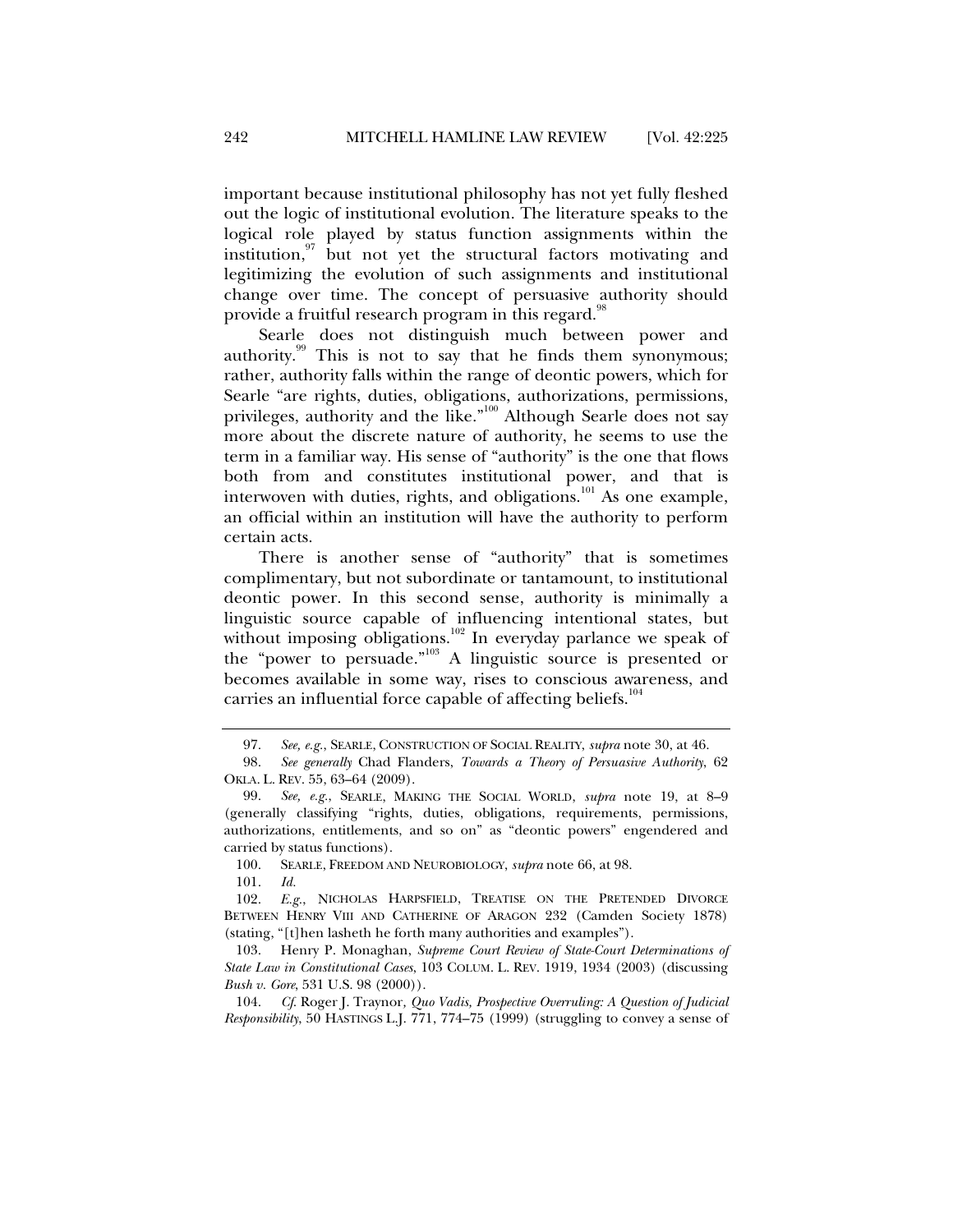important because institutional philosophy has not yet fully fleshed out the logic of institutional evolution. The literature speaks to the logical role played by status function assignments within the institution,[97] but not yet the structural factors motivating and legitimizing the evolution of such assignments and institutional change over time. The concept of persuasive authority should provide a fruitful research program in this regard.[98]

Searle does not distinguish much between power and authority.[99] This is not to say that he finds them synonymous; rather, authority falls within the range of deontic powers, which for Searle "are rights, duties, obligations, authorizations, permissions, privileges, authority and the like."[100] Although Searle does not say more about the discrete nature of authority, he seems to use the term in a familiar way. His sense of "authority" is the one that flows both from and constitutes institutional power, and that is interwoven with duties, rights, and obligations.[101] As one example, an official within an institution will have the authority to perform certain acts.

There is another sense of "authority" that is sometimes complimentary, but not subordinate or tantamount, to institutional deontic power. In this second sense, authority is minimally a linguistic source capable of influencing intentional states, but without imposing obligations.[102] In everyday parlance we speak of the "power to persuade."[103] A linguistic source is presented or becomes available in some way, rises to conscious awareness, and carries an influential force capable of affecting beliefs.[104]

---

97. *See, e.g.*, SEARLE, CONSTRUCTION OF SOCIAL REALITY, *supra* note 30, at 46.

98. *See generally* Chad Flanders, *Towards a Theory of Persuasive Authority*, 62 OKLA. L. REV. 55, 63–64 (2009).

99. *See, e.g.*, SEARLE, MAKING THE SOCIAL WORLD, *supra* note 19, at 8–9 (generally classifying "rights, duties, obligations, requirements, permissions, authorizations, entitlements, and so on" as "deontic powers" engendered and carried by status functions).

100. SEARLE, FREEDOM AND NEUROBIOLOGY, *supra* note 66, at 98.

101. *Id.*

102. *E.g.*, NICHOLAS HARPSFIELD, TREATISE ON THE PRETENDED DIVORCE BETWEEN HENRY VIII AND CATHERINE OF ARAGON 232 (Camden Society 1878) (stating, "[t]hen lasheth he forth many authorities and examples").

103. Henry P. Monaghan, *Supreme Court Review of State-Court Determinations of State Law in Constitutional Cases*, 103 COLUM. L. REV. 1919, 1934 (2003) (discussing *Bush v. Gore*, 531 U.S. 98 (2000)).

104. *Cf.* Roger J. Traynor, *Quo Vadis, Prospective Overruling: A Question of Judicial Responsibility*, 50 HASTINGS L.J. 771, 774–75 (1999) (struggling to convey a sense of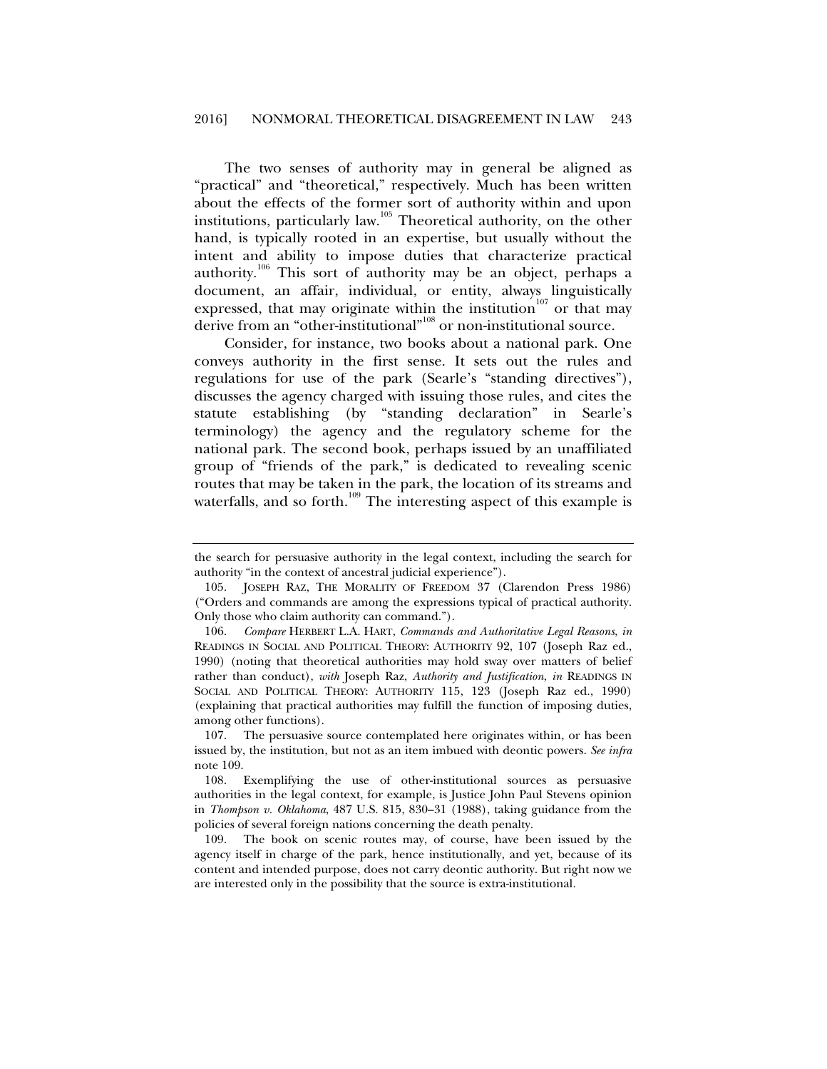The two senses of authority may in general be aligned as "practical" and "theoretical," respectively. Much has been written about the effects of the former sort of authority within and upon institutions, particularly law.[105] Theoretical authority, on the other hand, is typically rooted in an expertise, but usually without the intent and ability to impose duties that characterize practical authority.[106] This sort of authority may be an object, perhaps a document, an affair, individual, or entity, always linguistically expressed, that may originate within the institution[107] or that may derive from an "other-institutional"[108] or non-institutional source.

Consider, for instance, two books about a national park. One conveys authority in the first sense. It sets out the rules and regulations for use of the park (Searle's "standing directives"), discusses the agency charged with issuing those rules, and cites the statute establishing (by "standing declaration" in Searle's terminology) the agency and the regulatory scheme for the national park. The second book, perhaps issued by an unaffiliated group of "friends of the park," is dedicated to revealing scenic routes that may be taken in the park, the location of its streams and waterfalls, and so forth.[109] The interesting aspect of this example is

---

the search for persuasive authority in the legal context, including the search for authority "in the context of ancestral judicial experience").

105. JOSEPH RAZ, THE MORALITY OF FREEDOM 37 (Clarendon Press 1986) ("Orders and commands are among the expressions typical of practical authority. Only those who claim authority can command.").

106. *Compare* HERBERT L.A. HART, *Commands and Authoritative Legal Reasons*, *in* READINGS IN SOCIAL AND POLITICAL THEORY: AUTHORITY 92, 107 (Joseph Raz ed., 1990) (noting that theoretical authorities may hold sway over matters of belief rather than conduct), *with* Joseph Raz, *Authority and Justification*, *in* READINGS IN SOCIAL AND POLITICAL THEORY: AUTHORITY 115, 123 (Joseph Raz ed., 1990) (explaining that practical authorities may fulfill the function of imposing duties, among other functions).

107. The persuasive source contemplated here originates within, or has been issued by, the institution, but not as an item imbued with deontic powers. *See infra* note 109.

108. Exemplifying the use of other-institutional sources as persuasive authorities in the legal context, for example, is Justice John Paul Stevens opinion in *Thompson v. Oklahoma*, 487 U.S. 815, 830–31 (1988), taking guidance from the policies of several foreign nations concerning the death penalty.

109. The book on scenic routes may, of course, have been issued by the agency itself in charge of the park, hence institutionally, and yet, because of its content and intended purpose, does not carry deontic authority. But right now we are interested only in the possibility that the source is extra-institutional.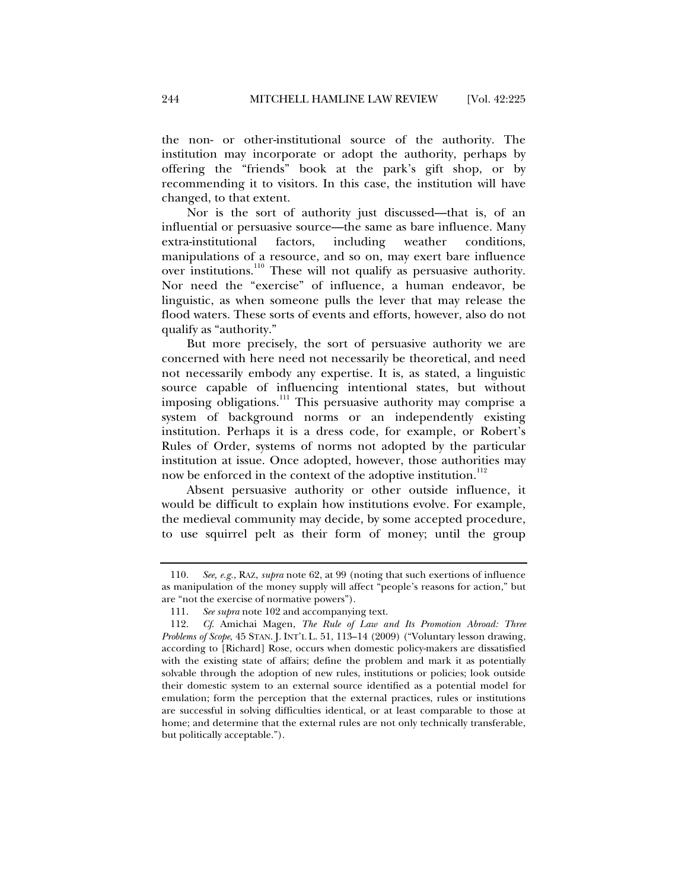the non- or other-institutional source of the authority. The institution may incorporate or adopt the authority, perhaps by offering the "friends" book at the park's gift shop, or by recommending it to visitors. In this case, the institution will have changed, to that extent.

Nor is the sort of authority just discussed—that is, of an influential or persuasive source—the same as bare influence. Many extra-institutional factors, including weather conditions, manipulations of a resource, and so on, may exert bare influence over institutions.[110] These will not qualify as persuasive authority. Nor need the "exercise" of influence, a human endeavor, be linguistic, as when someone pulls the lever that may release the flood waters. These sorts of events and efforts, however, also do not qualify as "authority."

But more precisely, the sort of persuasive authority we are concerned with here need not necessarily be theoretical, and need not necessarily embody any expertise. It is, as stated, a linguistic source capable of influencing intentional states, but without imposing obligations.[111] This persuasive authority may comprise a system of background norms or an independently existing institution. Perhaps it is a dress code, for example, or Robert's Rules of Order, systems of norms not adopted by the particular institution at issue. Once adopted, however, those authorities may now be enforced in the context of the adoptive institution.[112]

Absent persuasive authority or other outside influence, it would be difficult to explain how institutions evolve. For example, the medieval community may decide, by some accepted procedure, to use squirrel pelt as their form of money; until the group

---

110. *See, e.g.*, RAZ, *supra* note 62, at 99 (noting that such exertions of influence as manipulation of the money supply will affect "people's reasons for action," but are "not the exercise of normative powers").

111. *See supra* note 102 and accompanying text.

112. *Cf.* Amichai Magen, *The Rule of Law and Its Promotion Abroad: Three Problems of Scope*, 45 STAN. J. INT'L L. 51, 113–14 (2009) ("Voluntary lesson drawing, according to [Richard] Rose, occurs when domestic policy-makers are dissatisfied with the existing state of affairs; define the problem and mark it as potentially solvable through the adoption of new rules, institutions or policies; look outside their domestic system to an external source identified as a potential model for emulation; form the perception that the external practices, rules or institutions are successful in solving difficulties identical, or at least comparable to those at home; and determine that the external rules are not only technically transferable, but politically acceptable.").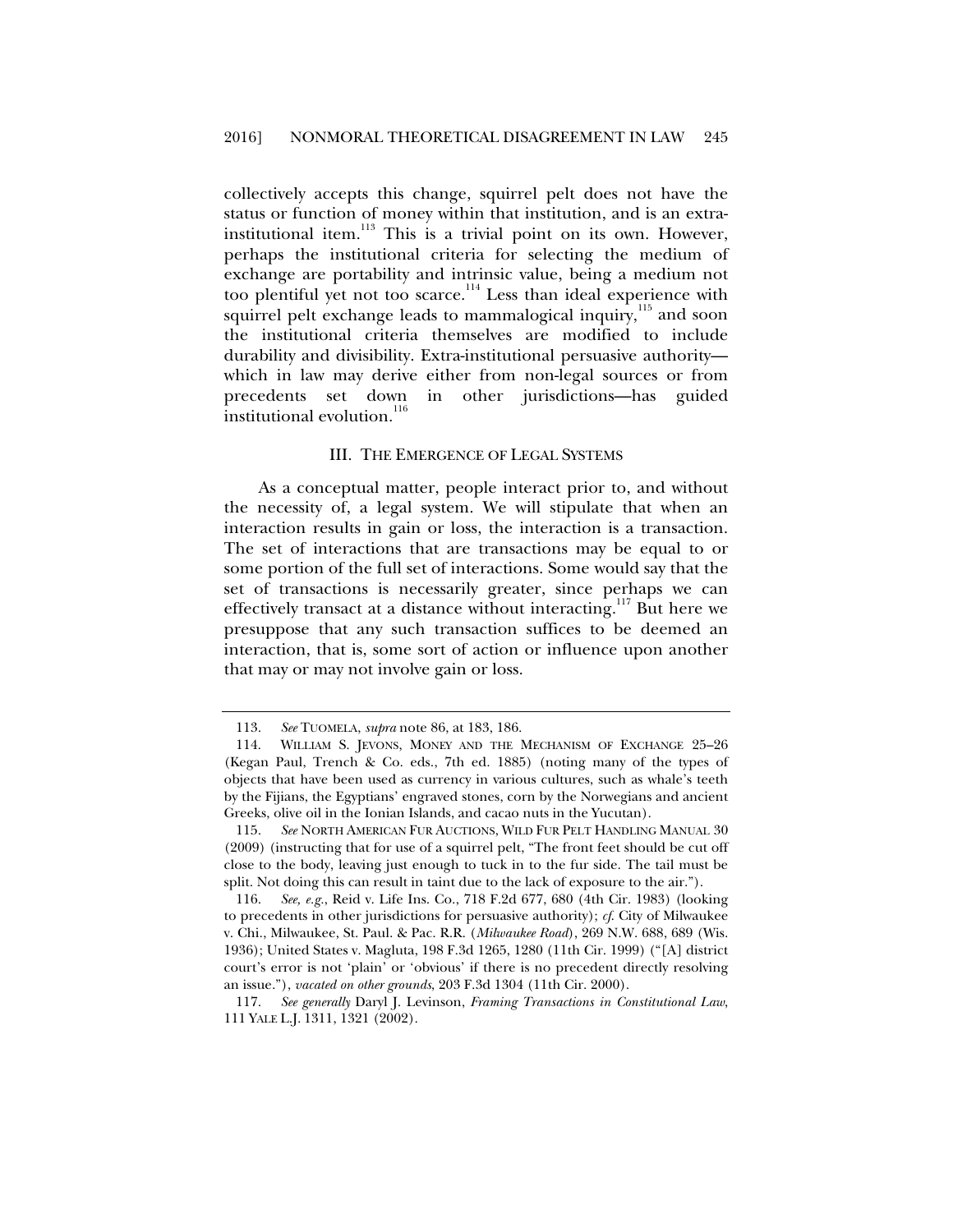collectively accepts this change, squirrel pelt does not have the status or function of money within that institution, and is an extra-institutional item.[113] This is a trivial point on its own. However, perhaps the institutional criteria for selecting the medium of exchange are portability and intrinsic value, being a medium not too plentiful yet not too scarce.[114] Less than ideal experience with squirrel pelt exchange leads to mammalogical inquiry,[115] and soon the institutional criteria themselves are modified to include durability and divisibility. Extra-institutional persuasive authority—which in law may derive either from non-legal sources or from precedents set down in other jurisdictions—has guided institutional evolution.[116]

## III. THE EMERGENCE OF LEGAL SYSTEMS

As a conceptual matter, people interact prior to, and without the necessity of, a legal system. We will stipulate that when an interaction results in gain or loss, the interaction is a transaction. The set of interactions that are transactions may be equal to or some portion of the full set of interactions. Some would say that the set of transactions is necessarily greater, since perhaps we can effectively transact at a distance without interacting.[117] But here we presuppose that any such transaction suffices to be deemed an interaction, that is, some sort of action or influence upon another that may or may not involve gain or loss.

---

113. *See* TUOMELA, *supra* note 86, at 183, 186.

114. WILLIAM S. JEVONS, MONEY AND THE MECHANISM OF EXCHANGE 25–26 (Kegan Paul, Trench & Co. eds., 7th ed. 1885) (noting many of the types of objects that have been used as currency in various cultures, such as whale's teeth by the Fijians, the Egyptians' engraved stones, corn by the Norwegians and ancient Greeks, olive oil in the Ionian Islands, and cacao nuts in the Yucutan).

115. *See* NORTH AMERICAN FUR AUCTIONS, WILD FUR PELT HANDLING MANUAL 30 (2009) (instructing that for use of a squirrel pelt, "The front feet should be cut off close to the body, leaving just enough to tuck in to the fur side. The tail must be split. Not doing this can result in taint due to the lack of exposure to the air.").

116. *See, e.g.*, Reid v. Life Ins. Co., 718 F.2d 677, 680 (4th Cir. 1983) (looking to precedents in other jurisdictions for persuasive authority); *cf.* City of Milwaukee v. Chi., Milwaukee, St. Paul. & Pac. R.R. (*Milwaukee Road*), 269 N.W. 688, 689 (Wis. 1936); United States v. Magluta, 198 F.3d 1265, 1280 (11th Cir. 1999) ("[A] district court's error is not 'plain' or 'obvious' if there is no precedent directly resolving an issue."), *vacated on other grounds*, 203 F.3d 1304 (11th Cir. 2000).

117. *See generally* Daryl J. Levinson, *Framing Transactions in Constitutional Law*, 111 YALE L.J. 1311, 1321 (2002).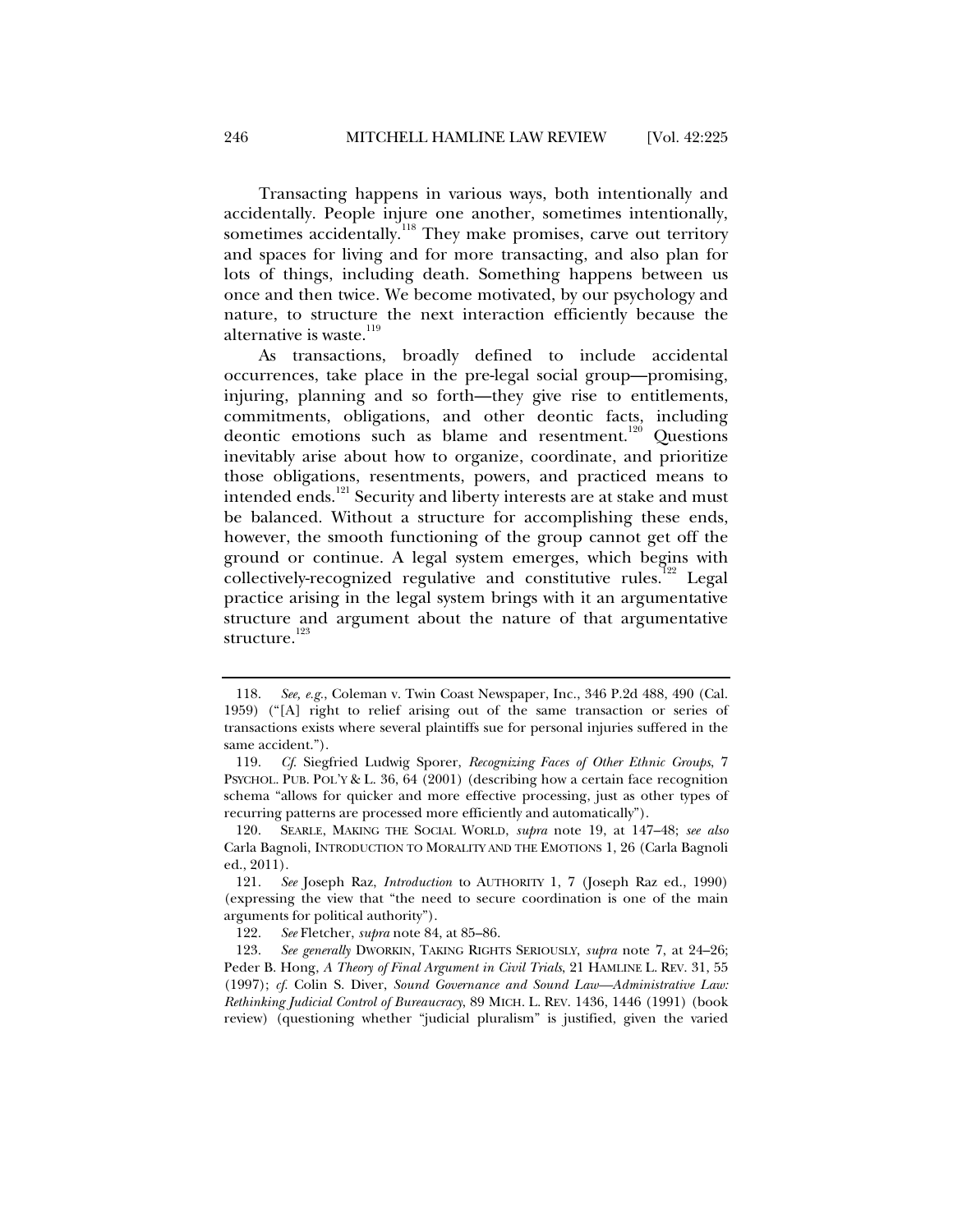Transacting happens in various ways, both intentionally and accidentally. People injure one another, sometimes intentionally, sometimes accidentally.[118] They make promises, carve out territory and spaces for living and for more transacting, and also plan for lots of things, including death. Something happens between us once and then twice. We become motivated, by our psychology and nature, to structure the next interaction efficiently because the alternative is waste.[119]

As transactions, broadly defined to include accidental occurrences, take place in the pre-legal social group—promising, injuring, planning and so forth—they give rise to entitlements, commitments, obligations, and other deontic facts, including deontic emotions such as blame and resentment.[120] Questions inevitably arise about how to organize, coordinate, and prioritize those obligations, resentments, powers, and practiced means to intended ends.[121] Security and liberty interests are at stake and must be balanced. Without a structure for accomplishing these ends, however, the smooth functioning of the group cannot get off the ground or continue. A legal system emerges, which begins with collectively-recognized regulative and constitutive rules.[122] Legal practice arising in the legal system brings with it an argumentative structure and argument about the nature of that argumentative structure.[123]

---

118. *See, e.g.*, Coleman v. Twin Coast Newspaper, Inc., 346 P.2d 488, 490 (Cal. 1959) ("[A] right to relief arising out of the same transaction or series of transactions exists where several plaintiffs sue for personal injuries suffered in the same accident.").

119. *Cf.* Siegfried Ludwig Sporer, *Recognizing Faces of Other Ethnic Groups*, 7 PSYCHOL. PUB. POL'Y & L. 36, 64 (2001) (describing how a certain face recognition schema "allows for quicker and more effective processing, just as other types of recurring patterns are processed more efficiently and automatically").

120. SEARLE, MAKING THE SOCIAL WORLD, *supra* note 19, at 147–48; *see also* Carla Bagnoli, INTRODUCTION TO MORALITY AND THE EMOTIONS 1, 26 (Carla Bagnoli ed., 2011).

121. *See* Joseph Raz, *Introduction* to AUTHORITY 1, 7 (Joseph Raz ed., 1990) (expressing the view that "the need to secure coordination is one of the main arguments for political authority").

122. *See* Fletcher, *supra* note 84, at 85–86.

123. *See generally* DWORKIN, TAKING RIGHTS SERIOUSLY, *supra* note 7, at 24–26; Peder B. Hong, *A Theory of Final Argument in Civil Trials*, 21 HAMLINE L. REV. 31, 55 (1997); *cf.* Colin S. Diver, *Sound Governance and Sound Law—Administrative Law: Rethinking Judicial Control of Bureaucracy*, 89 MICH. L. REV. 1436, 1446 (1991) (book review) (questioning whether "judicial pluralism" is justified, given the varied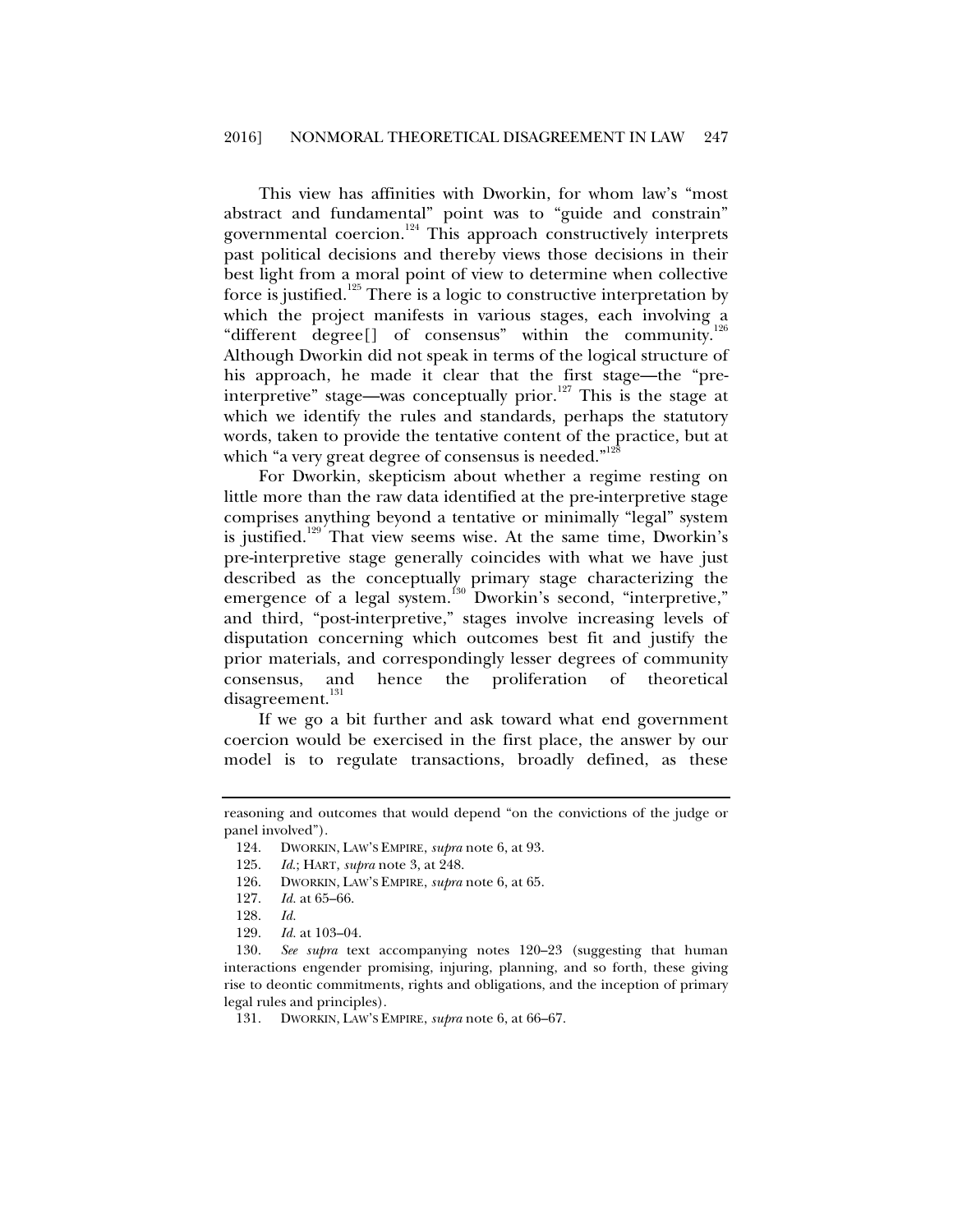This view has affinities with Dworkin, for whom law's "most abstract and fundamental" point was to "guide and constrain" governmental coercion.[124] This approach constructively interprets past political decisions and thereby views those decisions in their best light from a moral point of view to determine when collective force is justified.[125] There is a logic to constructive interpretation by which the project manifests in various stages, each involving a "different degree[] of consensus" within the community.[126] Although Dworkin did not speak in terms of the logical structure of his approach, he made it clear that the first stage—the "pre-interpretive" stage—was conceptually prior.[127] This is the stage at which we identify the rules and standards, perhaps the statutory words, taken to provide the tentative content of the practice, but at which "a very great degree of consensus is needed."[128]

For Dworkin, skepticism about whether a regime resting on little more than the raw data identified at the pre-interpretive stage comprises anything beyond a tentative or minimally "legal" system is justified.[129] That view seems wise. At the same time, Dworkin's pre-interpretive stage generally coincides with what we have just described as the conceptually primary stage characterizing the emergence of a legal system.[130] Dworkin's second, "interpretive," and third, "post-interpretive," stages involve increasing levels of disputation concerning which outcomes best fit and justify the prior materials, and correspondingly lesser degrees of community consensus, and hence the proliferation of theoretical disagreement.[131]

If we go a bit further and ask toward what end government coercion would be exercised in the first place, the answer by our model is to regulate transactions, broadly defined, as these

---

reasoning and outcomes that would depend "on the convictions of the judge or panel involved").

124. DWORKIN, LAW'S EMPIRE, *supra* note 6, at 93.

125. *Id.*; HART, *supra* note 3, at 248.

126. DWORKIN, LAW'S EMPIRE, *supra* note 6, at 65.

127. *Id.* at 65–66.

128. *Id.*

129. *Id.* at 103–04.

130. *See supra* text accompanying notes 120–23 (suggesting that human interactions engender promising, injuring, planning, and so forth, these giving rise to deontic commitments, rights and obligations, and the inception of primary legal rules and principles).

131. DWORKIN, LAW'S EMPIRE, *supra* note 6, at 66–67.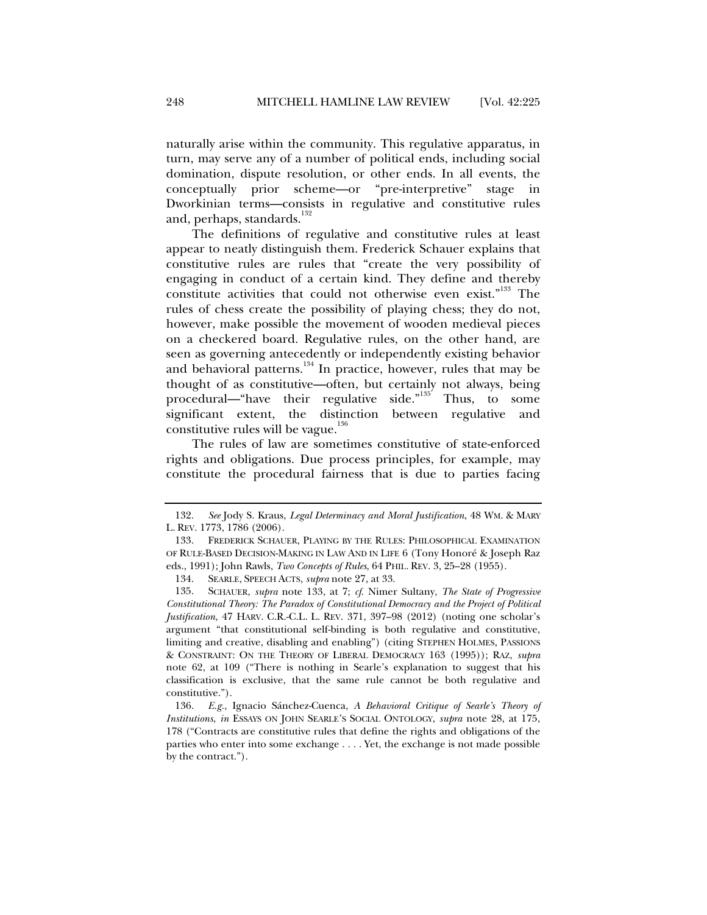naturally arise within the community. This regulative apparatus, in turn, may serve any of a number of political ends, including social domination, dispute resolution, or other ends. In all events, the conceptually prior scheme—or "pre-interpretive" stage in Dworkinian terms—consists in regulative and constitutive rules and, perhaps, standards.[132]

The definitions of regulative and constitutive rules at least appear to neatly distinguish them. Frederick Schauer explains that constitutive rules are rules that "create the very possibility of engaging in conduct of a certain kind. They define and thereby constitute activities that could not otherwise even exist."[133] The rules of chess create the possibility of playing chess; they do not, however, make possible the movement of wooden medieval pieces on a checkered board. Regulative rules, on the other hand, are seen as governing antecedently or independently existing behavior and behavioral patterns.[134] In practice, however, rules that may be thought of as constitutive—often, but certainly not always, being procedural—"have their regulative side."[135] Thus, to some significant extent, the distinction between regulative and constitutive rules will be vague.[136]

The rules of law are sometimes constitutive of state-enforced rights and obligations. Due process principles, for example, may constitute the procedural fairness that is due to parties facing

---

132. *See* Jody S. Kraus, *Legal Determinacy and Moral Justification*, 48 WM. & MARY L. REV. 1773, 1786 (2006).

133. FREDERICK SCHAUER, PLAYING BY THE RULES: PHILOSOPHICAL EXAMINATION OF RULE-BASED DECISION-MAKING IN LAW AND IN LIFE 6 (Tony Honoré & Joseph Raz eds., 1991); John Rawls, *Two Concepts of Rules*, 64 PHIL. REV. 3, 25–28 (1955).

134. SEARLE, SPEECH ACTS, *supra* note 27, at 33.

135. SCHAUER, *supra* note 133, at 7; *cf.* Nimer Sultany, *The State of Progressive Constitutional Theory: The Paradox of Constitutional Democracy and the Project of Political Justification*, 47 HARV. C.R.-C.L. L. REV. 371, 397–98 (2012) (noting one scholar's argument "that constitutional self-binding is both regulative and constitutive, limiting and creative, disabling and enabling") (citing STEPHEN HOLMES, PASSIONS & CONSTRAINT: ON THE THEORY OF LIBERAL DEMOCRACY 163 (1995)); RAZ, *supra* note 62, at 109 ("There is nothing in Searle's explanation to suggest that his classification is exclusive, that the same rule cannot be both regulative and constitutive.").

136. *E.g.*, Ignacio Sánchez-Cuenca, *A Behavioral Critique of Searle's Theory of Institutions*, *in* ESSAYS ON JOHN SEARLE'S SOCIAL ONTOLOGY, *supra* note 28, at 175, 178 ("Contracts are constitutive rules that define the rights and obligations of the parties who enter into some exchange . . . . Yet, the exchange is not made possible by the contract.").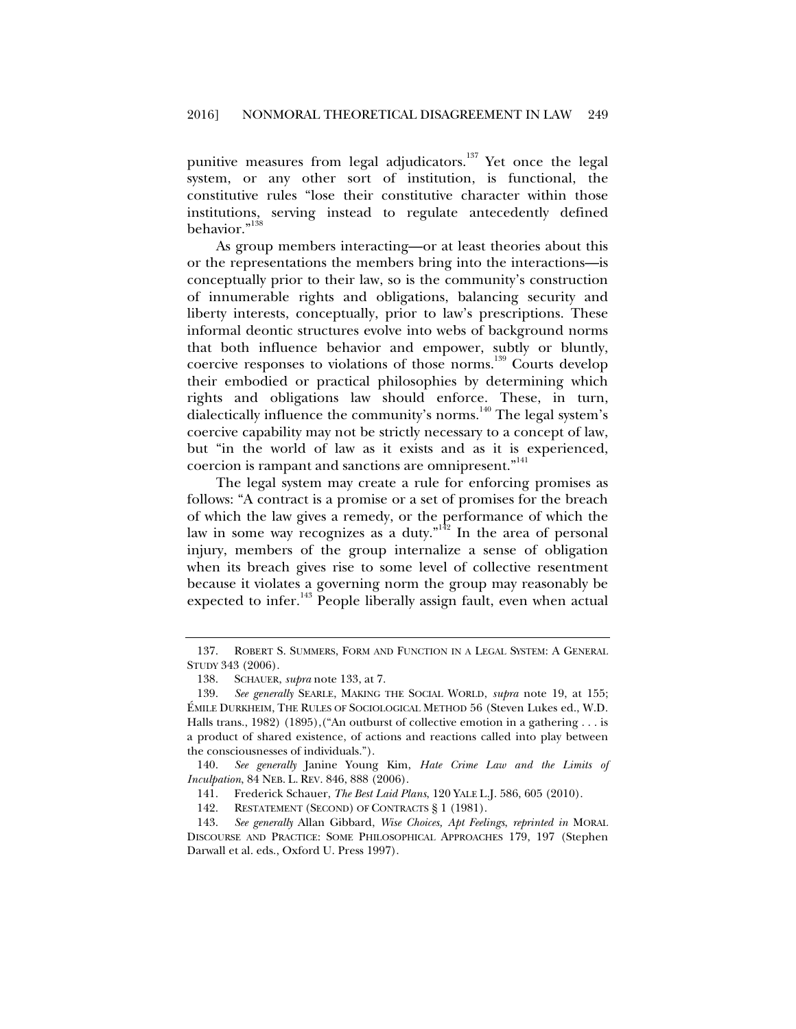punitive measures from legal adjudicators.[137] Yet once the legal system, or any other sort of institution, is functional, the constitutive rules "lose their constitutive character within those institutions, serving instead to regulate antecedently defined behavior."[138]

As group members interacting—or at least theories about this or the representations the members bring into the interactions—is conceptually prior to their law, so is the community's construction of innumerable rights and obligations, balancing security and liberty interests, conceptually, prior to law's prescriptions. These informal deontic structures evolve into webs of background norms that both influence behavior and empower, subtly or bluntly, coercive responses to violations of those norms.[139] Courts develop their embodied or practical philosophies by determining which rights and obligations law should enforce. These, in turn, dialectically influence the community's norms.[140] The legal system's coercive capability may not be strictly necessary to a concept of law, but "in the world of law as it exists and as it is experienced, coercion is rampant and sanctions are omnipresent."[141]

The legal system may create a rule for enforcing promises as follows: "A contract is a promise or a set of promises for the breach of which the law gives a remedy, or the performance of which the law in some way recognizes as a duty."[142] In the area of personal injury, members of the group internalize a sense of obligation when its breach gives rise to some level of collective resentment because it violates a governing norm the group may reasonably be expected to infer.[143] People liberally assign fault, even when actual

---

137. ROBERT S. SUMMERS, FORM AND FUNCTION IN A LEGAL SYSTEM: A GENERAL STUDY 343 (2006).

138. SCHAUER, *supra* note 133, at 7.

139. *See generally* SEARLE, MAKING THE SOCIAL WORLD, *supra* note 19, at 155; ÉMILE DURKHEIM, THE RULES OF SOCIOLOGICAL METHOD 56 (Steven Lukes ed., W.D. Halls trans., 1982) (1895),("An outburst of collective emotion in a gathering . . . is a product of shared existence, of actions and reactions called into play between the consciousnesses of individuals.").

140. *See generally* Janine Young Kim, *Hate Crime Law and the Limits of Inculpation*, 84 NEB. L. REV. 846, 888 (2006).

141. Frederick Schauer, *The Best Laid Plans*, 120 YALE L.J. 586, 605 (2010).

142. RESTATEMENT (SECOND) OF CONTRACTS § 1 (1981).

143. *See generally* Allan Gibbard, *Wise Choices, Apt Feelings*, *reprinted in* MORAL DISCOURSE AND PRACTICE: SOME PHILOSOPHICAL APPROACHES 179, 197 (Stephen Darwall et al. eds., Oxford U. Press 1997).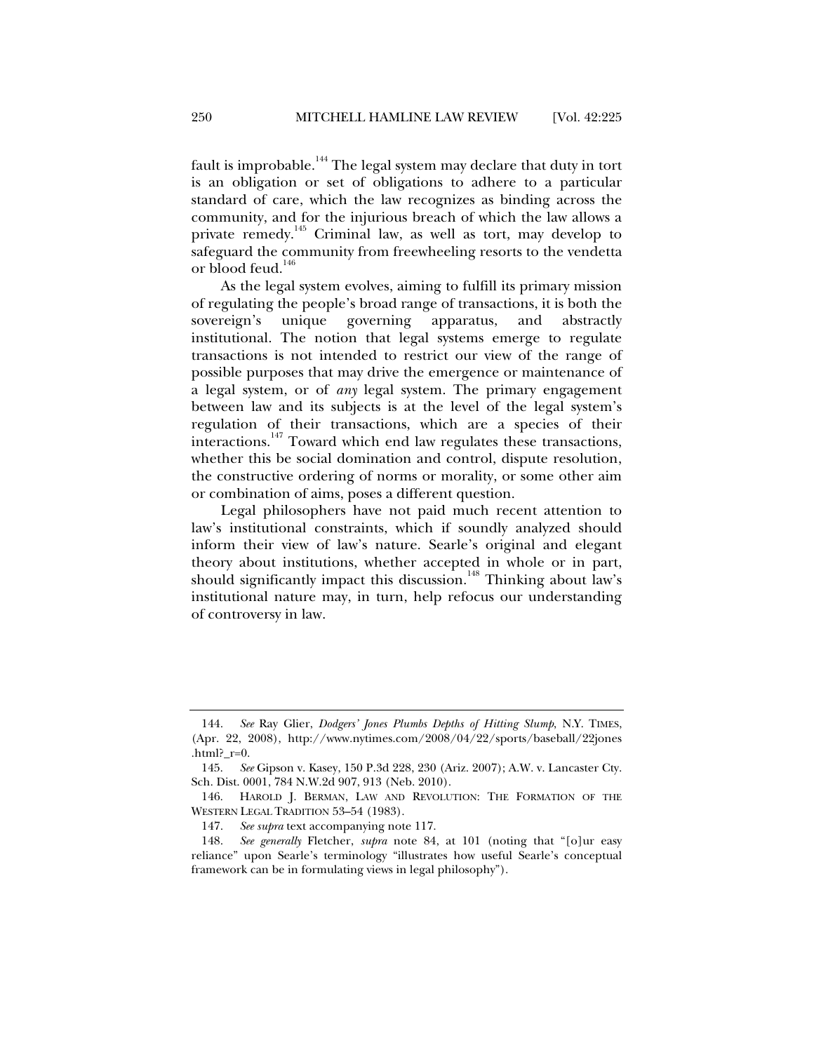fault is improbable.[144] The legal system may declare that duty in tort is an obligation or set of obligations to adhere to a particular standard of care, which the law recognizes as binding across the community, and for the injurious breach of which the law allows a private remedy.[145] Criminal law, as well as tort, may develop to safeguard the community from freewheeling resorts to the vendetta or blood feud.[146]

As the legal system evolves, aiming to fulfill its primary mission of regulating the people's broad range of transactions, it is both the sovereign's unique governing apparatus, and abstractly institutional. The notion that legal systems emerge to regulate transactions is not intended to restrict our view of the range of possible purposes that may drive the emergence or maintenance of a legal system, or of *any* legal system. The primary engagement between law and its subjects is at the level of the legal system's regulation of their transactions, which are a species of their interactions.[147] Toward which end law regulates these transactions, whether this be social domination and control, dispute resolution, the constructive ordering of norms or morality, or some other aim or combination of aims, poses a different question.

Legal philosophers have not paid much recent attention to law's institutional constraints, which if soundly analyzed should inform their view of law's nature. Searle's original and elegant theory about institutions, whether accepted in whole or in part, should significantly impact this discussion.[148] Thinking about law's institutional nature may, in turn, help refocus our understanding of controversy in law.

---

144. *See* Ray Glier, *Dodgers' Jones Plumbs Depths of Hitting Slump*, N.Y. TIMES, (Apr. 22, 2008), http://www.nytimes.com/2008/04/22/sports/baseball/22jones.html?_r=0.

145. *See* Gipson v. Kasey, 150 P.3d 228, 230 (Ariz. 2007); A.W. v. Lancaster Cty. Sch. Dist. 0001, 784 N.W.2d 907, 913 (Neb. 2010).

146. HAROLD J. BERMAN, LAW AND REVOLUTION: THE FORMATION OF THE WESTERN LEGAL TRADITION 53–54 (1983).

147. *See supra* text accompanying note 117.

148. *See generally* Fletcher, *supra* note 84, at 101 (noting that "[o]ur easy reliance" upon Searle's terminology "illustrates how useful Searle's conceptual framework can be in formulating views in legal philosophy").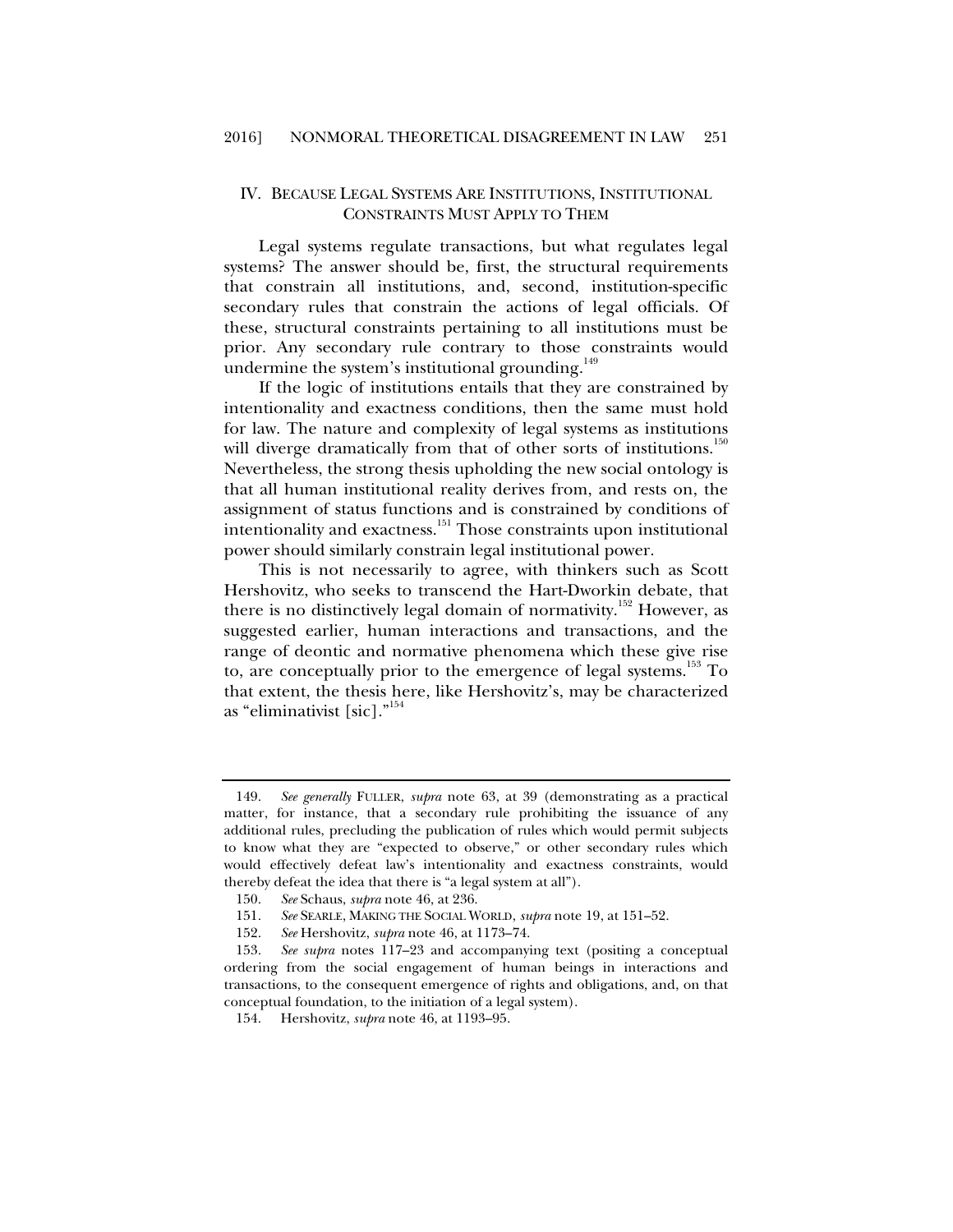## IV. BECAUSE LEGAL SYSTEMS ARE INSTITUTIONS, INSTITUTIONAL CONSTRAINTS MUST APPLY TO THEM

Legal systems regulate transactions, but what regulates legal systems? The answer should be, first, the structural requirements that constrain all institutions, and, second, institution-specific secondary rules that constrain the actions of legal officials. Of these, structural constraints pertaining to all institutions must be prior. Any secondary rule contrary to those constraints would undermine the system's institutional grounding.[149]

If the logic of institutions entails that they are constrained by intentionality and exactness conditions, then the same must hold for law. The nature and complexity of legal systems as institutions will diverge dramatically from that of other sorts of institutions.[150] Nevertheless, the strong thesis upholding the new social ontology is that all human institutional reality derives from, and rests on, the assignment of status functions and is constrained by conditions of intentionality and exactness.[151] Those constraints upon institutional power should similarly constrain legal institutional power.

This is not necessarily to agree, with thinkers such as Scott Hershovitz, who seeks to transcend the Hart-Dworkin debate, that there is no distinctively legal domain of normativity.[152] However, as suggested earlier, human interactions and transactions, and the range of deontic and normative phenomena which these give rise to, are conceptually prior to the emergence of legal systems.[153] To that extent, the thesis here, like Hershovitz's, may be characterized as "eliminativist [sic]."[154]

---

149. *See generally* FULLER, *supra* note 63, at 39 (demonstrating as a practical matter, for instance, that a secondary rule prohibiting the issuance of any additional rules, precluding the publication of rules which would permit subjects to know what they are "expected to observe," or other secondary rules which would effectively defeat law's intentionality and exactness constraints, would thereby defeat the idea that there is "a legal system at all").

150. *See* Schaus, *supra* note 46, at 236.

151. *See* SEARLE, MAKING THE SOCIAL WORLD, *supra* note 19, at 151–52.

152. *See* Hershovitz, *supra* note 46, at 1173–74.

153. *See supra* notes 117–23 and accompanying text (positing a conceptual ordering from the social engagement of human beings in interactions and transactions, to the consequent emergence of rights and obligations, and, on that conceptual foundation, to the initiation of a legal system).

154. Hershovitz, *supra* note 46, at 1193–95.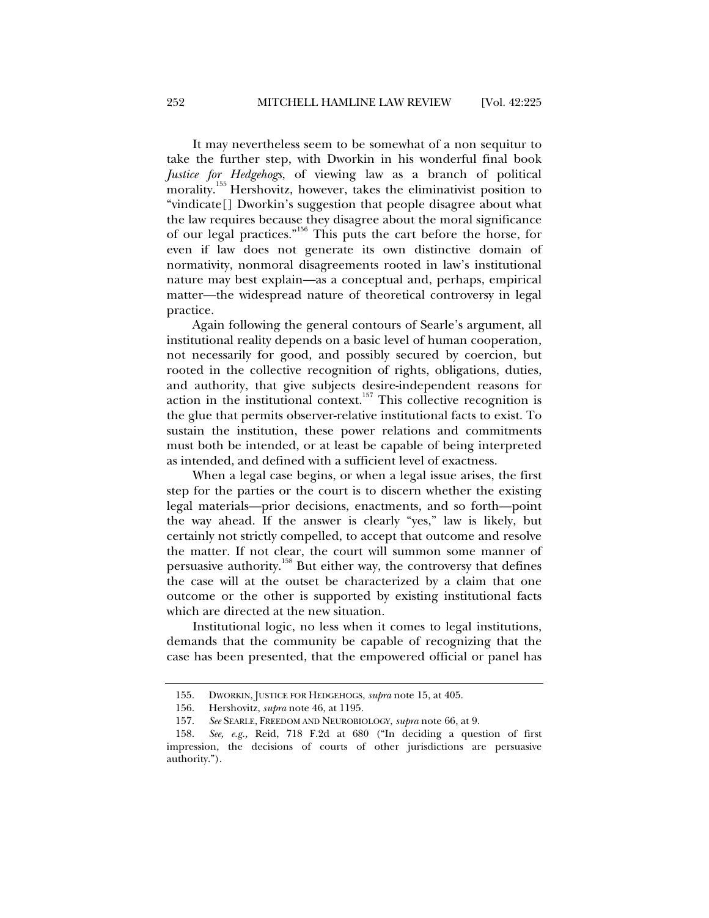It may nevertheless seem to be somewhat of a non sequitur to take the further step, with Dworkin in his wonderful final book *Justice for Hedgehogs*, of viewing law as a branch of political morality.[155] Hershovitz, however, takes the eliminativist position to "vindicate[] Dworkin's suggestion that people disagree about what the law requires because they disagree about the moral significance of our legal practices."[156] This puts the cart before the horse, for even if law does not generate its own distinctive domain of normativity, nonmoral disagreements rooted in law's institutional nature may best explain—as a conceptual and, perhaps, empirical matter—the widespread nature of theoretical controversy in legal practice.

Again following the general contours of Searle's argument, all institutional reality depends on a basic level of human cooperation, not necessarily for good, and possibly secured by coercion, but rooted in the collective recognition of rights, obligations, duties, and authority, that give subjects desire-independent reasons for action in the institutional context.[157] This collective recognition is the glue that permits observer-relative institutional facts to exist. To sustain the institution, these power relations and commitments must both be intended, or at least be capable of being interpreted as intended, and defined with a sufficient level of exactness.

When a legal case begins, or when a legal issue arises, the first step for the parties or the court is to discern whether the existing legal materials—prior decisions, enactments, and so forth—point the way ahead. If the answer is clearly "yes," law is likely, but certainly not strictly compelled, to accept that outcome and resolve the matter. If not clear, the court will summon some manner of persuasive authority.[158] But either way, the controversy that defines the case will at the outset be characterized by a claim that one outcome or the other is supported by existing institutional facts which are directed at the new situation.

Institutional logic, no less when it comes to legal institutions, demands that the community be capable of recognizing that the case has been presented, that the empowered official or panel has

---

155. DWORKIN, JUSTICE FOR HEDGEHOGS, *supra* note 15, at 405.

156. Hershovitz, *supra* note 46, at 1195.

157. *See* SEARLE, FREEDOM AND NEUROBIOLOGY, *supra* note 66, at 9.

158. *See, e.g.*, Reid, 718 F.2d at 680 ("In deciding a question of first impression, the decisions of courts of other jurisdictions are persuasive authority.").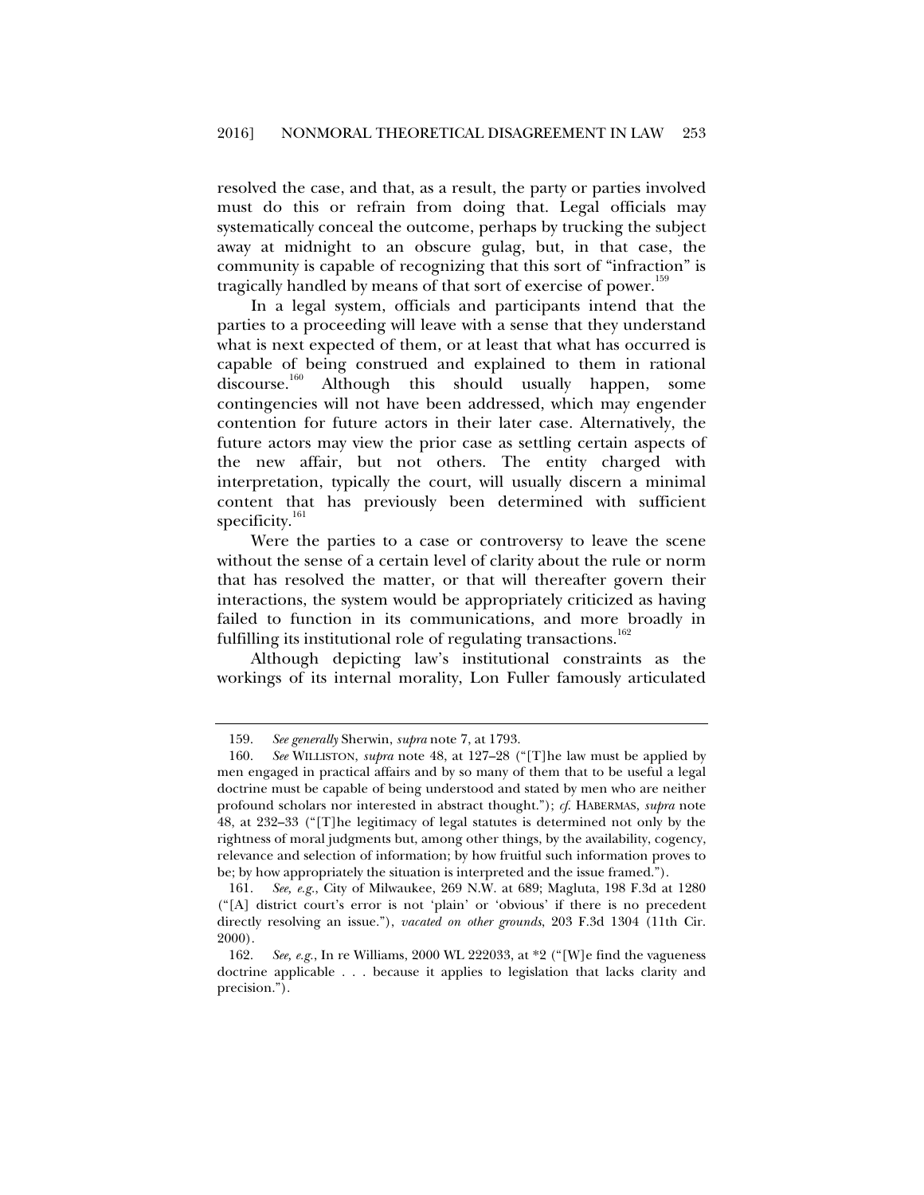resolved the case, and that, as a result, the party or parties involved must do this or refrain from doing that. Legal officials may systematically conceal the outcome, perhaps by trucking the subject away at midnight to an obscure gulag, but, in that case, the community is capable of recognizing that this sort of "infraction" is tragically handled by means of that sort of exercise of power.[159]

In a legal system, officials and participants intend that the parties to a proceeding will leave with a sense that they understand what is next expected of them, or at least that what has occurred is capable of being construed and explained to them in rational discourse.[160] Although this should usually happen, some contingencies will not have been addressed, which may engender contention for future actors in their later case. Alternatively, the future actors may view the prior case as settling certain aspects of the new affair, but not others. The entity charged with interpretation, typically the court, will usually discern a minimal content that has previously been determined with sufficient specificity.[161]

Were the parties to a case or controversy to leave the scene without the sense of a certain level of clarity about the rule or norm that has resolved the matter, or that will thereafter govern their interactions, the system would be appropriately criticized as having failed to function in its communications, and more broadly in fulfilling its institutional role of regulating transactions.[162]

Although depicting law's institutional constraints as the workings of its internal morality, Lon Fuller famously articulated

---

159. *See generally* Sherwin, *supra* note 7, at 1793.

160. *See* WILLISTON, *supra* note 48, at 127–28 ("[T]he law must be applied by men engaged in practical affairs and by so many of them that to be useful a legal doctrine must be capable of being understood and stated by men who are neither profound scholars nor interested in abstract thought."); *cf.* HABERMAS, *supra* note 48, at 232–33 ("[T]he legitimacy of legal statutes is determined not only by the rightness of moral judgments but, among other things, by the availability, cogency, relevance and selection of information; by how fruitful such information proves to be; by how appropriately the situation is interpreted and the issue framed.").

161. *See, e.g.*, City of Milwaukee, 269 N.W. at 689; Magluta, 198 F.3d at 1280 ("[A] district court's error is not 'plain' or 'obvious' if there is no precedent directly resolving an issue."), *vacated on other grounds*, 203 F.3d 1304 (11th Cir. 2000).

162. *See, e.g.*, In re Williams, 2000 WL 222033, at \*2 ("[W]e find the vagueness doctrine applicable . . . because it applies to legislation that lacks clarity and precision.").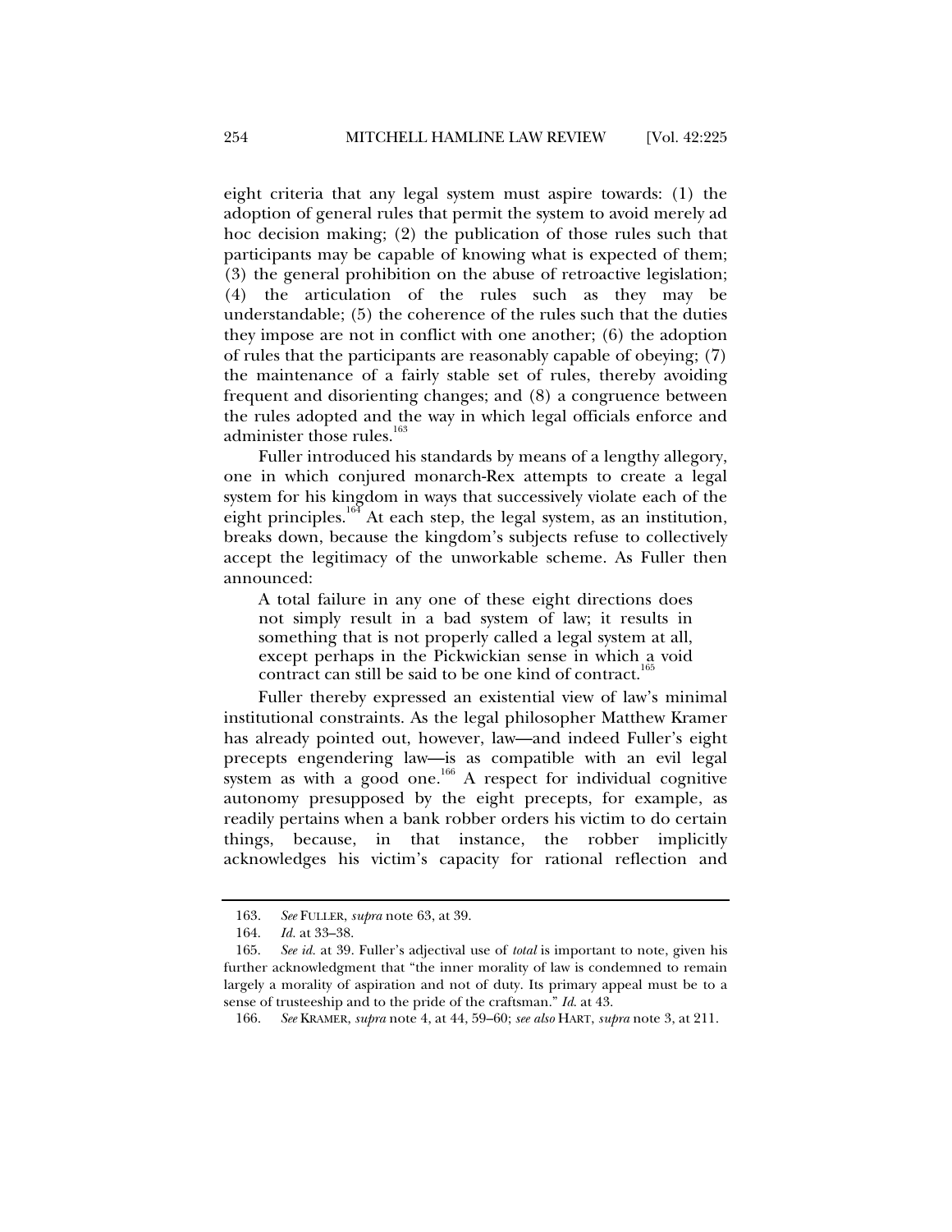eight criteria that any legal system must aspire towards: (1) the adoption of general rules that permit the system to avoid merely ad hoc decision making; (2) the publication of those rules such that participants may be capable of knowing what is expected of them; (3) the general prohibition on the abuse of retroactive legislation; (4) the articulation of the rules such as they may be understandable; (5) the coherence of the rules such that the duties they impose are not in conflict with one another; (6) the adoption of rules that the participants are reasonably capable of obeying; (7) the maintenance of a fairly stable set of rules, thereby avoiding frequent and disorienting changes; and (8) a congruence between the rules adopted and the way in which legal officials enforce and administer those rules.[163]

Fuller introduced his standards by means of a lengthy allegory, one in which conjured monarch-Rex attempts to create a legal system for his kingdom in ways that successively violate each of the eight principles.[164] At each step, the legal system, as an institution, breaks down, because the kingdom's subjects refuse to collectively accept the legitimacy of the unworkable scheme. As Fuller then announced:

> A total failure in any one of these eight directions does not simply result in a bad system of law; it results in something that is not properly called a legal system at all, except perhaps in the Pickwickian sense in which a void contract can still be said to be one kind of contract.[165]

Fuller thereby expressed an existential view of law's minimal institutional constraints. As the legal philosopher Matthew Kramer has already pointed out, however, law—and indeed Fuller's eight precepts engendering law—is as compatible with an evil legal system as with a good one.[166] A respect for individual cognitive autonomy presupposed by the eight precepts, for example, as readily pertains when a bank robber orders his victim to do certain things, because, in that instance, the robber implicitly acknowledges his victim's capacity for rational reflection and

---

163. *See* FULLER, *supra* note 63, at 39.

164. *Id.* at 33–38.

165. *See id.* at 39. Fuller's adjectival use of *total* is important to note, given his further acknowledgment that "the inner morality of law is condemned to remain largely a morality of aspiration and not of duty. Its primary appeal must be to a sense of trusteeship and to the pride of the craftsman." *Id.* at 43.

166. *See* KRAMER, *supra* note 4, at 44, 59–60; *see also* HART, *supra* note 3, at 211.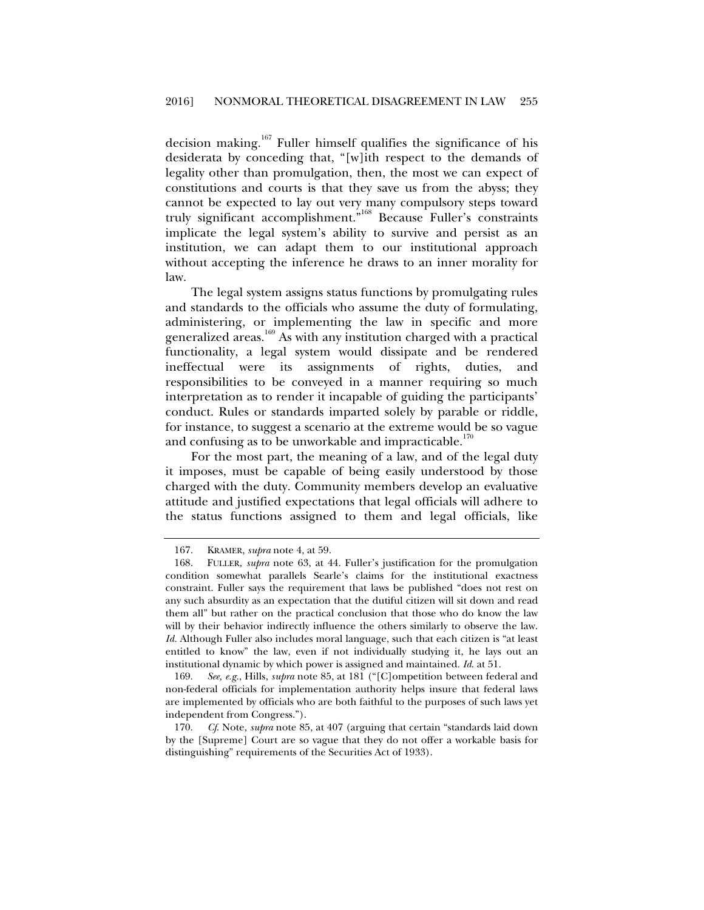decision making.[167] Fuller himself qualifies the significance of his desiderata by conceding that, "[w]ith respect to the demands of legality other than promulgation, then, the most we can expect of constitutions and courts is that they save us from the abyss; they cannot be expected to lay out very many compulsory steps toward truly significant accomplishment."[168] Because Fuller's constraints implicate the legal system's ability to survive and persist as an institution, we can adapt them to our institutional approach without accepting the inference he draws to an inner morality for law.

The legal system assigns status functions by promulgating rules and standards to the officials who assume the duty of formulating, administering, or implementing the law in specific and more generalized areas.[169] As with any institution charged with a practical functionality, a legal system would dissipate and be rendered ineffectual were its assignments of rights, duties, and responsibilities to be conveyed in a manner requiring so much interpretation as to render it incapable of guiding the participants' conduct. Rules or standards imparted solely by parable or riddle, for instance, to suggest a scenario at the extreme would be so vague and confusing as to be unworkable and impracticable.[170]

For the most part, the meaning of a law, and of the legal duty it imposes, must be capable of being easily understood by those charged with the duty. Community members develop an evaluative attitude and justified expectations that legal officials will adhere to the status functions assigned to them and legal officials, like

---

167. KRAMER, *supra* note 4, at 59.

168. FULLER, *supra* note 63, at 44. Fuller's justification for the promulgation condition somewhat parallels Searle's claims for the institutional exactness constraint. Fuller says the requirement that laws be published "does not rest on any such absurdity as an expectation that the dutiful citizen will sit down and read them all" but rather on the practical conclusion that those who do know the law will by their behavior indirectly influence the others similarly to observe the law. *Id.* Although Fuller also includes moral language, such that each citizen is "at least entitled to know" the law, even if not individually studying it, he lays out an institutional dynamic by which power is assigned and maintained. *Id.* at 51.

169. *See, e.g.*, Hills, *supra* note 85, at 181 ("[C]ompetition between federal and non-federal officials for implementation authority helps insure that federal laws are implemented by officials who are both faithful to the purposes of such laws yet independent from Congress.").

170. *Cf.* Note, *supra* note 85, at 407 (arguing that certain "standards laid down by the [Supreme] Court are so vague that they do not offer a workable basis for distinguishing" requirements of the Securities Act of 1933).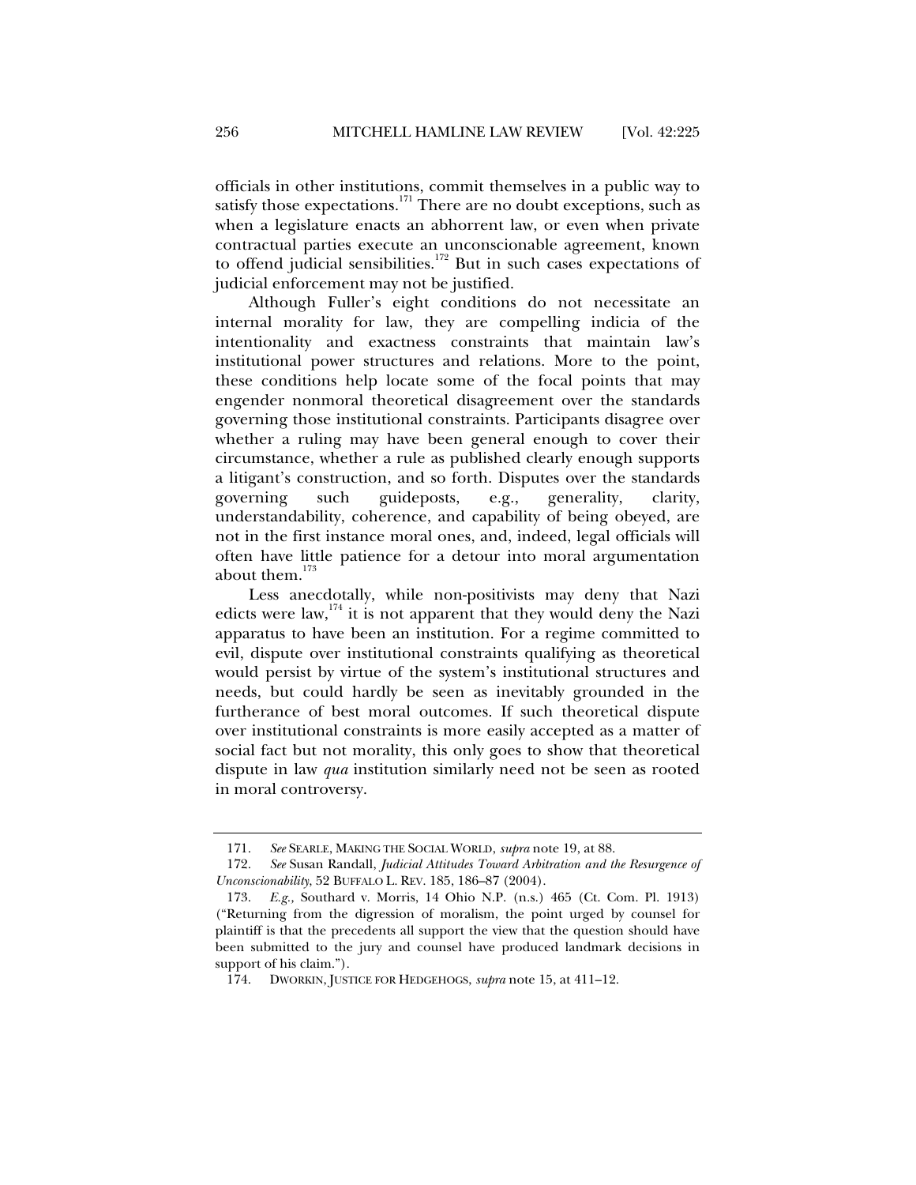officials in other institutions, commit themselves in a public way to satisfy those expectations.[171] There are no doubt exceptions, such as when a legislature enacts an abhorrent law, or even when private contractual parties execute an unconscionable agreement, known to offend judicial sensibilities.[172] But in such cases expectations of judicial enforcement may not be justified.

Although Fuller's eight conditions do not necessitate an internal morality for law, they are compelling indicia of the intentionality and exactness constraints that maintain law's institutional power structures and relations. More to the point, these conditions help locate some of the focal points that may engender nonmoral theoretical disagreement over the standards governing those institutional constraints. Participants disagree over whether a ruling may have been general enough to cover their circumstance, whether a rule as published clearly enough supports a litigant's construction, and so forth. Disputes over the standards governing such guideposts, e.g., generality, clarity, understandability, coherence, and capability of being obeyed, are not in the first instance moral ones, and, indeed, legal officials will often have little patience for a detour into moral argumentation about them.[173]

Less anecdotally, while non-positivists may deny that Nazi edicts were law,[174] it is not apparent that they would deny the Nazi apparatus to have been an institution. For a regime committed to evil, dispute over institutional constraints qualifying as theoretical would persist by virtue of the system's institutional structures and needs, but could hardly be seen as inevitably grounded in the furtherance of best moral outcomes. If such theoretical dispute over institutional constraints is more easily accepted as a matter of social fact but not morality, this only goes to show that theoretical dispute in law *qua* institution similarly need not be seen as rooted in moral controversy.

---

171. *See* SEARLE, MAKING THE SOCIAL WORLD, *supra* note 19, at 88.

172. *See* Susan Randall, *Judicial Attitudes Toward Arbitration and the Resurgence of Unconscionability*, 52 BUFFALO L. REV. 185, 186–87 (2004).

173. *E.g.,* Southard v. Morris, 14 Ohio N.P. (n.s.) 465 (Ct. Com. Pl. 1913) ("Returning from the digression of moralism, the point urged by counsel for plaintiff is that the precedents all support the view that the question should have been submitted to the jury and counsel have produced landmark decisions in support of his claim.").

174. DWORKIN, JUSTICE FOR HEDGEHOGS, *supra* note 15, at 411–12.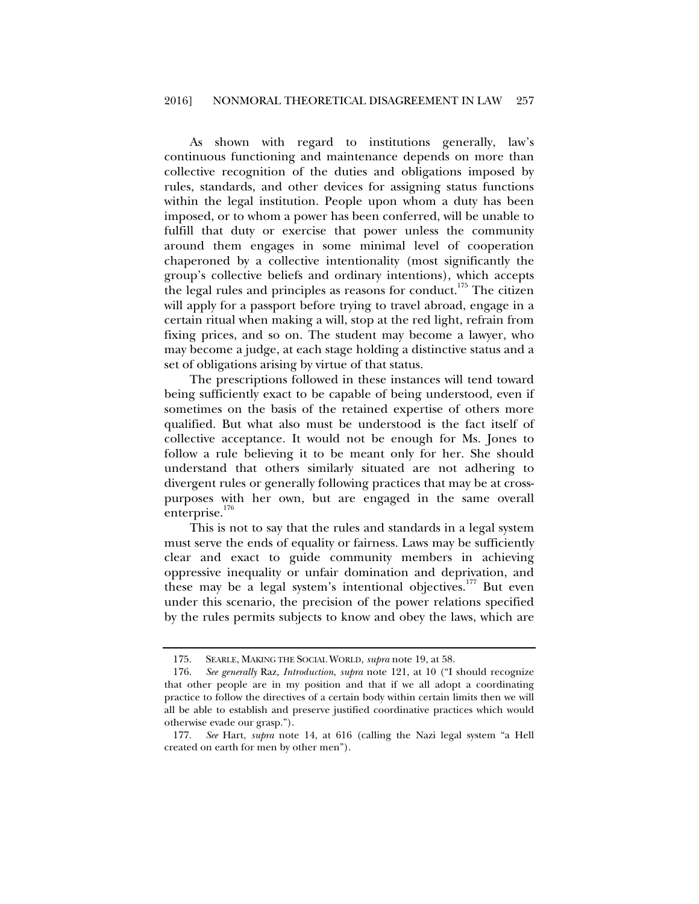As shown with regard to institutions generally, law's continuous functioning and maintenance depends on more than collective recognition of the duties and obligations imposed by rules, standards, and other devices for assigning status functions within the legal institution. People upon whom a duty has been imposed, or to whom a power has been conferred, will be unable to fulfill that duty or exercise that power unless the community around them engages in some minimal level of cooperation chaperoned by a collective intentionality (most significantly the group's collective beliefs and ordinary intentions), which accepts the legal rules and principles as reasons for conduct.[175] The citizen will apply for a passport before trying to travel abroad, engage in a certain ritual when making a will, stop at the red light, refrain from fixing prices, and so on. The student may become a lawyer, who may become a judge, at each stage holding a distinctive status and a set of obligations arising by virtue of that status.

The prescriptions followed in these instances will tend toward being sufficiently exact to be capable of being understood, even if sometimes on the basis of the retained expertise of others more qualified. But what also must be understood is the fact itself of collective acceptance. It would not be enough for Ms. Jones to follow a rule believing it to be meant only for her. She should understand that others similarly situated are not adhering to divergent rules or generally following practices that may be at cross-purposes with her own, but are engaged in the same overall enterprise.[176]

This is not to say that the rules and standards in a legal system must serve the ends of equality or fairness. Laws may be sufficiently clear and exact to guide community members in achieving oppressive inequality or unfair domination and deprivation, and these may be a legal system's intentional objectives.[177] But even under this scenario, the precision of the power relations specified by the rules permits subjects to know and obey the laws, which are

---

175. SEARLE, MAKING THE SOCIAL WORLD, *supra* note 19, at 58.

176. *See generally* Raz, *Introduction*, *supra* note 121, at 10 ("I should recognize that other people are in my position and that if we all adopt a coordinating practice to follow the directives of a certain body within certain limits then we will all be able to establish and preserve justified coordinative practices which would otherwise evade our grasp.").

177. *See* Hart, *supra* note 14, at 616 (calling the Nazi legal system "a Hell created on earth for men by other men").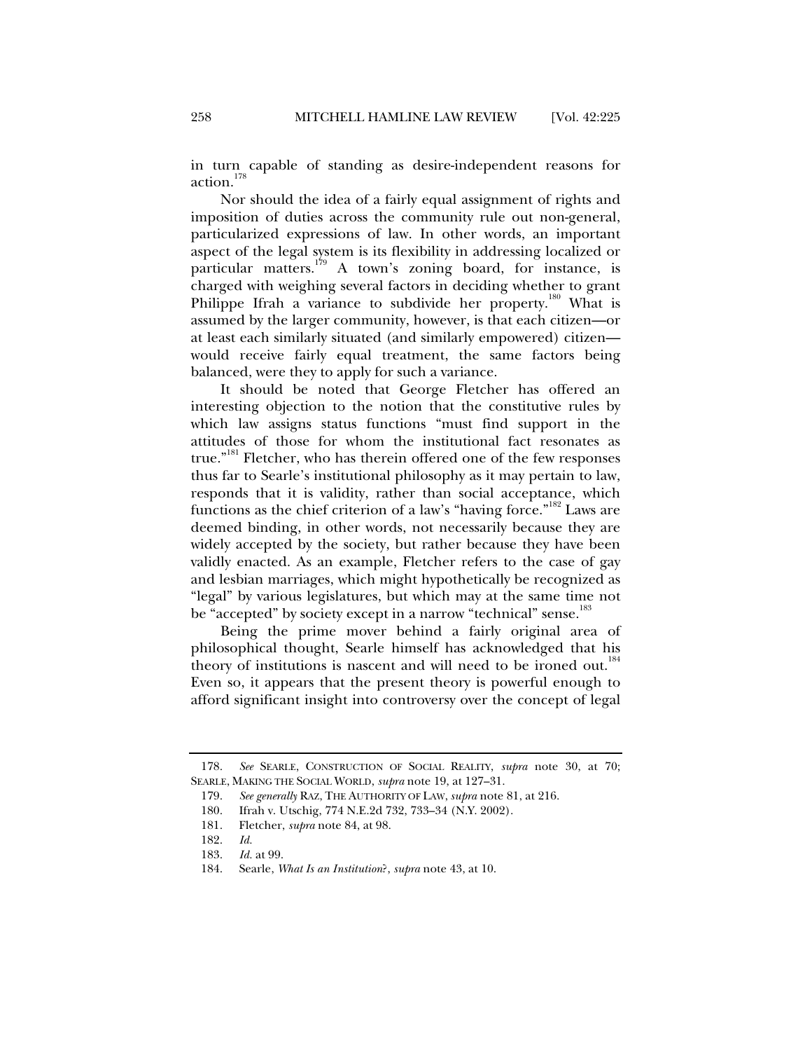in turn capable of standing as desire-independent reasons for action.[178]

Nor should the idea of a fairly equal assignment of rights and imposition of duties across the community rule out non-general, particularized expressions of law. In other words, an important aspect of the legal system is its flexibility in addressing localized or particular matters.[179] A town's zoning board, for instance, is charged with weighing several factors in deciding whether to grant Philippe Ifrah a variance to subdivide her property.[180] What is assumed by the larger community, however, is that each citizen—or at least each similarly situated (and similarly empowered) citizen—would receive fairly equal treatment, the same factors being balanced, were they to apply for such a variance.

It should be noted that George Fletcher has offered an interesting objection to the notion that the constitutive rules by which law assigns status functions "must find support in the attitudes of those for whom the institutional fact resonates as true."[181] Fletcher, who has therein offered one of the few responses thus far to Searle's institutional philosophy as it may pertain to law, responds that it is validity, rather than social acceptance, which functions as the chief criterion of a law's "having force."[182] Laws are deemed binding, in other words, not necessarily because they are widely accepted by the society, but rather because they have been validly enacted. As an example, Fletcher refers to the case of gay and lesbian marriages, which might hypothetically be recognized as "legal" by various legislatures, but which may at the same time not be "accepted" by society except in a narrow "technical" sense.[183]

Being the prime mover behind a fairly original area of philosophical thought, Searle himself has acknowledged that his theory of institutions is nascent and will need to be ironed out.[184] Even so, it appears that the present theory is powerful enough to afford significant insight into controversy over the concept of legal

---

178. *See* SEARLE, CONSTRUCTION OF SOCIAL REALITY, *supra* note 30, at 70; SEARLE, MAKING THE SOCIAL WORLD, *supra* note 19, at 127–31.

179. *See generally* RAZ, THE AUTHORITY OF LAW, *supra* note 81, at 216.

180. Ifrah v. Utschig, 774 N.E.2d 732, 733–34 (N.Y. 2002).

181. Fletcher, *supra* note 84, at 98.

182. *Id.*

183. *Id.* at 99.

184. Searle, *What Is an Institution?*, *supra* note 43, at 10.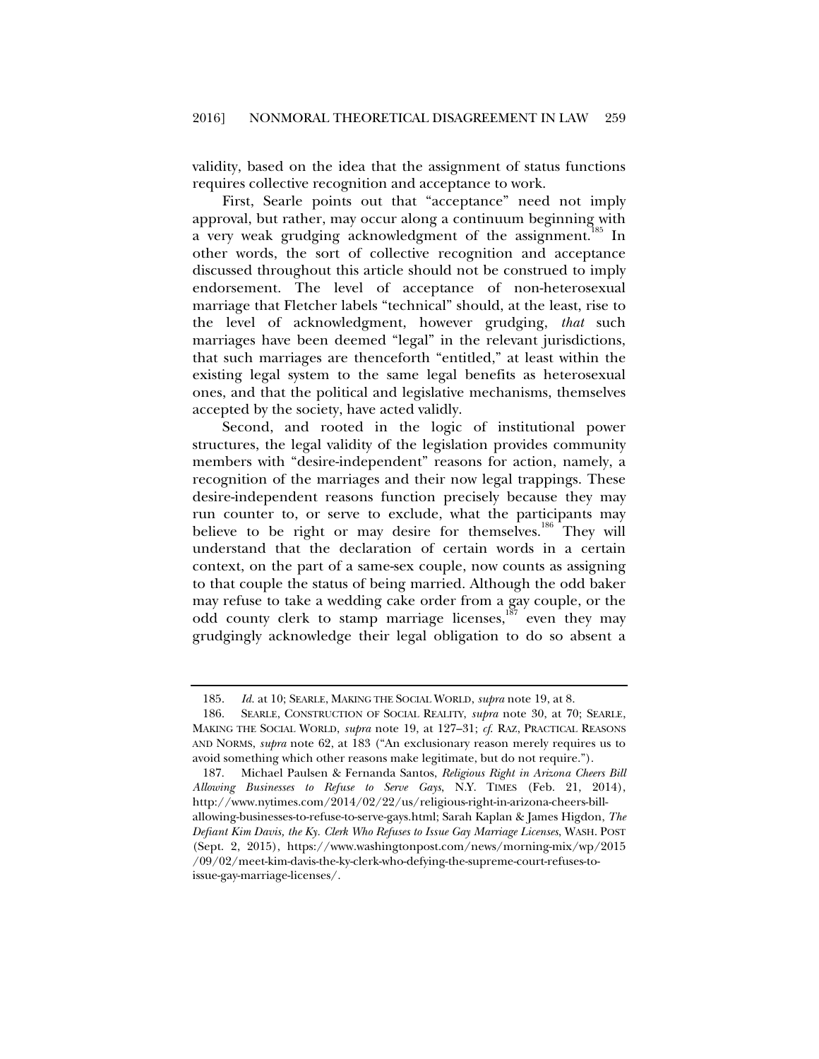validity, based on the idea that the assignment of status functions requires collective recognition and acceptance to work.

First, Searle points out that "acceptance" need not imply approval, but rather, may occur along a continuum beginning with a very weak grudging acknowledgment of the assignment.[185] In other words, the sort of collective recognition and acceptance discussed throughout this article should not be construed to imply endorsement. The level of acceptance of non-heterosexual marriage that Fletcher labels "technical" should, at the least, rise to the level of acknowledgment, however grudging, *that* such marriages have been deemed "legal" in the relevant jurisdictions, that such marriages are thenceforth "entitled," at least within the existing legal system to the same legal benefits as heterosexual ones, and that the political and legislative mechanisms, themselves accepted by the society, have acted validly.

Second, and rooted in the logic of institutional power structures, the legal validity of the legislation provides community members with "desire-independent" reasons for action, namely, a recognition of the marriages and their now legal trappings. These desire-independent reasons function precisely because they may run counter to, or serve to exclude, what the participants may believe to be right or may desire for themselves.[186] They will understand that the declaration of certain words in a certain context, on the part of a same-sex couple, now counts as assigning to that couple the status of being married. Although the odd baker may refuse to take a wedding cake order from a gay couple, or the odd county clerk to stamp marriage licenses,[187] even they may grudgingly acknowledge their legal obligation to do so absent a

---

185. *Id.* at 10; SEARLE, MAKING THE SOCIAL WORLD, *supra* note 19, at 8.

186. SEARLE, CONSTRUCTION OF SOCIAL REALITY, *supra* note 30, at 70; SEARLE, MAKING THE SOCIAL WORLD, *supra* note 19, at 127–31; *cf.* RAZ, PRACTICAL REASONS AND NORMS, *supra* note 62, at 183 ("An exclusionary reason merely requires us to avoid something which other reasons make legitimate, but do not require.").

187. Michael Paulsen & Fernanda Santos, *Religious Right in Arizona Cheers Bill Allowing Businesses to Refuse to Serve Gays*, N.Y. TIMES (Feb. 21, 2014), http://www.nytimes.com/2014/02/22/us/religious-right-in-arizona-cheers-bill-allowing-businesses-to-refuse-to-serve-gays.html; Sarah Kaplan & James Higdon, *The Defiant Kim Davis, the Ky. Clerk Who Refuses to Issue Gay Marriage Licenses*, WASH. POST (Sept. 2, 2015), https://www.washingtonpost.com/news/morning-mix/wp/2015/09/02/meet-kim-davis-the-ky-clerk-who-defying-the-supreme-court-refuses-to-issue-gay-marriage-licenses/.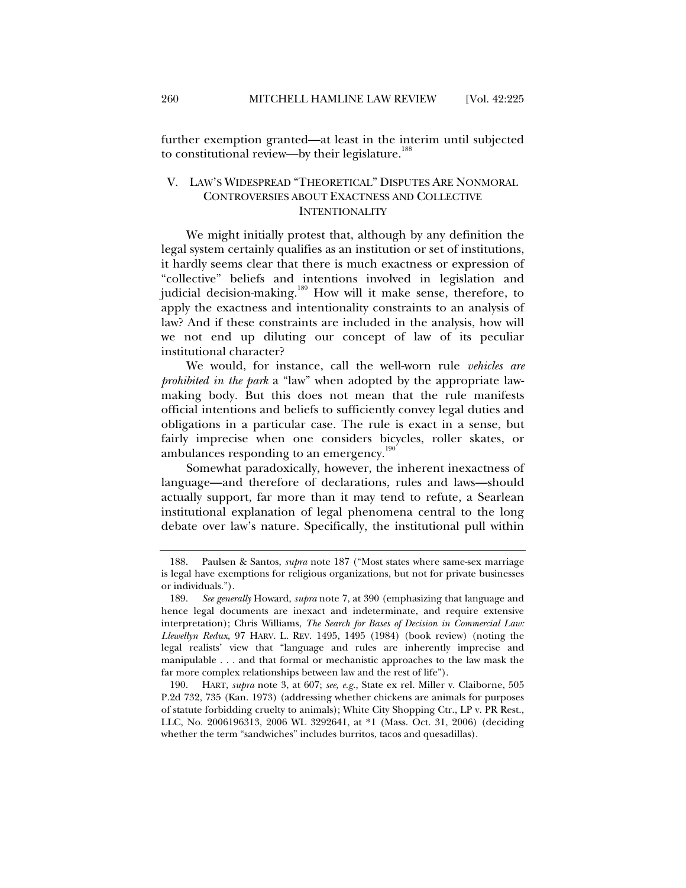further exemption granted—at least in the interim until subjected to constitutional review—by their legislature.[188]

## V. LAW'S WIDESPREAD "THEORETICAL" DISPUTES ARE NONMORAL CONTROVERSIES ABOUT EXACTNESS AND COLLECTIVE INTENTIONALITY

We might initially protest that, although by any definition the legal system certainly qualifies as an institution or set of institutions, it hardly seems clear that there is much exactness or expression of "collective" beliefs and intentions involved in legislation and judicial decision-making.[189] How will it make sense, therefore, to apply the exactness and intentionality constraints to an analysis of law? And if these constraints are included in the analysis, how will we not end up diluting our concept of law of its peculiar institutional character?

We would, for instance, call the well-worn rule *vehicles are prohibited in the park* a "law" when adopted by the appropriate law-making body. But this does not mean that the rule manifests official intentions and beliefs to sufficiently convey legal duties and obligations in a particular case. The rule is exact in a sense, but fairly imprecise when one considers bicycles, roller skates, or ambulances responding to an emergency.[190]

Somewhat paradoxically, however, the inherent inexactness of language—and therefore of declarations, rules and laws—should actually support, far more than it may tend to refute, a Searlean institutional explanation of legal phenomena central to the long debate over law's nature. Specifically, the institutional pull within

---

188. Paulsen & Santos, *supra* note 187 ("Most states where same-sex marriage is legal have exemptions for religious organizations, but not for private businesses or individuals.").

189. *See generally* Howard, *supra* note 7, at 390 (emphasizing that language and hence legal documents are inexact and indeterminate, and require extensive interpretation); Chris Williams, *The Search for Bases of Decision in Commercial Law: Llewellyn Redux*, 97 HARV. L. REV. 1495, 1495 (1984) (book review) (noting the legal realists' view that "language and rules are inherently imprecise and manipulable . . . and that formal or mechanistic approaches to the law mask the far more complex relationships between law and the rest of life").

190. HART, *supra* note 3, at 607; *see, e.g.*, State ex rel. Miller v. Claiborne, 505 P.2d 732, 735 (Kan. 1973) (addressing whether chickens are animals for purposes of statute forbidding cruelty to animals); White City Shopping Ctr., LP v. PR Rest., LLC, No. 2006196313, 2006 WL 3292641, at *1 (Mass. Oct. 31, 2006) (deciding whether the term "sandwiches" includes burritos, tacos and quesadillas).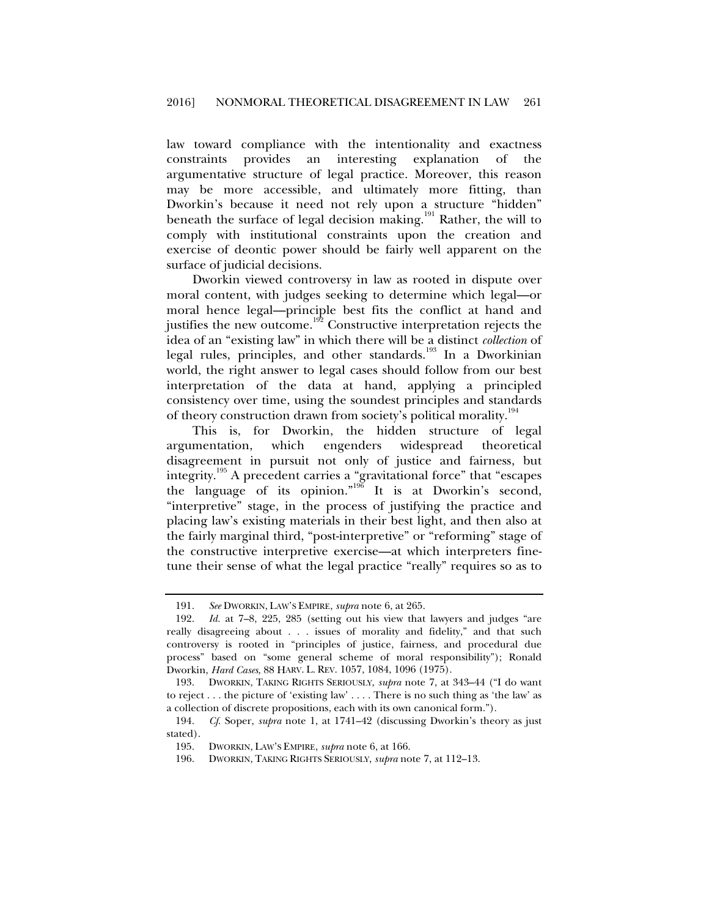law toward compliance with the intentionality and exactness constraints provides an interesting explanation of the argumentative structure of legal practice. Moreover, this reason may be more accessible, and ultimately more fitting, than Dworkin's because it need not rely upon a structure "hidden" beneath the surface of legal decision making.[191] Rather, the will to comply with institutional constraints upon the creation and exercise of deontic power should be fairly well apparent on the surface of judicial decisions.

Dworkin viewed controversy in law as rooted in dispute over moral content, with judges seeking to determine which legal—or moral hence legal—principle best fits the conflict at hand and justifies the new outcome.[192] Constructive interpretation rejects the idea of an "existing law" in which there will be a distinct *collection* of legal rules, principles, and other standards.[193] In a Dworkinian world, the right answer to legal cases should follow from our best interpretation of the data at hand, applying a principled consistency over time, using the soundest principles and standards of theory construction drawn from society's political morality.[194]

This is, for Dworkin, the hidden structure of legal argumentation, which engenders widespread theoretical disagreement in pursuit not only of justice and fairness, but integrity.[195] A precedent carries a "gravitational force" that "escapes the language of its opinion."[196] It is at Dworkin's second, "interpretive" stage, in the process of justifying the practice and placing law's existing materials in their best light, and then also at the fairly marginal third, "post-interpretive" or "reforming" stage of the constructive interpretive exercise—at which interpreters fine-tune their sense of what the legal practice "really" requires so as to

---

191. *See* DWORKIN, LAW'S EMPIRE, *supra* note 6, at 265.

192. *Id.* at 7–8, 225, 285 (setting out his view that lawyers and judges "are really disagreeing about . . . issues of morality and fidelity," and that such controversy is rooted in "principles of justice, fairness, and procedural due process" based on "some general scheme of moral responsibility"); Ronald Dworkin, *Hard Cases*, 88 HARV. L. REV. 1057, 1084, 1096 (1975).

193. DWORKIN, TAKING RIGHTS SERIOUSLY, *supra* note 7, at 343–44 ("I do want to reject . . . the picture of 'existing law' . . . . There is no such thing as 'the law' as a collection of discrete propositions, each with its own canonical form.").

194. *Cf.* Soper, *supra* note 1, at 1741–42 (discussing Dworkin's theory as just stated).

195. DWORKIN, LAW'S EMPIRE, *supra* note 6, at 166.

196. DWORKIN, TAKING RIGHTS SERIOUSLY, *supra* note 7, at 112–13.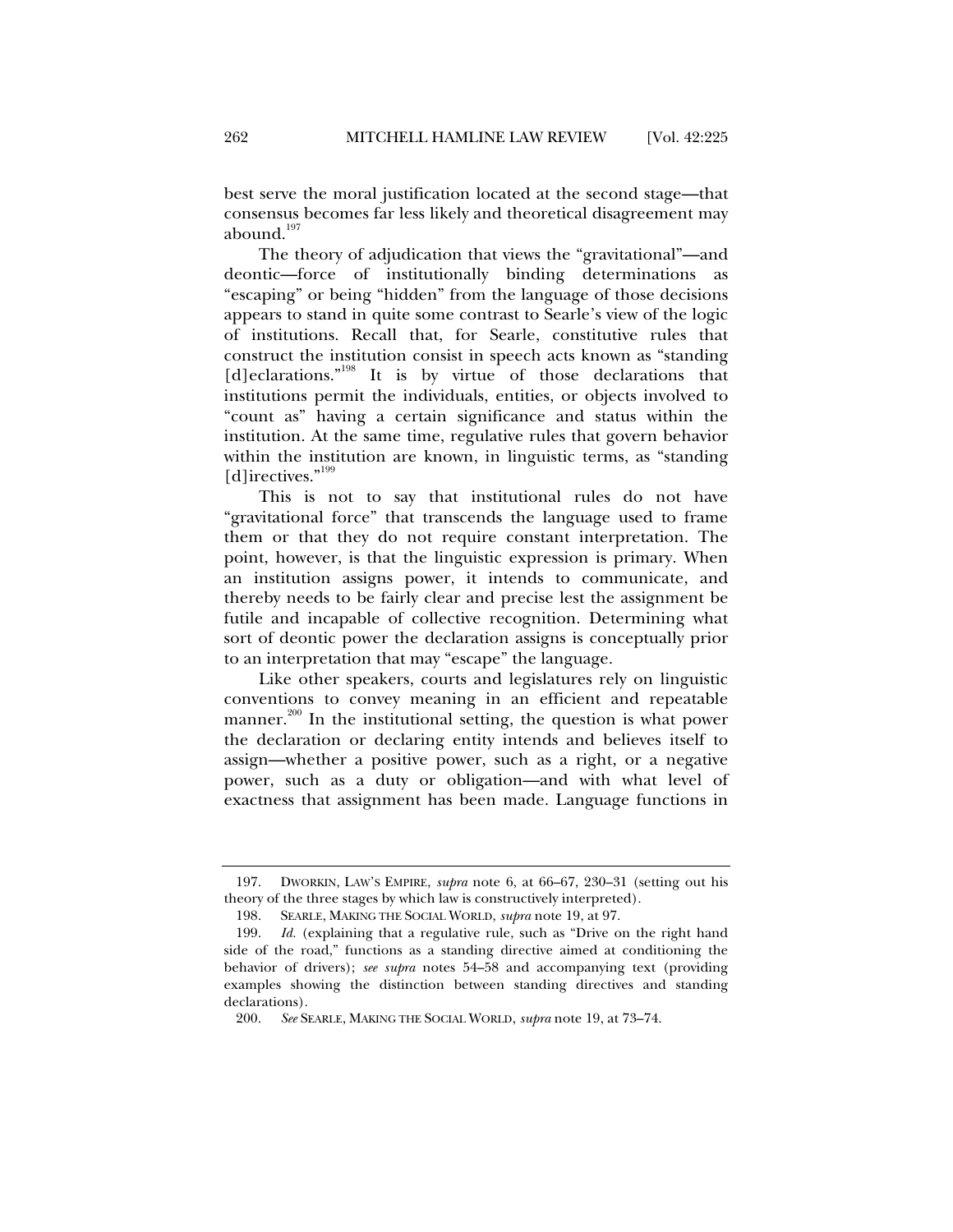best serve the moral justification located at the second stage—that consensus becomes far less likely and theoretical disagreement may abound.[197]

The theory of adjudication that views the "gravitational"—and deontic—force of institutionally binding determinations as "escaping" or being "hidden" from the language of those decisions appears to stand in quite some contrast to Searle's view of the logic of institutions. Recall that, for Searle, constitutive rules that construct the institution consist in speech acts known as "standing [d]eclarations."[198] It is by virtue of those declarations that institutions permit the individuals, entities, or objects involved to "count as" having a certain significance and status within the institution. At the same time, regulative rules that govern behavior within the institution are known, in linguistic terms, as "standing [d]irectives."[199]

This is not to say that institutional rules do not have "gravitational force" that transcends the language used to frame them or that they do not require constant interpretation. The point, however, is that the linguistic expression is primary. When an institution assigns power, it intends to communicate, and thereby needs to be fairly clear and precise lest the assignment be futile and incapable of collective recognition. Determining what sort of deontic power the declaration assigns is conceptually prior to an interpretation that may "escape" the language.

Like other speakers, courts and legislatures rely on linguistic conventions to convey meaning in an efficient and repeatable manner.[200] In the institutional setting, the question is what power the declaration or declaring entity intends and believes itself to assign—whether a positive power, such as a right, or a negative power, such as a duty or obligation—and with what level of exactness that assignment has been made. Language functions in

---

197. DWORKIN, LAW'S EMPIRE, *supra* note 6, at 66–67, 230–31 (setting out his theory of the three stages by which law is constructively interpreted).

198. SEARLE, MAKING THE SOCIAL WORLD, *supra* note 19, at 97.

199. *Id.* (explaining that a regulative rule, such as "Drive on the right hand side of the road," functions as a standing directive aimed at conditioning the behavior of drivers); *see supra* notes 54–58 and accompanying text (providing examples showing the distinction between standing directives and standing declarations).

200. *See* SEARLE, MAKING THE SOCIAL WORLD, *supra* note 19, at 73–74.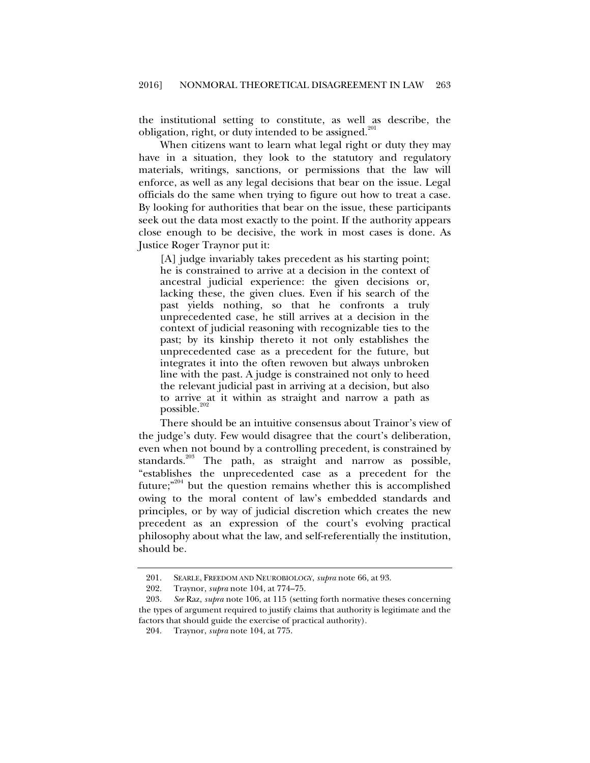the institutional setting to constitute, as well as describe, the obligation, right, or duty intended to be assigned.[201]

When citizens want to learn what legal right or duty they may have in a situation, they look to the statutory and regulatory materials, writings, sanctions, or permissions that the law will enforce, as well as any legal decisions that bear on the issue. Legal officials do the same when trying to figure out how to treat a case. By looking for authorities that bear on the issue, these participants seek out the data most exactly to the point. If the authority appears close enough to be decisive, the work in most cases is done. As Justice Roger Traynor put it:

> [A] judge invariably takes precedent as his starting point; he is constrained to arrive at a decision in the context of ancestral judicial experience: the given decisions or, lacking these, the given clues. Even if his search of the past yields nothing, so that he confronts a truly unprecedented case, he still arrives at a decision in the context of judicial reasoning with recognizable ties to the past; by its kinship thereto it not only establishes the unprecedented case as a precedent for the future, but integrates it into the often rewoven but always unbroken line with the past. A judge is constrained not only to heed the relevant judicial past in arriving at a decision, but also to arrive at it within as straight and narrow a path as possible.[202]

There should be an intuitive consensus about Trainor's view of the judge's duty. Few would disagree that the court's deliberation, even when not bound by a controlling precedent, is constrained by standards.[203] The path, as straight and narrow as possible, "establishes the unprecedented case as a precedent for the future;"[204] but the question remains whether this is accomplished owing to the moral content of law's embedded standards and principles, or by way of judicial discretion which creates the new precedent as an expression of the court's evolving practical philosophy about what the law, and self-referentially the institution, should be.

---

201. SEARLE, FREEDOM AND NEUROBIOLOGY, *supra* note 66, at 93.

202. Traynor, *supra* note 104, at 774–75.

203. *See* Raz, *supra* note 106, at 115 (setting forth normative theses concerning the types of argument required to justify claims that authority is legitimate and the factors that should guide the exercise of practical authority).

204. Traynor, *supra* note 104, at 775.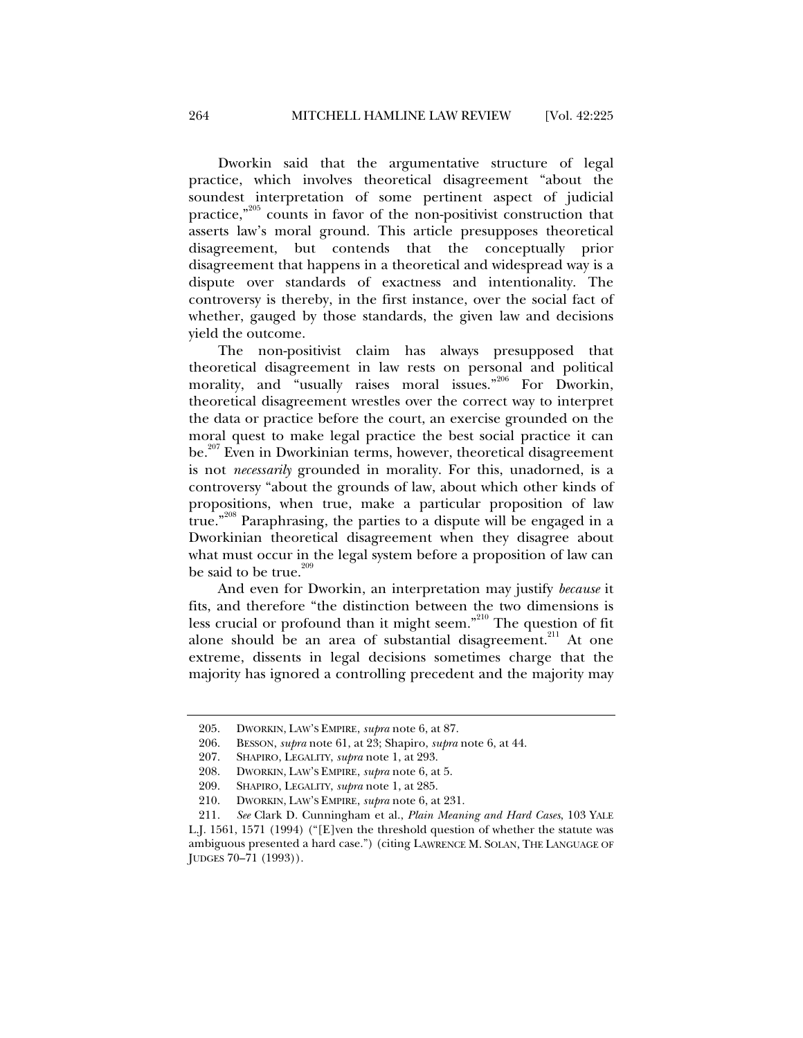Dworkin said that the argumentative structure of legal practice, which involves theoretical disagreement "about the soundest interpretation of some pertinent aspect of judicial practice,"[205] counts in favor of the non-positivist construction that asserts law's moral ground. This article presupposes theoretical disagreement, but contends that the conceptually prior disagreement that happens in a theoretical and widespread way is a dispute over standards of exactness and intentionality. The controversy is thereby, in the first instance, over the social fact of whether, gauged by those standards, the given law and decisions yield the outcome.

The non-positivist claim has always presupposed that theoretical disagreement in law rests on personal and political morality, and "usually raises moral issues."[206] For Dworkin, theoretical disagreement wrestles over the correct way to interpret the data or practice before the court, an exercise grounded on the moral quest to make legal practice the best social practice it can be.[207] Even in Dworkinian terms, however, theoretical disagreement is not *necessarily* grounded in morality. For this, unadorned, is a controversy "about the grounds of law, about which other kinds of propositions, when true, make a particular proposition of law true."[208] Paraphrasing, the parties to a dispute will be engaged in a Dworkinian theoretical disagreement when they disagree about what must occur in the legal system before a proposition of law can be said to be true.[209]

And even for Dworkin, an interpretation may justify *because* it fits, and therefore "the distinction between the two dimensions is less crucial or profound than it might seem."[210] The question of fit alone should be an area of substantial disagreement.[211] At one extreme, dissents in legal decisions sometimes charge that the majority has ignored a controlling precedent and the majority may

---

205. DWORKIN, LAW'S EMPIRE, *supra* note 6, at 87.

206. BESSON, *supra* note 61, at 23; Shapiro, *supra* note 6, at 44.

207. SHAPIRO, LEGALITY, *supra* note 1, at 293.

208. DWORKIN, LAW'S EMPIRE, *supra* note 6, at 5.

209. SHAPIRO, LEGALITY, *supra* note 1, at 285.

210. DWORKIN, LAW'S EMPIRE, *supra* note 6, at 231.

211. *See* Clark D. Cunningham et al., *Plain Meaning and Hard Cases*, 103 YALE L.J. 1561, 1571 (1994) ("[E]ven the threshold question of whether the statute was ambiguous presented a hard case.") (citing LAWRENCE M. SOLAN, THE LANGUAGE OF JUDGES 70–71 (1993)).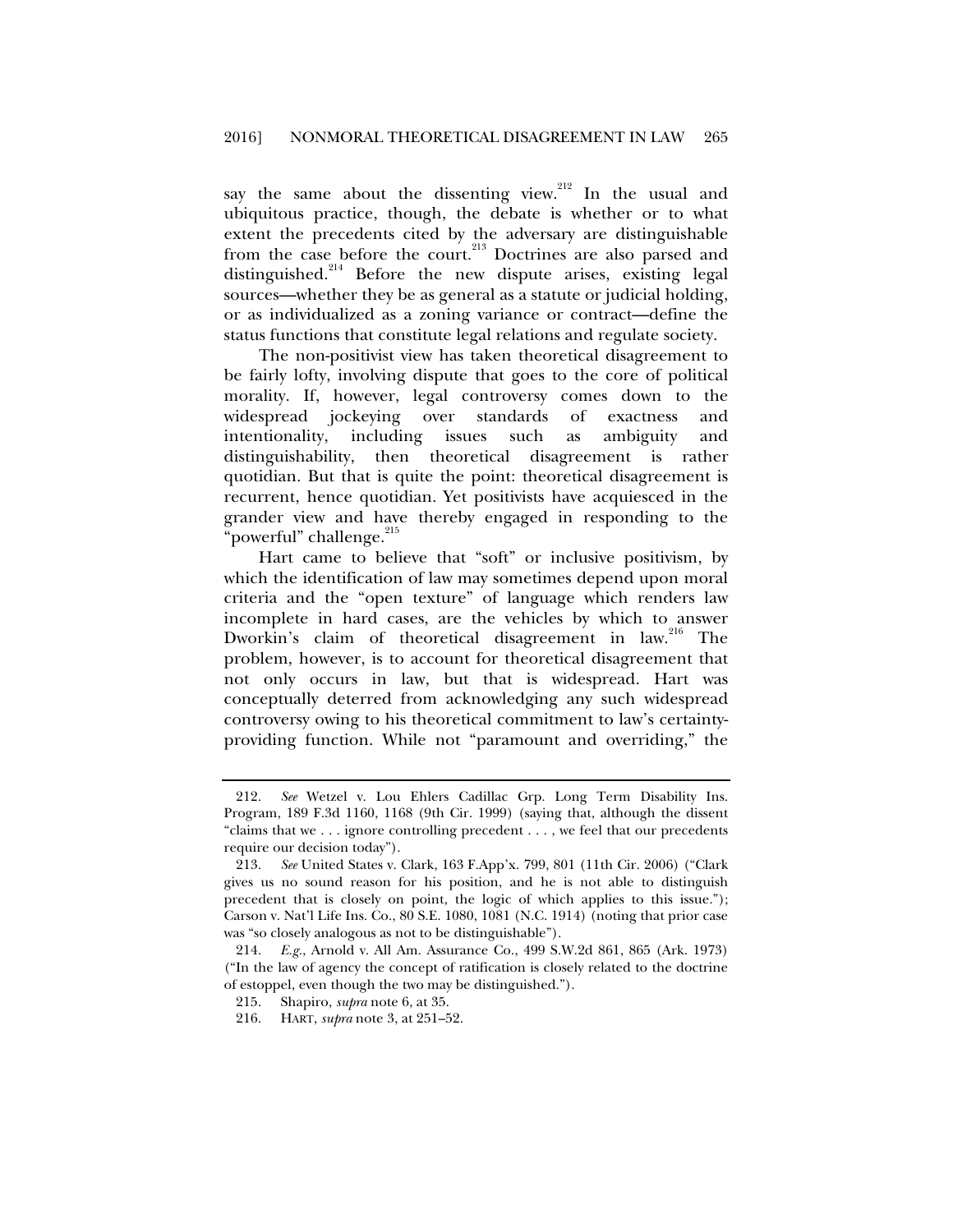say the same about the dissenting view.[212] In the usual and ubiquitous practice, though, the debate is whether or to what extent the precedents cited by the adversary are distinguishable from the case before the court.[213] Doctrines are also parsed and distinguished.[214] Before the new dispute arises, existing legal sources—whether they be as general as a statute or judicial holding, or as individualized as a zoning variance or contract—define the status functions that constitute legal relations and regulate society.

The non-positivist view has taken theoretical disagreement to be fairly lofty, involving dispute that goes to the core of political morality. If, however, legal controversy comes down to the widespread jockeying over standards of exactness and intentionality, including issues such as ambiguity and distinguishability, then theoretical disagreement is rather quotidian. But that is quite the point: theoretical disagreement is recurrent, hence quotidian. Yet positivists have acquiesced in the grander view and have thereby engaged in responding to the "powerful" challenge.[215]

Hart came to believe that "soft" or inclusive positivism, by which the identification of law may sometimes depend upon moral criteria and the "open texture" of language which renders law incomplete in hard cases, are the vehicles by which to answer Dworkin's claim of theoretical disagreement in law.[216] The problem, however, is to account for theoretical disagreement that not only occurs in law, but that is widespread. Hart was conceptually deterred from acknowledging any such widespread controversy owing to his theoretical commitment to law's certainty-providing function. While not "paramount and overriding," the

---

212. *See* Wetzel v. Lou Ehlers Cadillac Grp. Long Term Disability Ins. Program, 189 F.3d 1160, 1168 (9th Cir. 1999) (saying that, although the dissent "claims that we . . . ignore controlling precedent . . . , we feel that our precedents require our decision today").

213. *See* United States v. Clark, 163 F.App'x. 799, 801 (11th Cir. 2006) ("Clark gives us no sound reason for his position, and he is not able to distinguish precedent that is closely on point, the logic of which applies to this issue."); Carson v. Nat'l Life Ins. Co., 80 S.E. 1080, 1081 (N.C. 1914) (noting that prior case was "so closely analogous as not to be distinguishable").

214. *E.g.*, Arnold v. All Am. Assurance Co., 499 S.W.2d 861, 865 (Ark. 1973) ("In the law of agency the concept of ratification is closely related to the doctrine of estoppel, even though the two may be distinguished.").

215. Shapiro, *supra* note 6, at 35.

216. HART, *supra* note 3, at 251–52.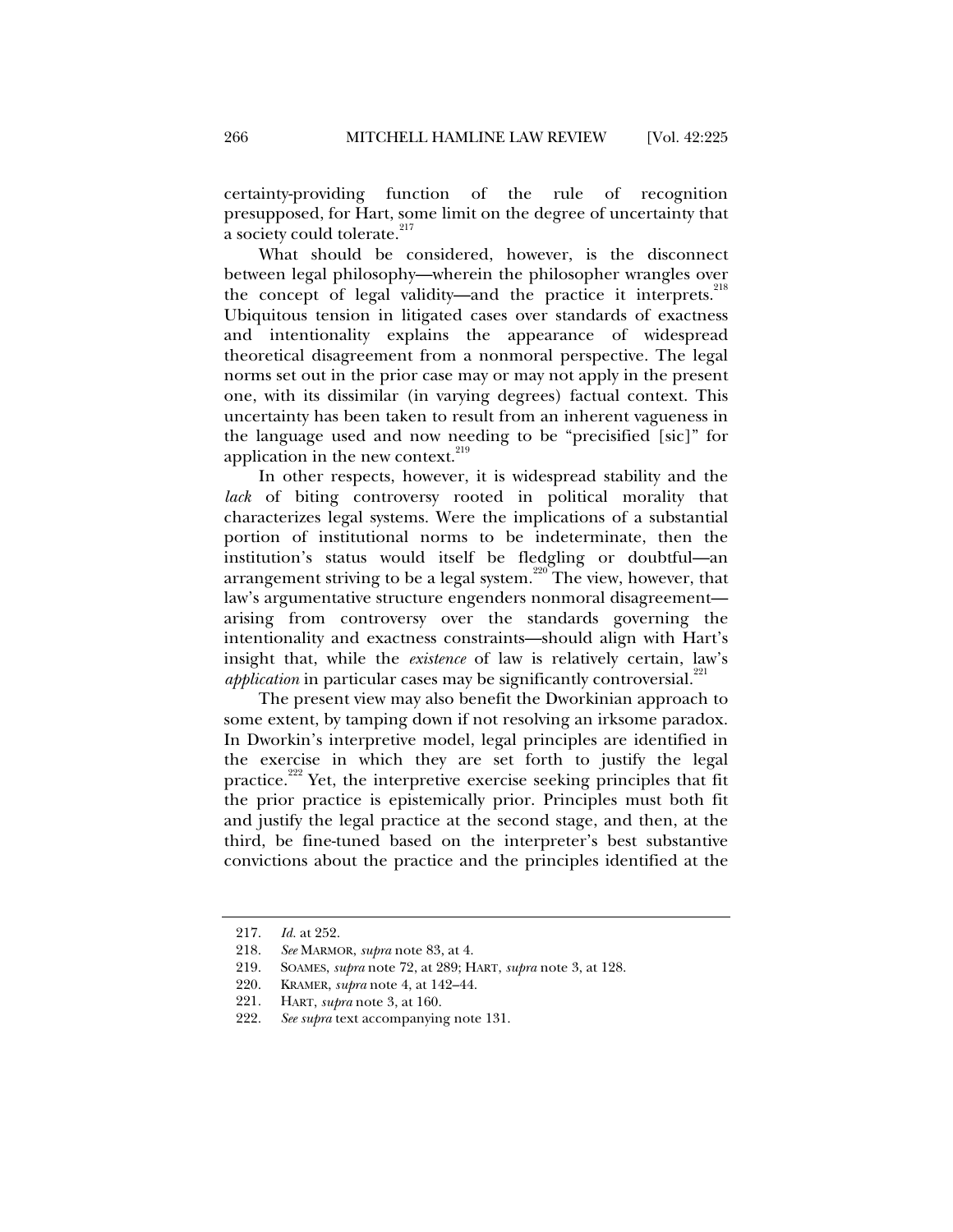certainty-providing function of the rule of recognition presupposed, for Hart, some limit on the degree of uncertainty that a society could tolerate.[217]

What should be considered, however, is the disconnect between legal philosophy—wherein the philosopher wrangles over the concept of legal validity—and the practice it interprets.[218] Ubiquitous tension in litigated cases over standards of exactness and intentionality explains the appearance of widespread theoretical disagreement from a nonmoral perspective. The legal norms set out in the prior case may or may not apply in the present one, with its dissimilar (in varying degrees) factual context. This uncertainty has been taken to result from an inherent vagueness in the language used and now needing to be "precisified [sic]" for application in the new context.[219]

In other respects, however, it is widespread stability and the *lack* of biting controversy rooted in political morality that characterizes legal systems. Were the implications of a substantial portion of institutional norms to be indeterminate, then the institution's status would itself be fledgling or doubtful—an arrangement striving to be a legal system.[220] The view, however, that law's argumentative structure engenders nonmoral disagreement—arising from controversy over the standards governing the intentionality and exactness constraints—should align with Hart's insight that, while the *existence* of law is relatively certain, law's *application* in particular cases may be significantly controversial.[221]

The present view may also benefit the Dworkinian approach to some extent, by tamping down if not resolving an irksome paradox. In Dworkin's interpretive model, legal principles are identified in the exercise in which they are set forth to justify the legal practice.[222] Yet, the interpretive exercise seeking principles that fit the prior practice is epistemically prior. Principles must both fit and justify the legal practice at the second stage, and then, at the third, be fine-tuned based on the interpreter's best substantive convictions about the practice and the principles identified at the

---

217. *Id.* at 252.

218. *See* MARMOR, *supra* note 83, at 4.

219. SOAMES, *supra* note 72, at 289; HART, *supra* note 3, at 128.

220. KRAMER, *supra* note 4, at 142–44.

221. HART, *supra* note 3, at 160.

222. *See supra* text accompanying note 131.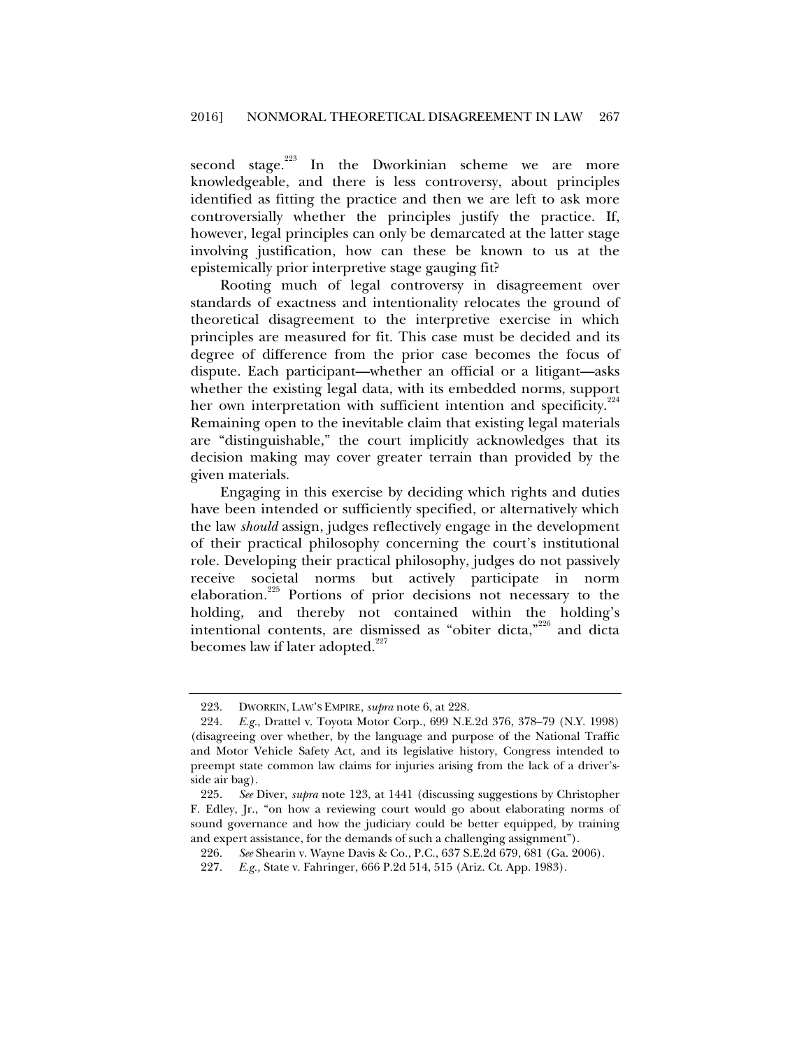second stage.[223] In the Dworkinian scheme we are more knowledgeable, and there is less controversy, about principles identified as fitting the practice and then we are left to ask more controversially whether the principles justify the practice. If, however, legal principles can only be demarcated at the latter stage involving justification, how can these be known to us at the epistemically prior interpretive stage gauging fit?

Rooting much of legal controversy in disagreement over standards of exactness and intentionality relocates the ground of theoretical disagreement to the interpretive exercise in which principles are measured for fit. This case must be decided and its degree of difference from the prior case becomes the focus of dispute. Each participant—whether an official or a litigant—asks whether the existing legal data, with its embedded norms, support her own interpretation with sufficient intention and specificity.[224] Remaining open to the inevitable claim that existing legal materials are "distinguishable," the court implicitly acknowledges that its decision making may cover greater terrain than provided by the given materials.

Engaging in this exercise by deciding which rights and duties have been intended or sufficiently specified, or alternatively which the law *should* assign, judges reflectively engage in the development of their practical philosophy concerning the court's institutional role. Developing their practical philosophy, judges do not passively receive societal norms but actively participate in norm elaboration.[225] Portions of prior decisions not necessary to the holding, and thereby not contained within the holding's intentional contents, are dismissed as "obiter dicta,"[226] and dicta becomes law if later adopted.[227]

---

223. DWORKIN, LAW'S EMPIRE, *supra* note 6, at 228.

224. *E.g.*, Drattel v. Toyota Motor Corp., 699 N.E.2d 376, 378–79 (N.Y. 1998) (disagreeing over whether, by the language and purpose of the National Traffic and Motor Vehicle Safety Act, and its legislative history, Congress intended to preempt state common law claims for injuries arising from the lack of a driver's-side air bag).

225. *See* Diver, *supra* note 123, at 1441 (discussing suggestions by Christopher F. Edley, Jr., "on how a reviewing court would go about elaborating norms of sound governance and how the judiciary could be better equipped, by training and expert assistance, for the demands of such a challenging assignment").

226. *See* Shearin v. Wayne Davis & Co., P.C., 637 S.E.2d 679, 681 (Ga. 2006).

227. *E.g.,* State v. Fahringer, 666 P.2d 514, 515 (Ariz. Ct. App. 1983).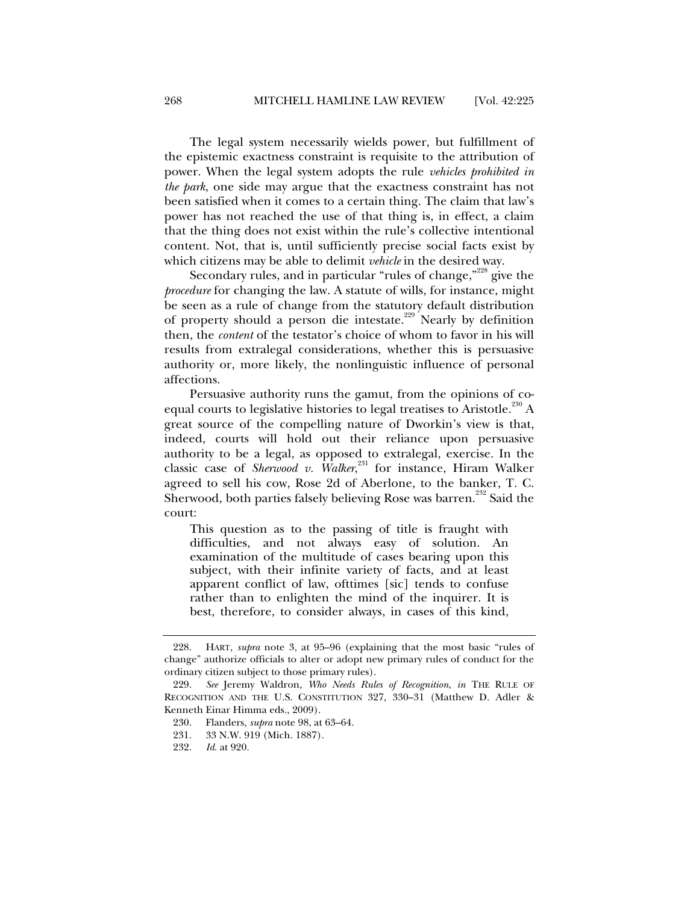The legal system necessarily wields power, but fulfillment of the epistemic exactness constraint is requisite to the attribution of power. When the legal system adopts the rule *vehicles prohibited in the park*, one side may argue that the exactness constraint has not been satisfied when it comes to a certain thing. The claim that law's power has not reached the use of that thing is, in effect, a claim that the thing does not exist within the rule's collective intentional content. Not, that is, until sufficiently precise social facts exist by which citizens may be able to delimit *vehicle* in the desired way.

Secondary rules, and in particular "rules of change,"[228] give the *procedure* for changing the law. A statute of wills, for instance, might be seen as a rule of change from the statutory default distribution of property should a person die intestate.[229] Nearly by definition then, the *content* of the testator's choice of whom to favor in his will results from extralegal considerations, whether this is persuasive authority or, more likely, the nonlinguistic influence of personal affections.

Persuasive authority runs the gamut, from the opinions of co-equal courts to legislative histories to legal treatises to Aristotle.[230] A great source of the compelling nature of Dworkin's view is that, indeed, courts will hold out their reliance upon persuasive authority to be a legal, as opposed to extralegal, exercise. In the classic case of *Sherwood v. Walker*,[231] for instance, Hiram Walker agreed to sell his cow, Rose 2d of Aberlone, to the banker, T. C. Sherwood, both parties falsely believing Rose was barren.[232] Said the court:

> This question as to the passing of title is fraught with difficulties, and not always easy of solution. An examination of the multitude of cases bearing upon this subject, with their infinite variety of facts, and at least apparent conflict of law, ofttimes [sic] tends to confuse rather than to enlighten the mind of the inquirer. It is best, therefore, to consider always, in cases of this kind,

---

228. HART, *supra* note 3, at 95–96 (explaining that the most basic "rules of change" authorize officials to alter or adopt new primary rules of conduct for the ordinary citizen subject to those primary rules).

229. *See* Jeremy Waldron, *Who Needs Rules of Recognition*, *in* THE RULE OF RECOGNITION AND THE U.S. CONSTITUTION 327, 330–31 (Matthew D. Adler & Kenneth Einar Himma eds., 2009).

230. Flanders, *supra* note 98, at 63–64.

231. 33 N.W. 919 (Mich. 1887).

232. *Id.* at 920.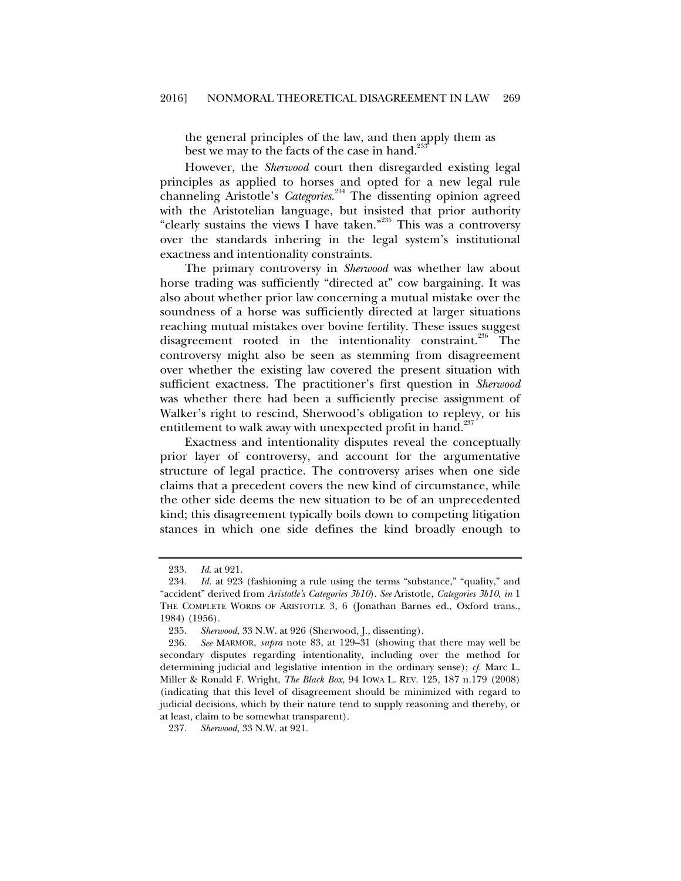the general principles of the law, and then apply them as best we may to the facts of the case in hand.[233]

However, the *Sherwood* court then disregarded existing legal principles as applied to horses and opted for a new legal rule channeling Aristotle's *Categories*.[234] The dissenting opinion agreed with the Aristotelian language, but insisted that prior authority "clearly sustains the views I have taken."[235] This was a controversy over the standards inhering in the legal system's institutional exactness and intentionality constraints.

The primary controversy in *Sherwood* was whether law about horse trading was sufficiently "directed at" cow bargaining. It was also about whether prior law concerning a mutual mistake over the soundness of a horse was sufficiently directed at larger situations reaching mutual mistakes over bovine fertility. These issues suggest disagreement rooted in the intentionality constraint.[236] The controversy might also be seen as stemming from disagreement over whether the existing law covered the present situation with sufficient exactness. The practitioner's first question in *Sherwood* was whether there had been a sufficiently precise assignment of Walker's right to rescind, Sherwood's obligation to replevy, or his entitlement to walk away with unexpected profit in hand.[237]

Exactness and intentionality disputes reveal the conceptually prior layer of controversy, and account for the argumentative structure of legal practice. The controversy arises when one side claims that a precedent covers the new kind of circumstance, while the other side deems the new situation to be of an unprecedented kind; this disagreement typically boils down to competing litigation stances in which one side defines the kind broadly enough to

---

233. *Id.* at 921.

234. *Id.* at 923 (fashioning a rule using the terms "substance," "quality," and "accident" derived from *Aristotle's Categories 3b10*). *See* Aristotle, *Categories 3b10*, *in* 1 THE COMPLETE WORDS OF ARISTOTLE 3, 6 (Jonathan Barnes ed., Oxford trans., 1984) (1956).

235. *Sherwood*, 33 N.W. at 926 (Sherwood, J., dissenting).

236. *See* MARMOR, *supra* note 83, at 129–31 (showing that there may well be secondary disputes regarding intentionality, including over the method for determining judicial and legislative intention in the ordinary sense); *cf.* Marc L. Miller & Ronald F. Wright, *The Black Box*, 94 IOWA L. REV. 125, 187 n.179 (2008) (indicating that this level of disagreement should be minimized with regard to judicial decisions, which by their nature tend to supply reasoning and thereby, or at least, claim to be somewhat transparent).

237. *Sherwood*, 33 N.W. at 921.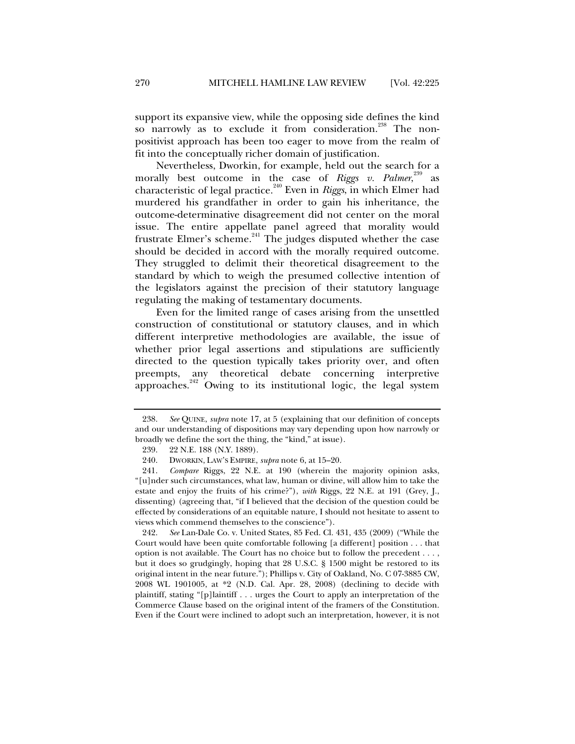support its expansive view, while the opposing side defines the kind so narrowly as to exclude it from consideration.[238] The non-positivist approach has been too eager to move from the realm of fit into the conceptually richer domain of justification.

Nevertheless, Dworkin, for example, held out the search for a morally best outcome in the case of *Riggs v. Palmer*,[239] as characteristic of legal practice.[240] Even in *Riggs*, in which Elmer had murdered his grandfather in order to gain his inheritance, the outcome-determinative disagreement did not center on the moral issue. The entire appellate panel agreed that morality would frustrate Elmer's scheme.[241] The judges disputed whether the case should be decided in accord with the morally required outcome. They struggled to delimit their theoretical disagreement to the standard by which to weigh the presumed collective intention of the legislators against the precision of their statutory language regulating the making of testamentary documents.

Even for the limited range of cases arising from the unsettled construction of constitutional or statutory clauses, and in which different interpretive methodologies are available, the issue of whether prior legal assertions and stipulations are sufficiently directed to the question typically takes priority over, and often preempts, any theoretical debate concerning interpretive approaches.[242] Owing to its institutional logic, the legal system

---

238. *See* QUINE, *supra* note 17, at 5 (explaining that our definition of concepts and our understanding of dispositions may vary depending upon how narrowly or broadly we define the sort the thing, the "kind," at issue).

239. 22 N.E. 188 (N.Y. 1889).

240. DWORKIN, LAW'S EMPIRE, *supra* note 6, at 15–20.

241. *Compare* Riggs, 22 N.E. at 190 (wherein the majority opinion asks, "[u]nder such circumstances, what law, human or divine, will allow him to take the estate and enjoy the fruits of his crime?"), *with* Riggs, 22 N.E. at 191 (Grey, J., dissenting) (agreeing that, "if I believed that the decision of the question could be effected by considerations of an equitable nature, I should not hesitate to assent to views which commend themselves to the conscience").

242. *See* Lan-Dale Co. v. United States, 85 Fed. Cl. 431, 435 (2009) ("While the Court would have been quite comfortable following [a different] position . . . that option is not available. The Court has no choice but to follow the precedent . . . , but it does so grudgingly, hoping that 28 U.S.C. § 1500 might be restored to its original intent in the near future."); Phillips v. City of Oakland, No. C 07-3885 CW, 2008 WL 1901005, at *2 (N.D. Cal. Apr. 28, 2008) (declining to decide with plaintiff, stating "[p]laintiff . . . urges the Court to apply an interpretation of the Commerce Clause based on the original intent of the framers of the Constitution. Even if the Court were inclined to adopt such an interpretation, however, it is not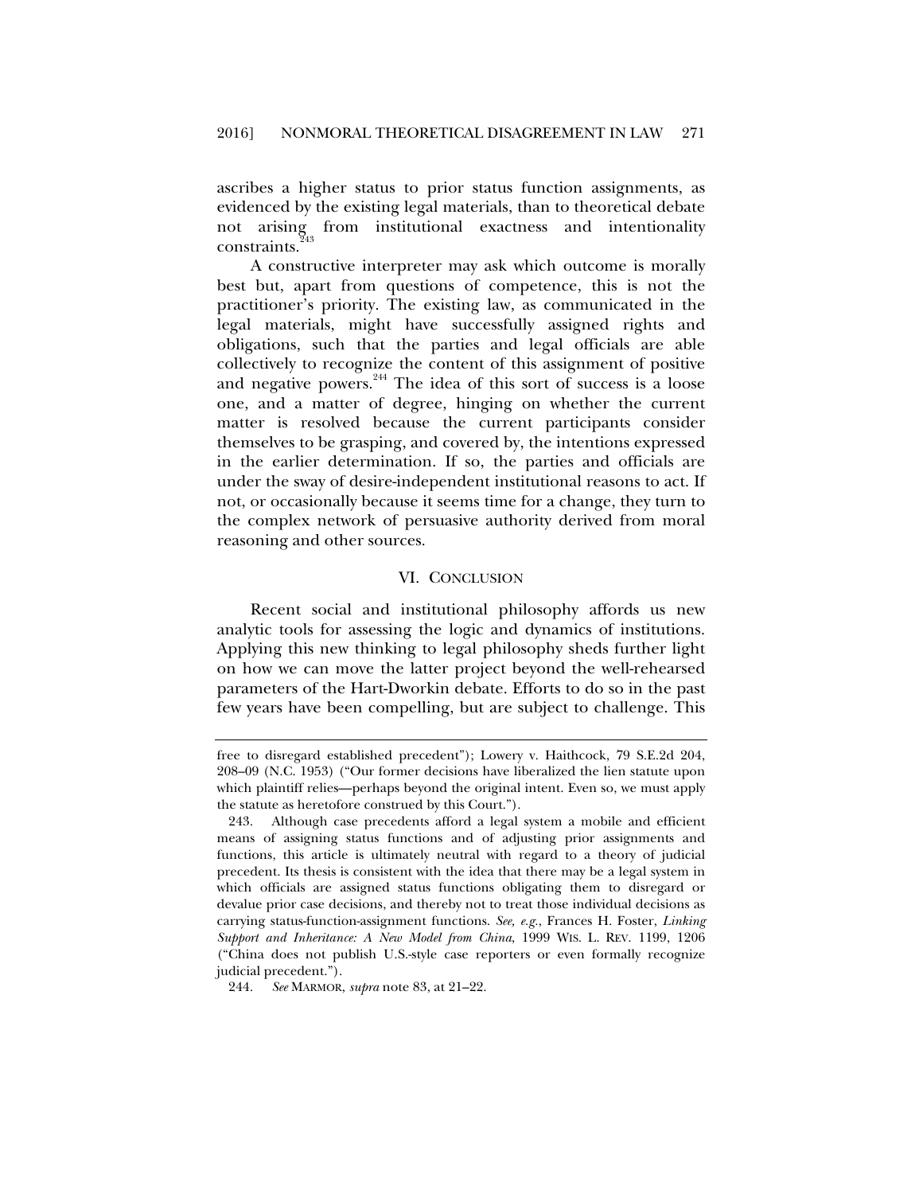ascribes a higher status to prior status function assignments, as evidenced by the existing legal materials, than to theoretical debate not arising from institutional exactness and intentionality constraints.[243]

A constructive interpreter may ask which outcome is morally best but, apart from questions of competence, this is not the practitioner's priority. The existing law, as communicated in the legal materials, might have successfully assigned rights and obligations, such that the parties and legal officials are able collectively to recognize the content of this assignment of positive and negative powers.[244] The idea of this sort of success is a loose one, and a matter of degree, hinging on whether the current matter is resolved because the current participants consider themselves to be grasping, and covered by, the intentions expressed in the earlier determination. If so, the parties and officials are under the sway of desire-independent institutional reasons to act. If not, or occasionally because it seems time for a change, they turn to the complex network of persuasive authority derived from moral reasoning and other sources.

## VI. CONCLUSION

Recent social and institutional philosophy affords us new analytic tools for assessing the logic and dynamics of institutions. Applying this new thinking to legal philosophy sheds further light on how we can move the latter project beyond the well-rehearsed parameters of the Hart-Dworkin debate. Efforts to do so in the past few years have been compelling, but are subject to challenge. This

---

free to disregard established precedent"); Lowery v. Haithcock, 79 S.E.2d 204, 208–09 (N.C. 1953) ("Our former decisions have liberalized the lien statute upon which plaintiff relies—perhaps beyond the original intent. Even so, we must apply the statute as heretofore construed by this Court.").

243. Although case precedents afford a legal system a mobile and efficient means of assigning status functions and of adjusting prior assignments and functions, this article is ultimately neutral with regard to a theory of judicial precedent. Its thesis is consistent with the idea that there may be a legal system in which officials are assigned status functions obligating them to disregard or devalue prior case decisions, and thereby not to treat those individual decisions as carrying status-function-assignment functions. *See, e.g.*, Frances H. Foster, *Linking Support and Inheritance: A New Model from China*, 1999 WIS. L. REV. 1199, 1206 ("China does not publish U.S.-style case reporters or even formally recognize judicial precedent.").

244. *See* MARMOR, *supra* note 83, at 21–22.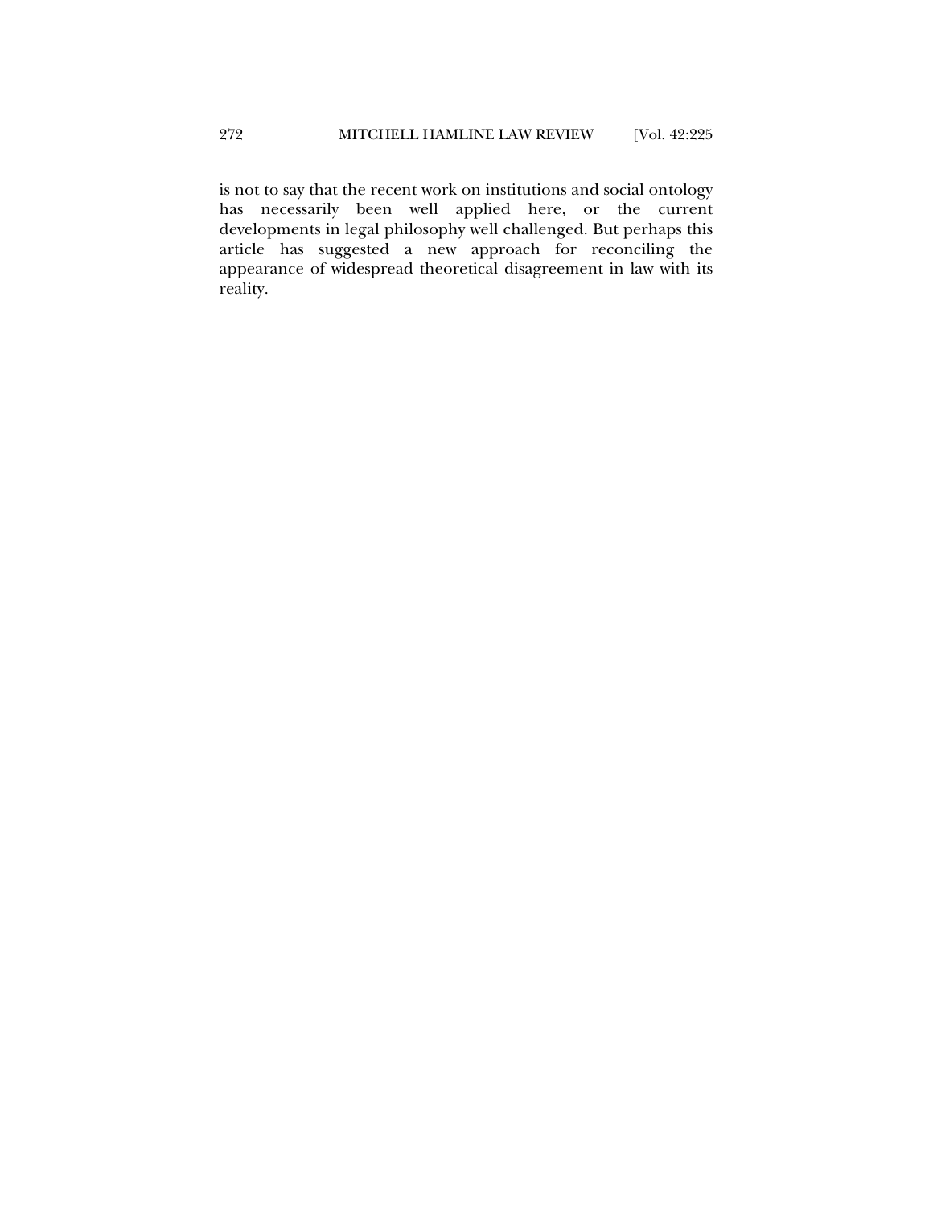is not to say that the recent work on institutions and social ontology has necessarily been well applied here, or the current developments in legal philosophy well challenged. But perhaps this article has suggested a new approach for reconciling the appearance of widespread theoretical disagreement in law with its reality.